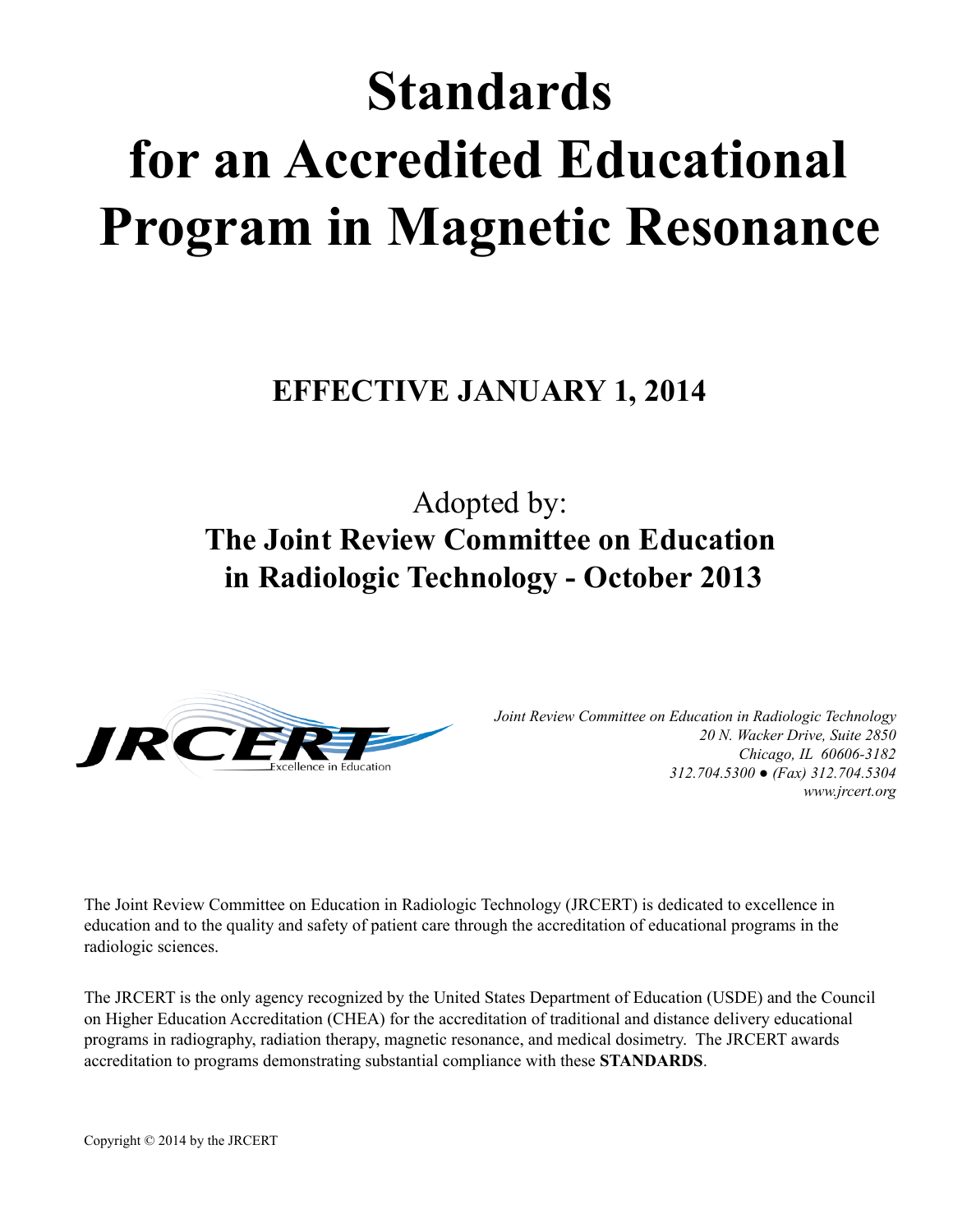# Standards for an Accredited Educational Program in Magnetic Resonance

## EFFECTIVE JANUARY 1, 2014

Adopted by:

**The Joint Review Committee on Education in Radiologic Technology - October 2013**

JRCERT Excellence in Education

*Joint Review Committee on Education in Radiologic Technology*
*20 N. Wacker Drive, Suite 2850*
*Chicago, IL 60606-3182*
*312.704.5300 ● (Fax) 312.704.5304*
*www.jrcert.org*

The Joint Review Committee on Education in Radiologic Technology (JRCERT) is dedicated to excellence in education and to the quality and safety of patient care through the accreditation of educational programs in the radiologic sciences.

The JRCERT is the only agency recognized by the United States Department of Education (USDE) and the Council on Higher Education Accreditation (CHEA) for the accreditation of traditional and distance delivery educational programs in radiography, radiation therapy, magnetic resonance, and medical dosimetry. The JRCERT awards accreditation to programs demonstrating substantial compliance with these **STANDARDS**.

Copyright © 2014 by the JRCERT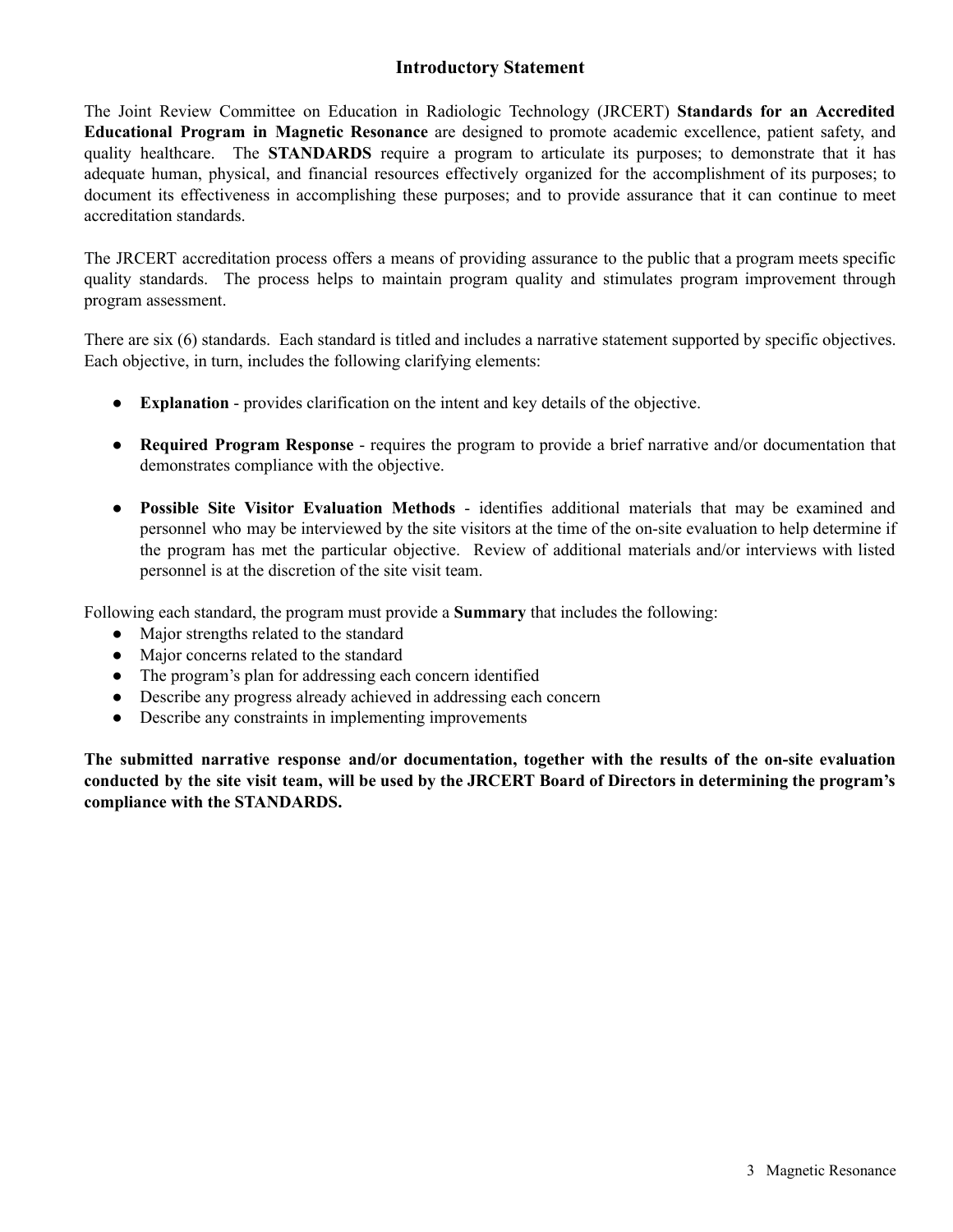## Introductory Statement

The Joint Review Committee on Education in Radiologic Technology (JRCERT) **Standards for an Accredited Educational Program in Magnetic Resonance** are designed to promote academic excellence, patient safety, and quality healthcare. The **STANDARDS** require a program to articulate its purposes; to demonstrate that it has adequate human, physical, and financial resources effectively organized for the accomplishment of its purposes; to document its effectiveness in accomplishing these purposes; and to provide assurance that it can continue to meet accreditation standards.

The JRCERT accreditation process offers a means of providing assurance to the public that a program meets specific quality standards. The process helps to maintain program quality and stimulates program improvement through program assessment.

There are six (6) standards. Each standard is titled and includes a narrative statement supported by specific objectives. Each objective, in turn, includes the following clarifying elements:

- **Explanation** - provides clarification on the intent and key details of the objective.

- **Required Program Response** - requires the program to provide a brief narrative and/or documentation that demonstrates compliance with the objective.

- **Possible Site Visitor Evaluation Methods** - identifies additional materials that may be examined and personnel who may be interviewed by the site visitors at the time of the on-site evaluation to help determine if the program has met the particular objective. Review of additional materials and/or interviews with listed personnel is at the discretion of the site visit team.

Following each standard, the program must provide a **Summary** that includes the following:

- Major strengths related to the standard
- Major concerns related to the standard
- The program's plan for addressing each concern identified
- Describe any progress already achieved in addressing each concern
- Describe any constraints in implementing improvements

**The submitted narrative response and/or documentation, together with the results of the on-site evaluation conducted by the site visit team, will be used by the JRCERT Board of Directors in determining the program's compliance with the STANDARDS.**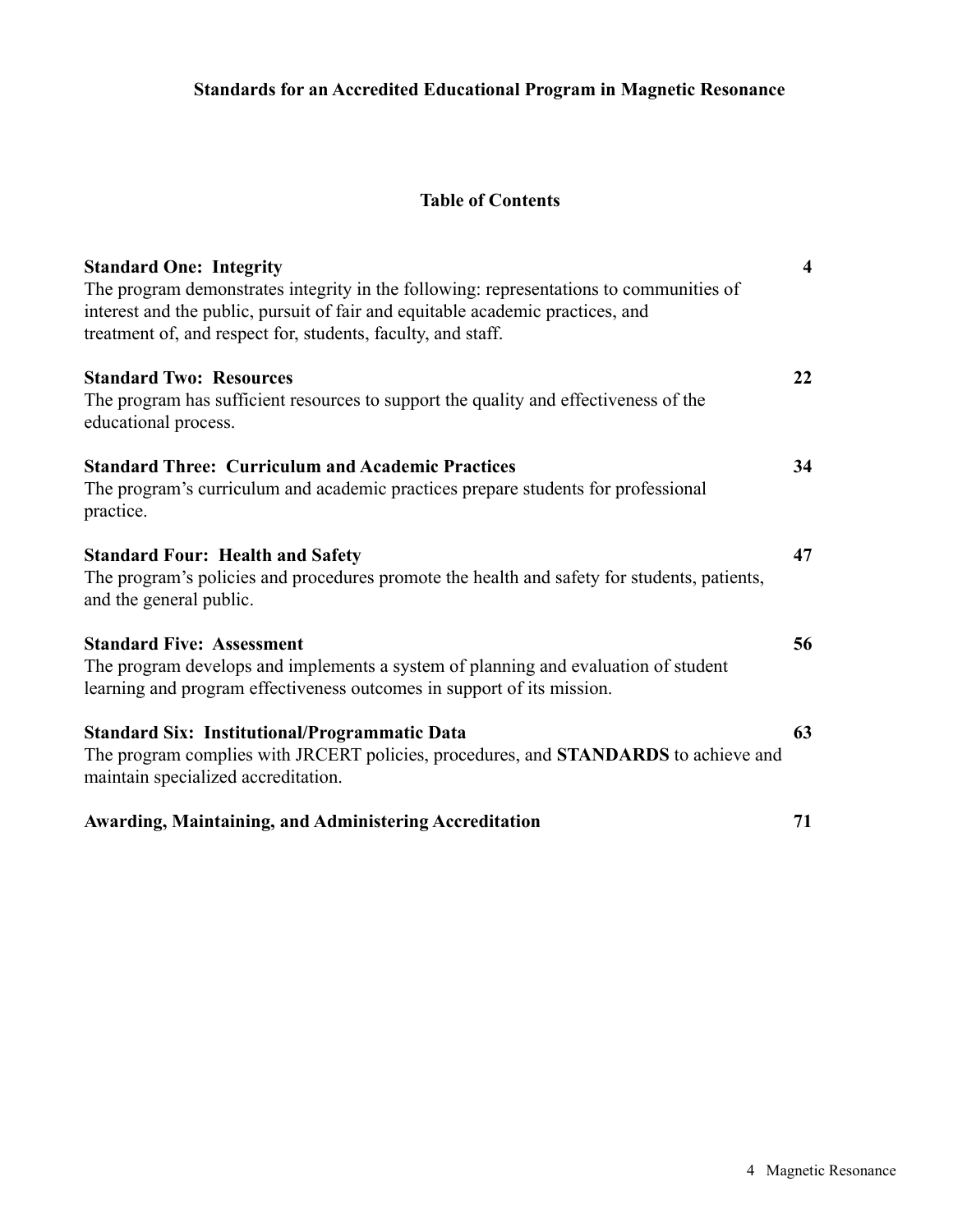**Standards for an Accredited Educational Program in Magnetic Resonance**

## Table of Contents

**Standard One: Integrity** **4**
The program demonstrates integrity in the following: representations to communities of interest and the public, pursuit of fair and equitable academic practices, and treatment of, and respect for, students, faculty, and staff.

**Standard Two: Resources** **22**
The program has sufficient resources to support the quality and effectiveness of the educational process.

**Standard Three: Curriculum and Academic Practices** **34**
The program's curriculum and academic practices prepare students for professional practice.

**Standard Four: Health and Safety** **47**
The program's policies and procedures promote the health and safety for students, patients, and the general public.

**Standard Five: Assessment** **56**
The program develops and implements a system of planning and evaluation of student learning and program effectiveness outcomes in support of its mission.

**Standard Six: Institutional/Programmatic Data** **63**
The program complies with JRCERT policies, procedures, and **STANDARDS** to achieve and maintain specialized accreditation.

**Awarding, Maintaining, and Administering Accreditation** **71**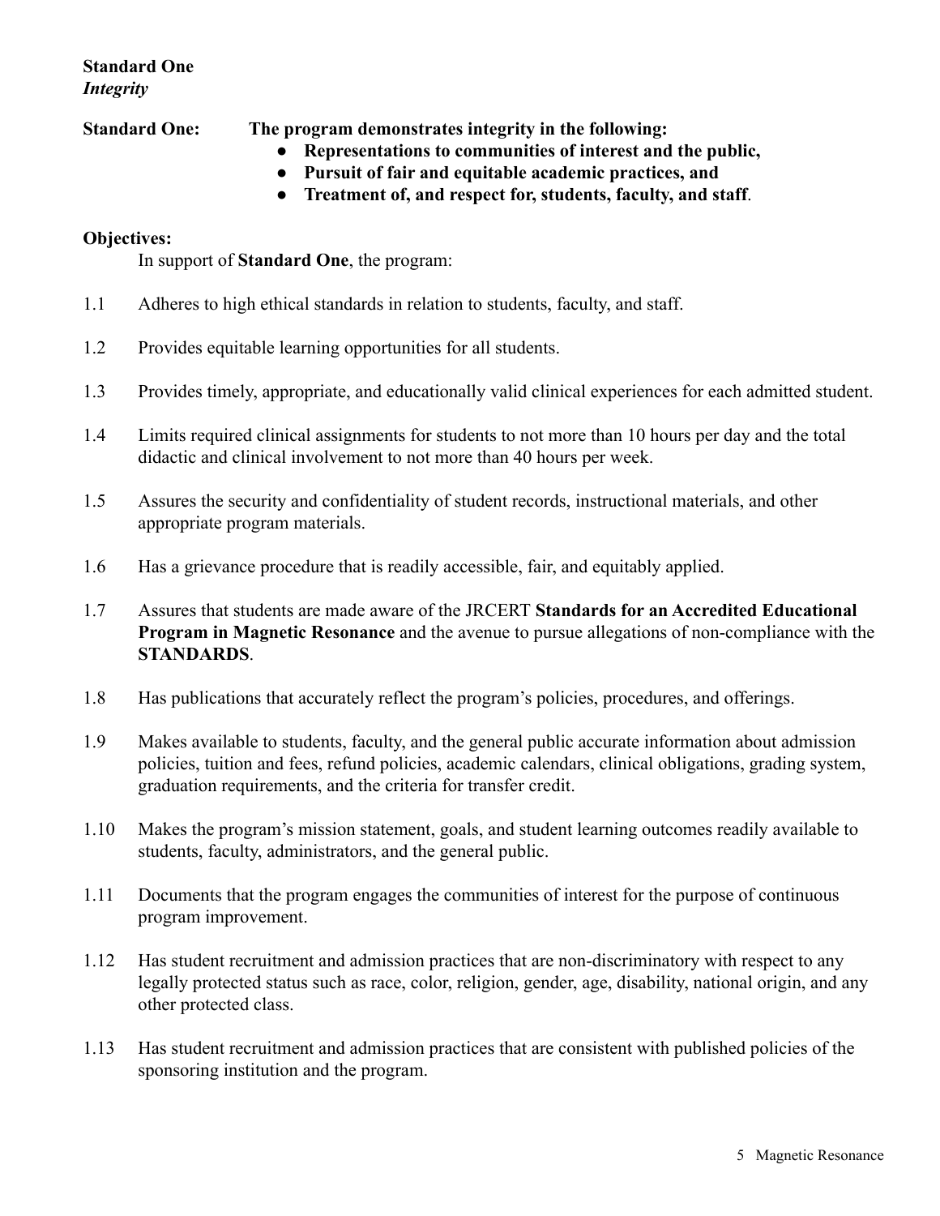## Standard One
***Integrity***

**Standard One: The program demonstrates integrity in the following:**

- **Representations to communities of interest and the public,**
- **Pursuit of fair and equitable academic practices, and**
- **Treatment of, and respect for, students, faculty, and staff**.

**Objectives:**

In support of **Standard One**, the program:

1.1 Adheres to high ethical standards in relation to students, faculty, and staff.

1.2 Provides equitable learning opportunities for all students.

1.3 Provides timely, appropriate, and educationally valid clinical experiences for each admitted student.

1.4 Limits required clinical assignments for students to not more than 10 hours per day and the total didactic and clinical involvement to not more than 40 hours per week.

1.5 Assures the security and confidentiality of student records, instructional materials, and other appropriate program materials.

1.6 Has a grievance procedure that is readily accessible, fair, and equitably applied.

1.7 Assures that students are made aware of the JRCERT **Standards for an Accredited Educational Program in Magnetic Resonance** and the avenue to pursue allegations of non-compliance with the **STANDARDS**.

1.8 Has publications that accurately reflect the program's policies, procedures, and offerings.

1.9 Makes available to students, faculty, and the general public accurate information about admission policies, tuition and fees, refund policies, academic calendars, clinical obligations, grading system, graduation requirements, and the criteria for transfer credit.

1.10 Makes the program's mission statement, goals, and student learning outcomes readily available to students, faculty, administrators, and the general public.

1.11 Documents that the program engages the communities of interest for the purpose of continuous program improvement.

1.12 Has student recruitment and admission practices that are non-discriminatory with respect to any legally protected status such as race, color, religion, gender, age, disability, national origin, and any other protected class.

1.13 Has student recruitment and admission practices that are consistent with published policies of the sponsoring institution and the program.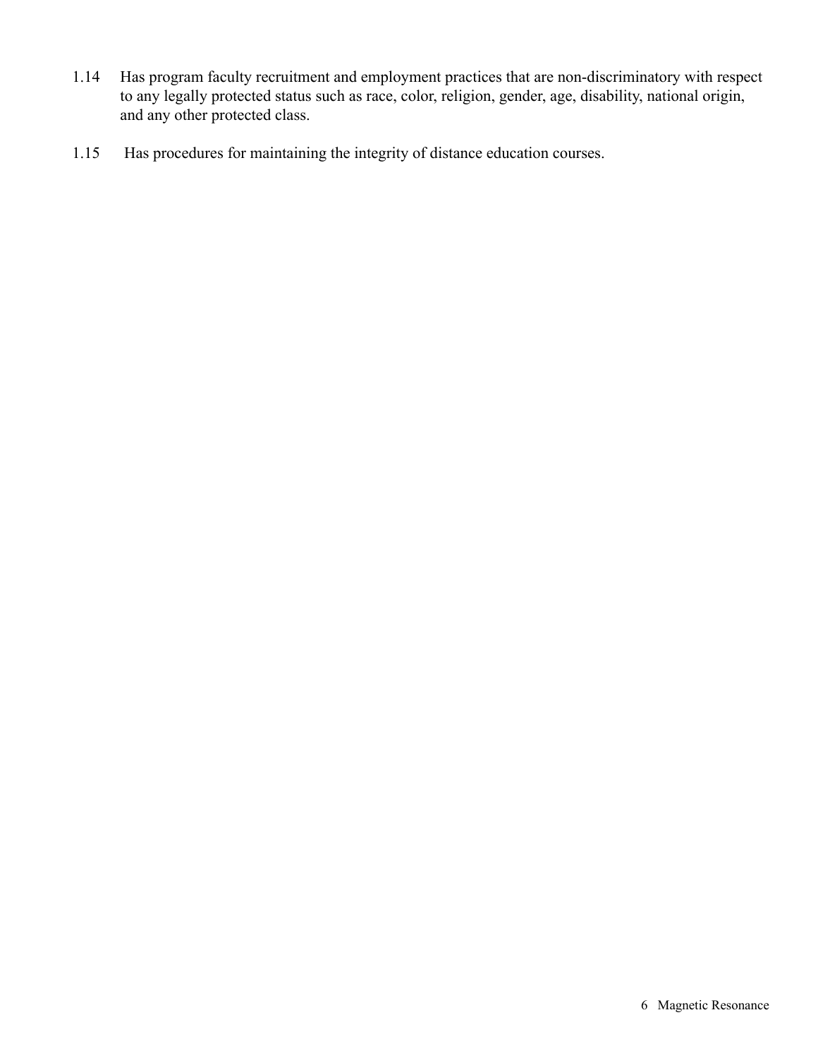1.14 Has program faculty recruitment and employment practices that are non-discriminatory with respect to any legally protected status such as race, color, religion, gender, age, disability, national origin, and any other protected class.

1.15 Has procedures for maintaining the integrity of distance education courses.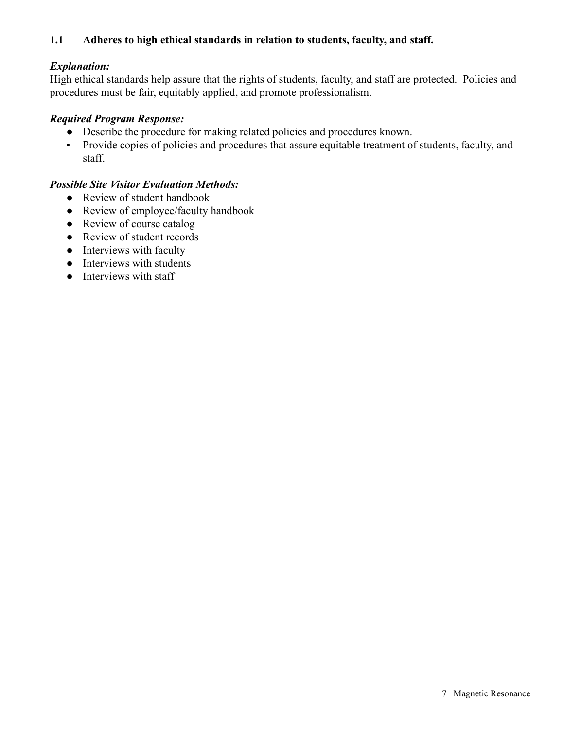### 1.1 Adheres to high ethical standards in relation to students, faculty, and staff.

***Explanation:***
High ethical standards help assure that the rights of students, faculty, and staff are protected. Policies and procedures must be fair, equitably applied, and promote professionalism.

***Required Program Response:***
- Describe the procedure for making related policies and procedures known.
- Provide copies of policies and procedures that assure equitable treatment of students, faculty, and staff.

***Possible Site Visitor Evaluation Methods:***
- Review of student handbook
- Review of employee/faculty handbook
- Review of course catalog
- Review of student records
- Interviews with faculty
- Interviews with students
- Interviews with staff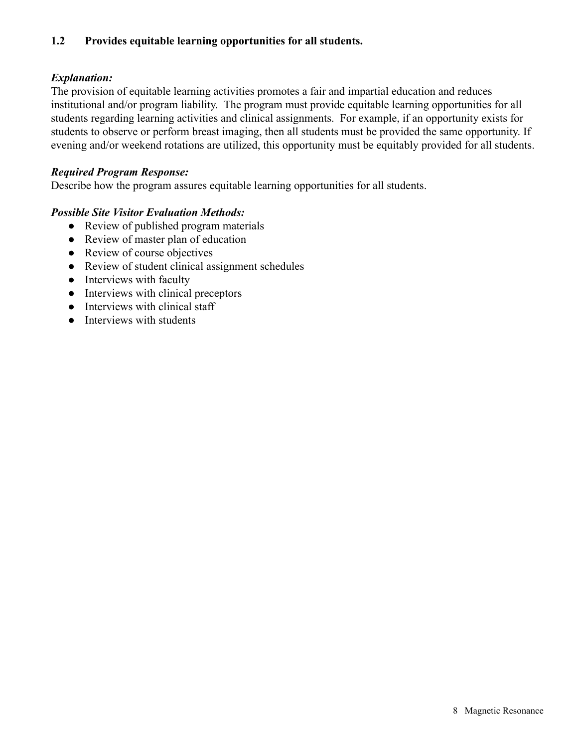### 1.2 Provides equitable learning opportunities for all students.

***Explanation:***

The provision of equitable learning activities promotes a fair and impartial education and reduces institutional and/or program liability. The program must provide equitable learning opportunities for all students regarding learning activities and clinical assignments. For example, if an opportunity exists for students to observe or perform breast imaging, then all students must be provided the same opportunity. If evening and/or weekend rotations are utilized, this opportunity must be equitably provided for all students.

***Required Program Response:***

Describe how the program assures equitable learning opportunities for all students.

***Possible Site Visitor Evaluation Methods:***

- Review of published program materials
- Review of master plan of education
- Review of course objectives
- Review of student clinical assignment schedules
- Interviews with faculty
- Interviews with clinical preceptors
- Interviews with clinical staff
- Interviews with students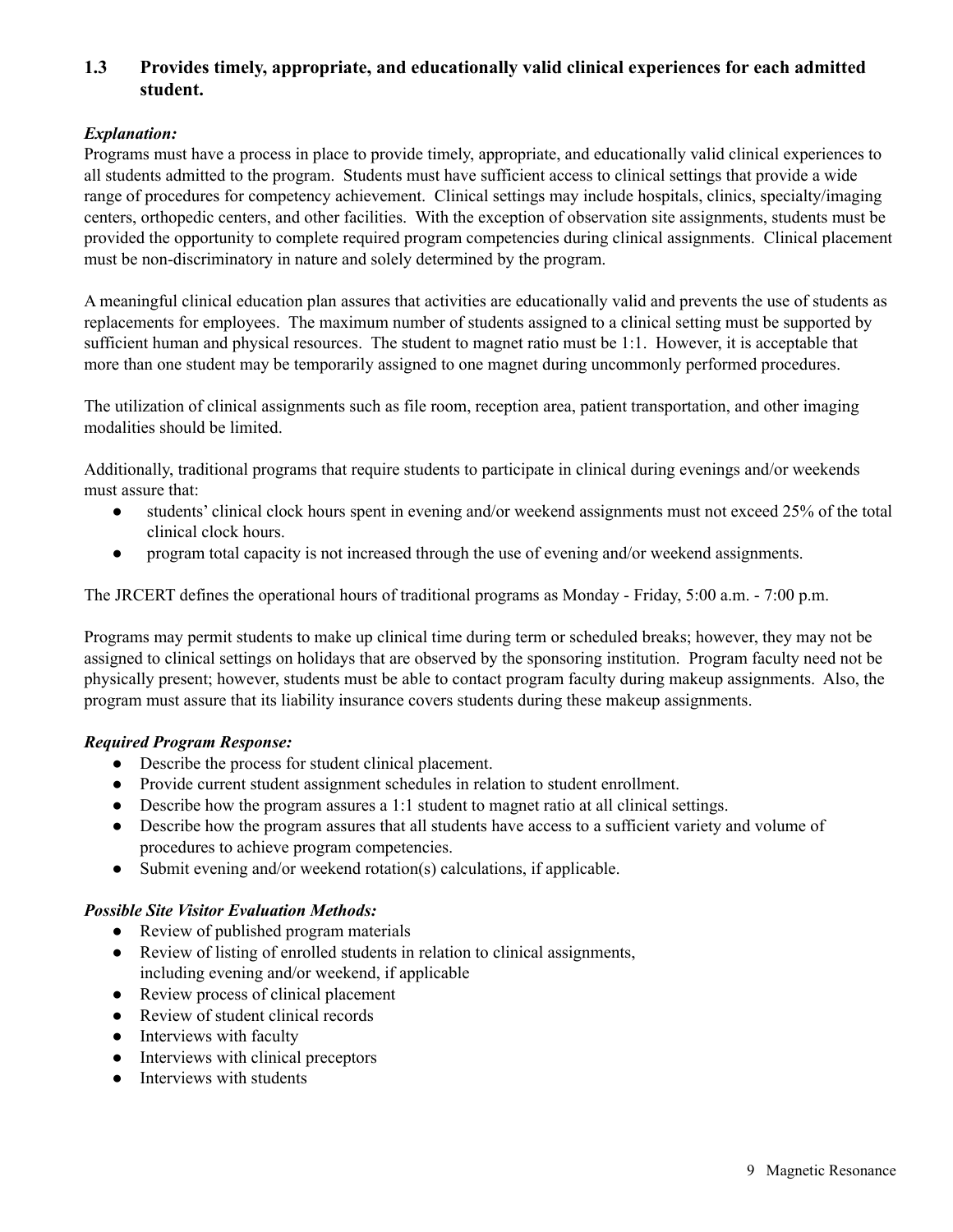### 1.3 Provides timely, appropriate, and educationally valid clinical experiences for each admitted student.

***Explanation:***

Programs must have a process in place to provide timely, appropriate, and educationally valid clinical experiences to all students admitted to the program. Students must have sufficient access to clinical settings that provide a wide range of procedures for competency achievement. Clinical settings may include hospitals, clinics, specialty/imaging centers, orthopedic centers, and other facilities. With the exception of observation site assignments, students must be provided the opportunity to complete required program competencies during clinical assignments. Clinical placement must be non-discriminatory in nature and solely determined by the program.

A meaningful clinical education plan assures that activities are educationally valid and prevents the use of students as replacements for employees. The maximum number of students assigned to a clinical setting must be supported by sufficient human and physical resources. The student to magnet ratio must be 1:1. However, it is acceptable that more than one student may be temporarily assigned to one magnet during uncommonly performed procedures.

The utilization of clinical assignments such as file room, reception area, patient transportation, and other imaging modalities should be limited.

Additionally, traditional programs that require students to participate in clinical during evenings and/or weekends must assure that:

- students' clinical clock hours spent in evening and/or weekend assignments must not exceed 25% of the total clinical clock hours.
- program total capacity is not increased through the use of evening and/or weekend assignments.

The JRCERT defines the operational hours of traditional programs as Monday - Friday, 5:00 a.m. - 7:00 p.m.

Programs may permit students to make up clinical time during term or scheduled breaks; however, they may not be assigned to clinical settings on holidays that are observed by the sponsoring institution. Program faculty need not be physically present; however, students must be able to contact program faculty during makeup assignments. Also, the program must assure that its liability insurance covers students during these makeup assignments.

***Required Program Response:***

- Describe the process for student clinical placement.
- Provide current student assignment schedules in relation to student enrollment.
- Describe how the program assures a 1:1 student to magnet ratio at all clinical settings.
- Describe how the program assures that all students have access to a sufficient variety and volume of procedures to achieve program competencies.
- Submit evening and/or weekend rotation(s) calculations, if applicable.

***Possible Site Visitor Evaluation Methods:***

- Review of published program materials
- Review of listing of enrolled students in relation to clinical assignments, including evening and/or weekend, if applicable
- Review process of clinical placement
- Review of student clinical records
- Interviews with faculty
- Interviews with clinical preceptors
- Interviews with students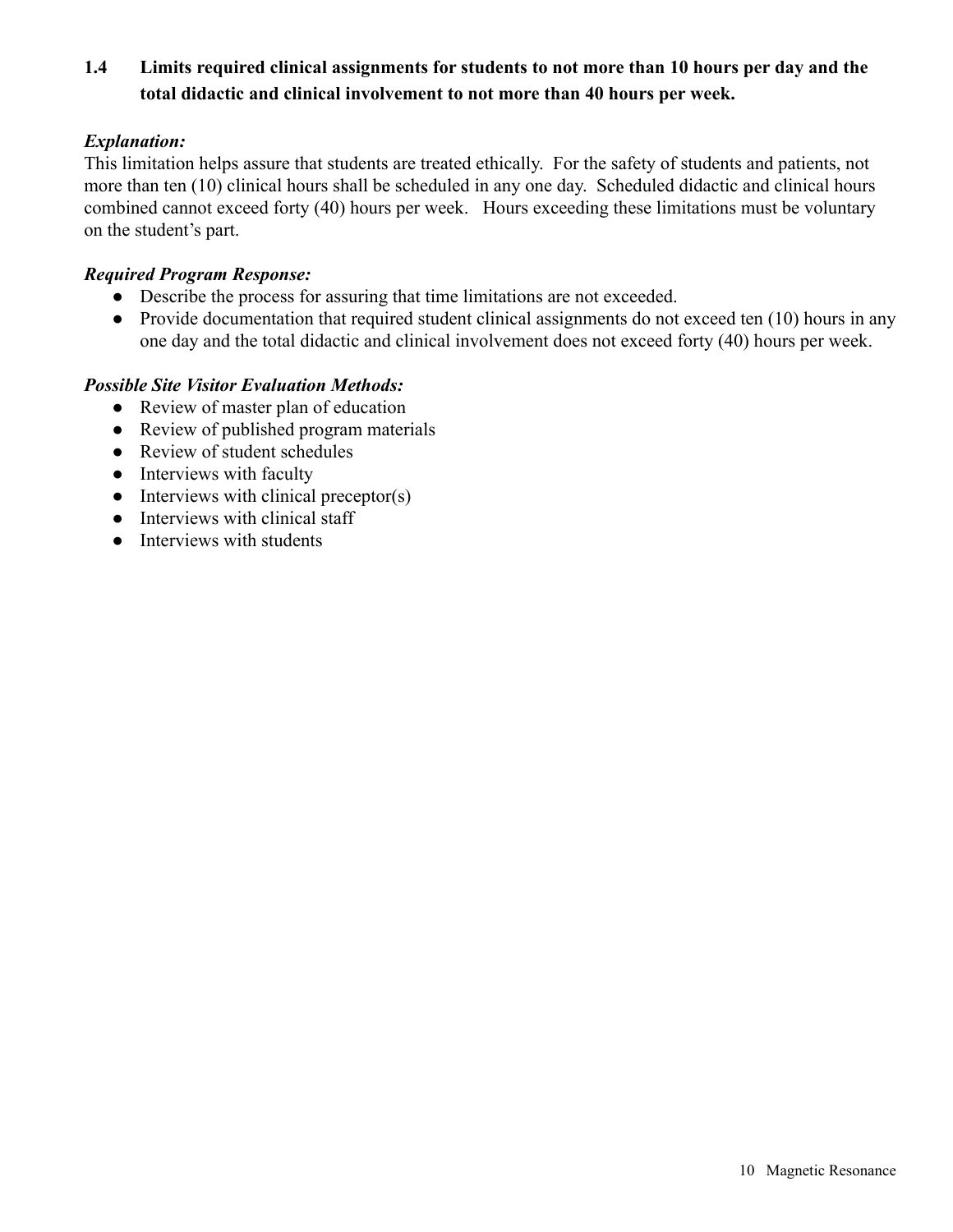### 1.4 Limits required clinical assignments for students to not more than 10 hours per day and the total didactic and clinical involvement to not more than 40 hours per week.

***Explanation:***

This limitation helps assure that students are treated ethically. For the safety of students and patients, not more than ten (10) clinical hours shall be scheduled in any one day. Scheduled didactic and clinical hours combined cannot exceed forty (40) hours per week. Hours exceeding these limitations must be voluntary on the student's part.

***Required Program Response:***

- Describe the process for assuring that time limitations are not exceeded.
- Provide documentation that required student clinical assignments do not exceed ten (10) hours in any one day and the total didactic and clinical involvement does not exceed forty (40) hours per week.

***Possible Site Visitor Evaluation Methods:***

- Review of master plan of education
- Review of published program materials
- Review of student schedules
- Interviews with faculty
- Interviews with clinical preceptor(s)
- Interviews with clinical staff
- Interviews with students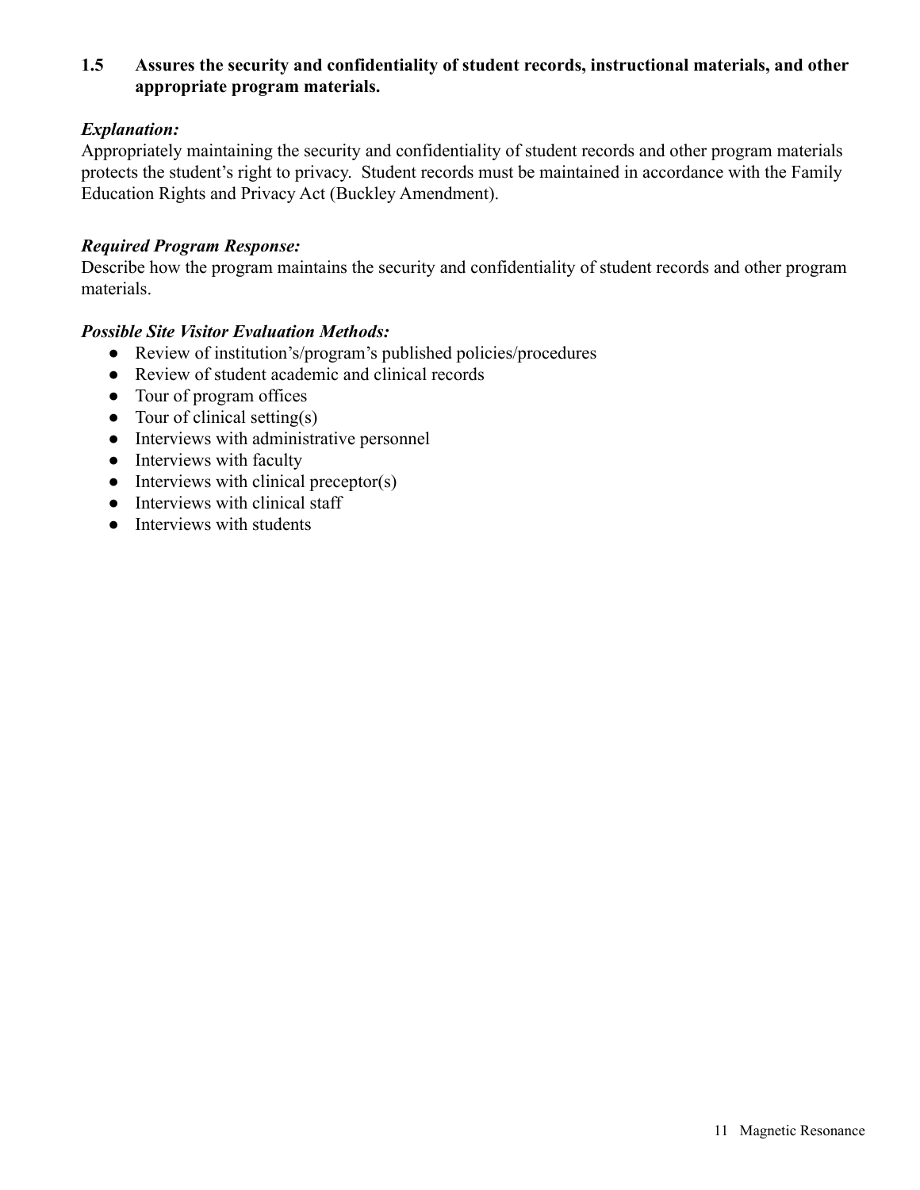**1.5 Assures the security and confidentiality of student records, instructional materials, and other appropriate program materials.**

***Explanation:***
Appropriately maintaining the security and confidentiality of student records and other program materials protects the student's right to privacy. Student records must be maintained in accordance with the Family Education Rights and Privacy Act (Buckley Amendment).

***Required Program Response:***
Describe how the program maintains the security and confidentiality of student records and other program materials.

***Possible Site Visitor Evaluation Methods:***

- Review of institution's/program's published policies/procedures
- Review of student academic and clinical records
- Tour of program offices
- Tour of clinical setting(s)
- Interviews with administrative personnel
- Interviews with faculty
- Interviews with clinical preceptor(s)
- Interviews with clinical staff
- Interviews with students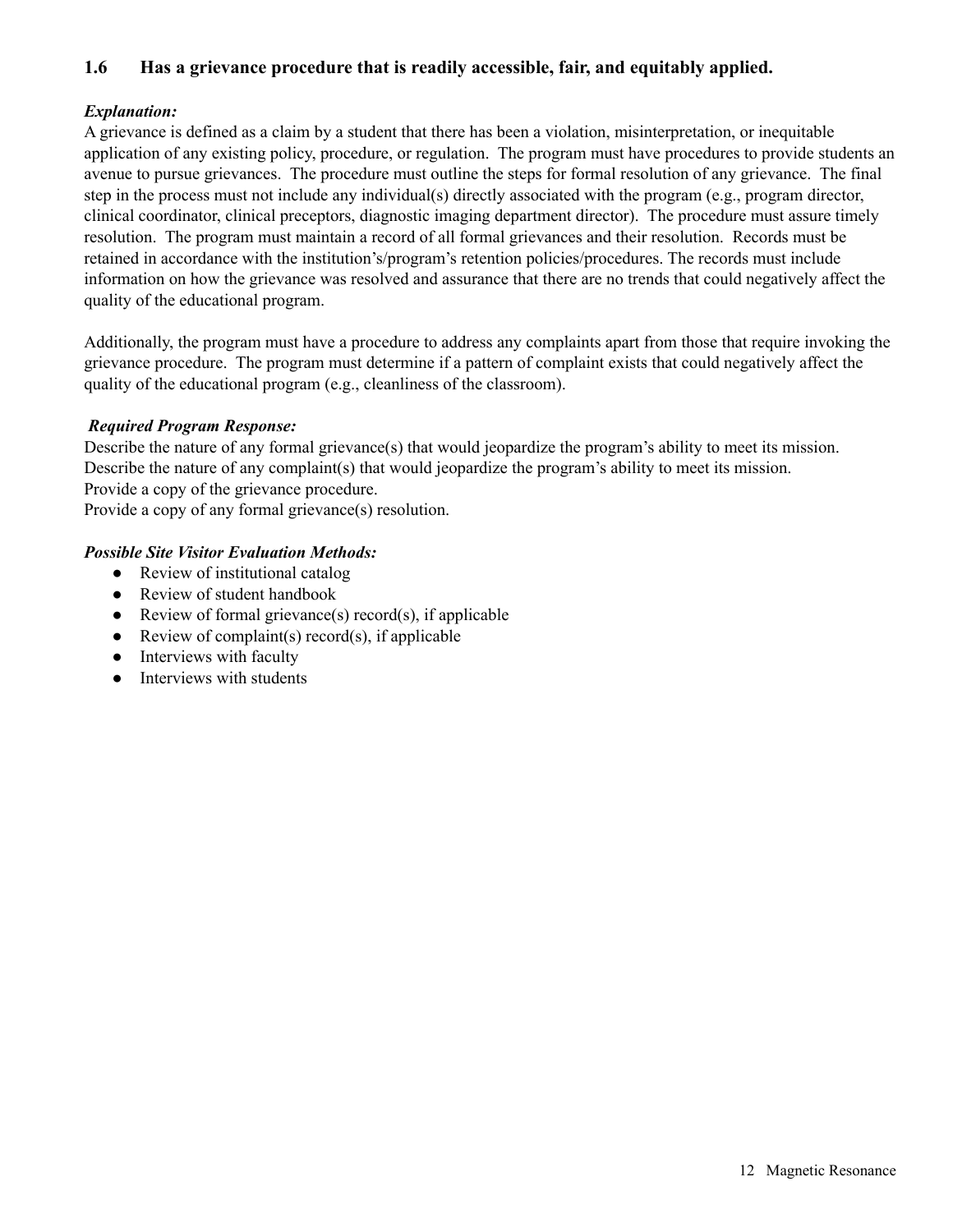### 1.6 Has a grievance procedure that is readily accessible, fair, and equitably applied.

***Explanation:***

A grievance is defined as a claim by a student that there has been a violation, misinterpretation, or inequitable application of any existing policy, procedure, or regulation. The program must have procedures to provide students an avenue to pursue grievances. The procedure must outline the steps for formal resolution of any grievance. The final step in the process must not include any individual(s) directly associated with the program (e.g., program director, clinical coordinator, clinical preceptors, diagnostic imaging department director). The procedure must assure timely resolution. The program must maintain a record of all formal grievances and their resolution. Records must be retained in accordance with the institution's/program's retention policies/procedures. The records must include information on how the grievance was resolved and assurance that there are no trends that could negatively affect the quality of the educational program.

Additionally, the program must have a procedure to address any complaints apart from those that require invoking the grievance procedure. The program must determine if a pattern of complaint exists that could negatively affect the quality of the educational program (e.g., cleanliness of the classroom).

***Required Program Response:***

Describe the nature of any formal grievance(s) that would jeopardize the program's ability to meet its mission.
Describe the nature of any complaint(s) that would jeopardize the program's ability to meet its mission.
Provide a copy of the grievance procedure.
Provide a copy of any formal grievance(s) resolution.

***Possible Site Visitor Evaluation Methods:***

- Review of institutional catalog
- Review of student handbook
- Review of formal grievance(s) record(s), if applicable
- Review of complaint(s) record(s), if applicable
- Interviews with faculty
- Interviews with students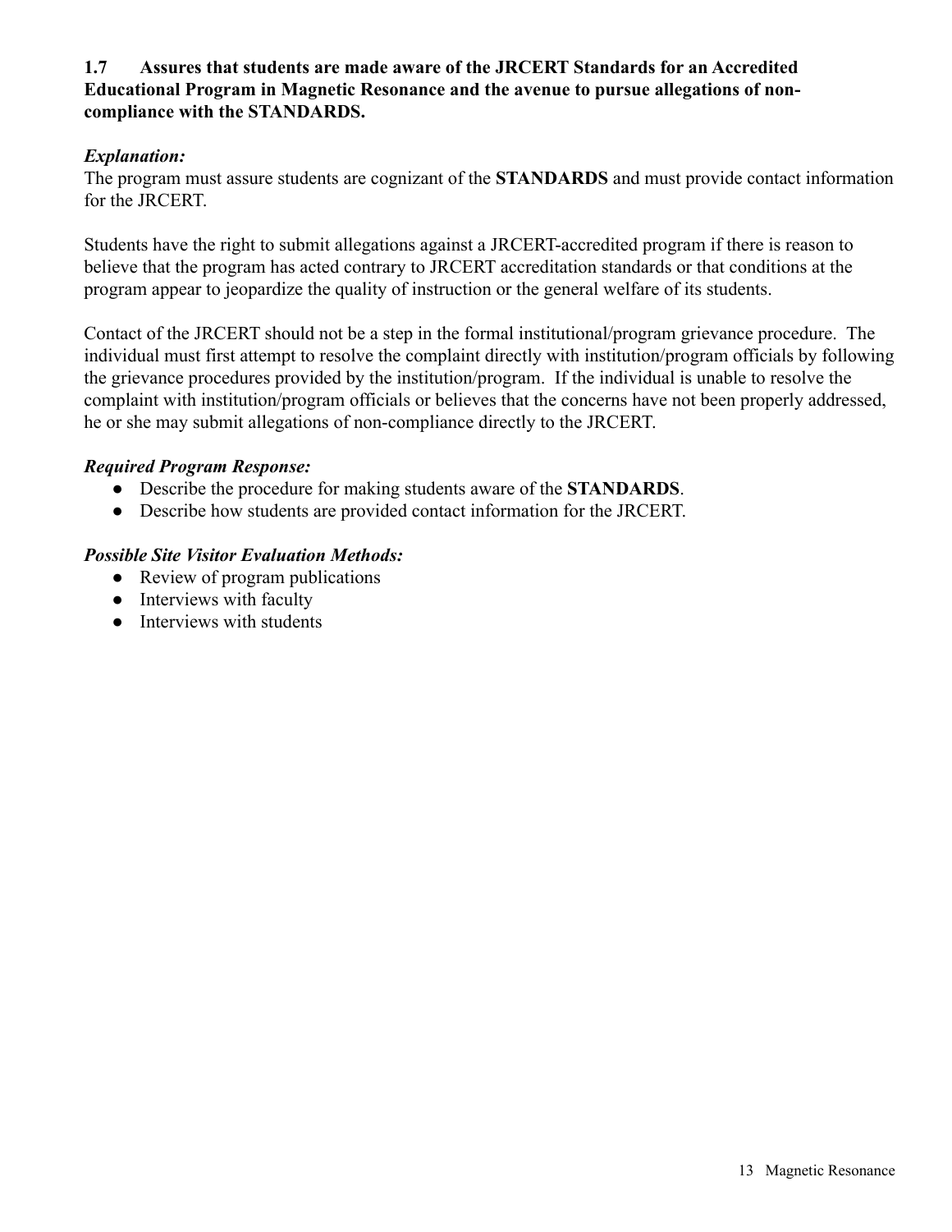**1.7 Assures that students are made aware of the JRCERT Standards for an Accredited Educational Program in Magnetic Resonance and the avenue to pursue allegations of non-compliance with the STANDARDS.**

***Explanation:***

The program must assure students are cognizant of the **STANDARDS** and must provide contact information for the JRCERT.

Students have the right to submit allegations against a JRCERT-accredited program if there is reason to believe that the program has acted contrary to JRCERT accreditation standards or that conditions at the program appear to jeopardize the quality of instruction or the general welfare of its students.

Contact of the JRCERT should not be a step in the formal institutional/program grievance procedure. The individual must first attempt to resolve the complaint directly with institution/program officials by following the grievance procedures provided by the institution/program. If the individual is unable to resolve the complaint with institution/program officials or believes that the concerns have not been properly addressed, he or she may submit allegations of non-compliance directly to the JRCERT.

***Required Program Response:***

- Describe the procedure for making students aware of the **STANDARDS**.
- Describe how students are provided contact information for the JRCERT.

***Possible Site Visitor Evaluation Methods:***

- Review of program publications
- Interviews with faculty
- Interviews with students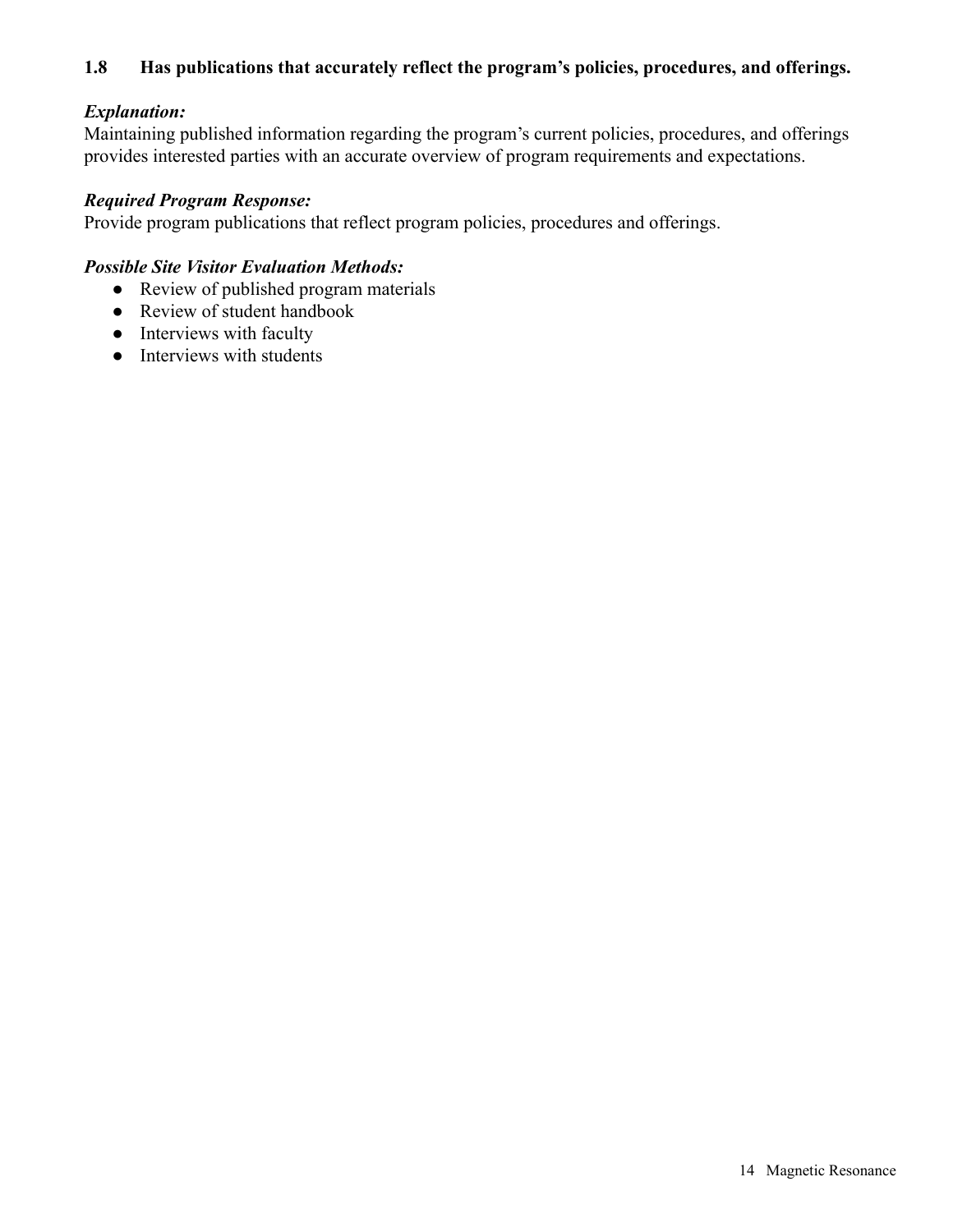### 1.8 Has publications that accurately reflect the program's policies, procedures, and offerings.

***Explanation:***
Maintaining published information regarding the program's current policies, procedures, and offerings provides interested parties with an accurate overview of program requirements and expectations.

***Required Program Response:***
Provide program publications that reflect program policies, procedures and offerings.

***Possible Site Visitor Evaluation Methods:***

- Review of published program materials
- Review of student handbook
- Interviews with faculty
- Interviews with students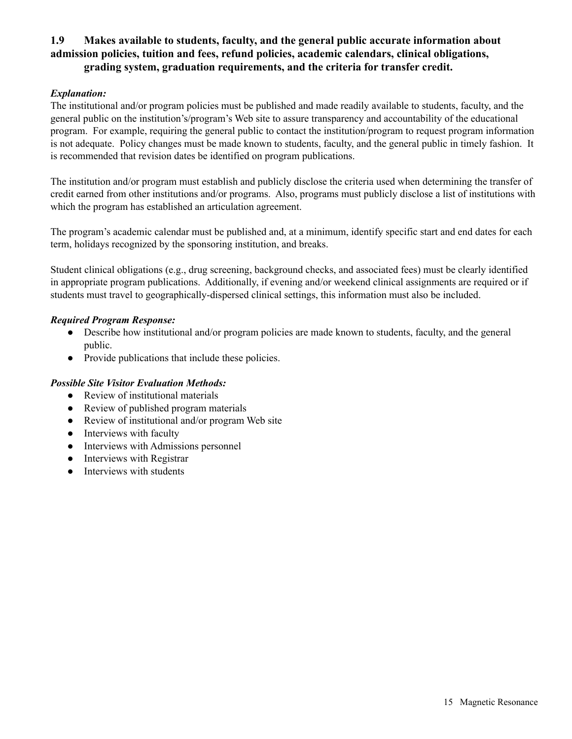### 1.9 Makes available to students, faculty, and the general public accurate information about admission policies, tuition and fees, refund policies, academic calendars, clinical obligations, grading system, graduation requirements, and the criteria for transfer credit.

***Explanation:***

The institutional and/or program policies must be published and made readily available to students, faculty, and the general public on the institution's/program's Web site to assure transparency and accountability of the educational program. For example, requiring the general public to contact the institution/program to request program information is not adequate. Policy changes must be made known to students, faculty, and the general public in timely fashion. It is recommended that revision dates be identified on program publications.

The institution and/or program must establish and publicly disclose the criteria used when determining the transfer of credit earned from other institutions and/or programs. Also, programs must publicly disclose a list of institutions with which the program has established an articulation agreement.

The program's academic calendar must be published and, at a minimum, identify specific start and end dates for each term, holidays recognized by the sponsoring institution, and breaks.

Student clinical obligations (e.g., drug screening, background checks, and associated fees) must be clearly identified in appropriate program publications. Additionally, if evening and/or weekend clinical assignments are required or if students must travel to geographically-dispersed clinical settings, this information must also be included.

***Required Program Response:***

- Describe how institutional and/or program policies are made known to students, faculty, and the general public.
- Provide publications that include these policies.

***Possible Site Visitor Evaluation Methods:***

- Review of institutional materials
- Review of published program materials
- Review of institutional and/or program Web site
- Interviews with faculty
- Interviews with Admissions personnel
- Interviews with Registrar
- Interviews with students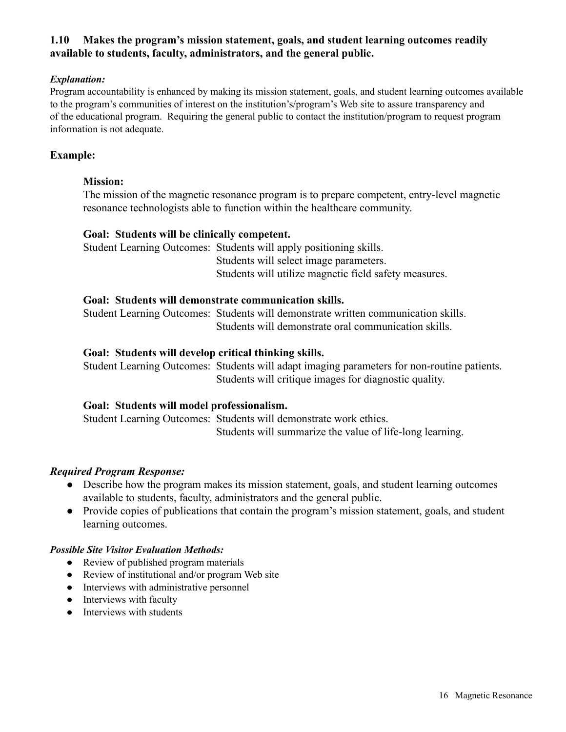### 1.10 Makes the program's mission statement, goals, and student learning outcomes readily available to students, faculty, administrators, and the general public.

***Explanation:***

Program accountability is enhanced by making its mission statement, goals, and student learning outcomes available to the program's communities of interest on the institution's/program's Web site to assure transparency and of the educational program. Requiring the general public to contact the institution/program to request program information is not adequate.

**Example:**

**Mission:**
The mission of the magnetic resonance program is to prepare competent, entry-level magnetic resonance technologists able to function within the healthcare community.

**Goal: Students will be clinically competent.**
Student Learning Outcomes: Students will apply positioning skills.
Students will select image parameters.
Students will utilize magnetic field safety measures.

**Goal: Students will demonstrate communication skills.**
Student Learning Outcomes: Students will demonstrate written communication skills.
Students will demonstrate oral communication skills.

**Goal: Students will develop critical thinking skills.**
Student Learning Outcomes: Students will adapt imaging parameters for non-routine patients.
Students will critique images for diagnostic quality.

**Goal: Students will model professionalism.**
Student Learning Outcomes: Students will demonstrate work ethics.
Students will summarize the value of life-long learning.

***Required Program Response:***

- Describe how the program makes its mission statement, goals, and student learning outcomes available to students, faculty, administrators and the general public.
- Provide copies of publications that contain the program's mission statement, goals, and student learning outcomes.

***Possible Site Visitor Evaluation Methods:***

- Review of published program materials
- Review of institutional and/or program Web site
- Interviews with administrative personnel
- Interviews with faculty
- Interviews with students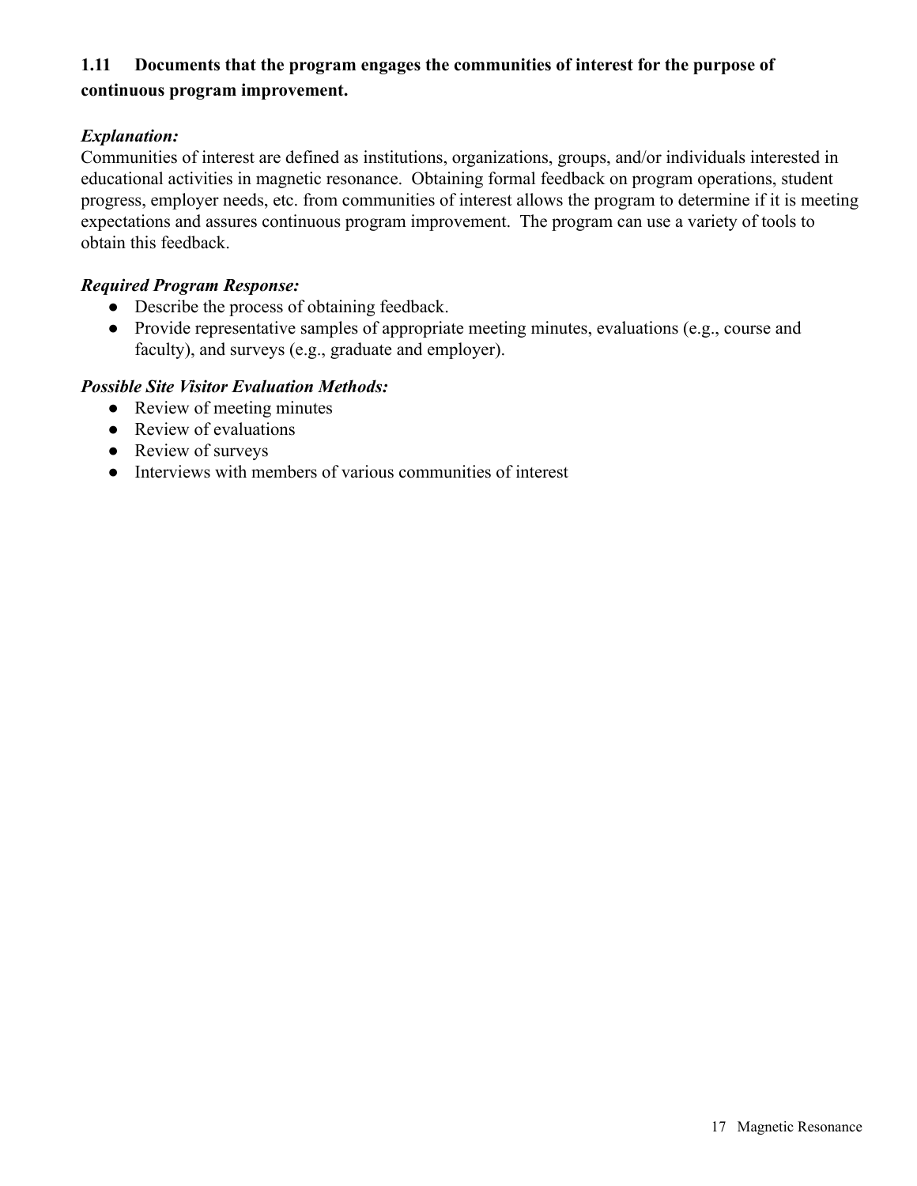### 1.11 Documents that the program engages the communities of interest for the purpose of continuous program improvement.

***Explanation:***

Communities of interest are defined as institutions, organizations, groups, and/or individuals interested in educational activities in magnetic resonance. Obtaining formal feedback on program operations, student progress, employer needs, etc. from communities of interest allows the program to determine if it is meeting expectations and assures continuous program improvement. The program can use a variety of tools to obtain this feedback.

***Required Program Response:***

- Describe the process of obtaining feedback.
- Provide representative samples of appropriate meeting minutes, evaluations (e.g., course and faculty), and surveys (e.g., graduate and employer).

***Possible Site Visitor Evaluation Methods:***

- Review of meeting minutes
- Review of evaluations
- Review of surveys
- Interviews with members of various communities of interest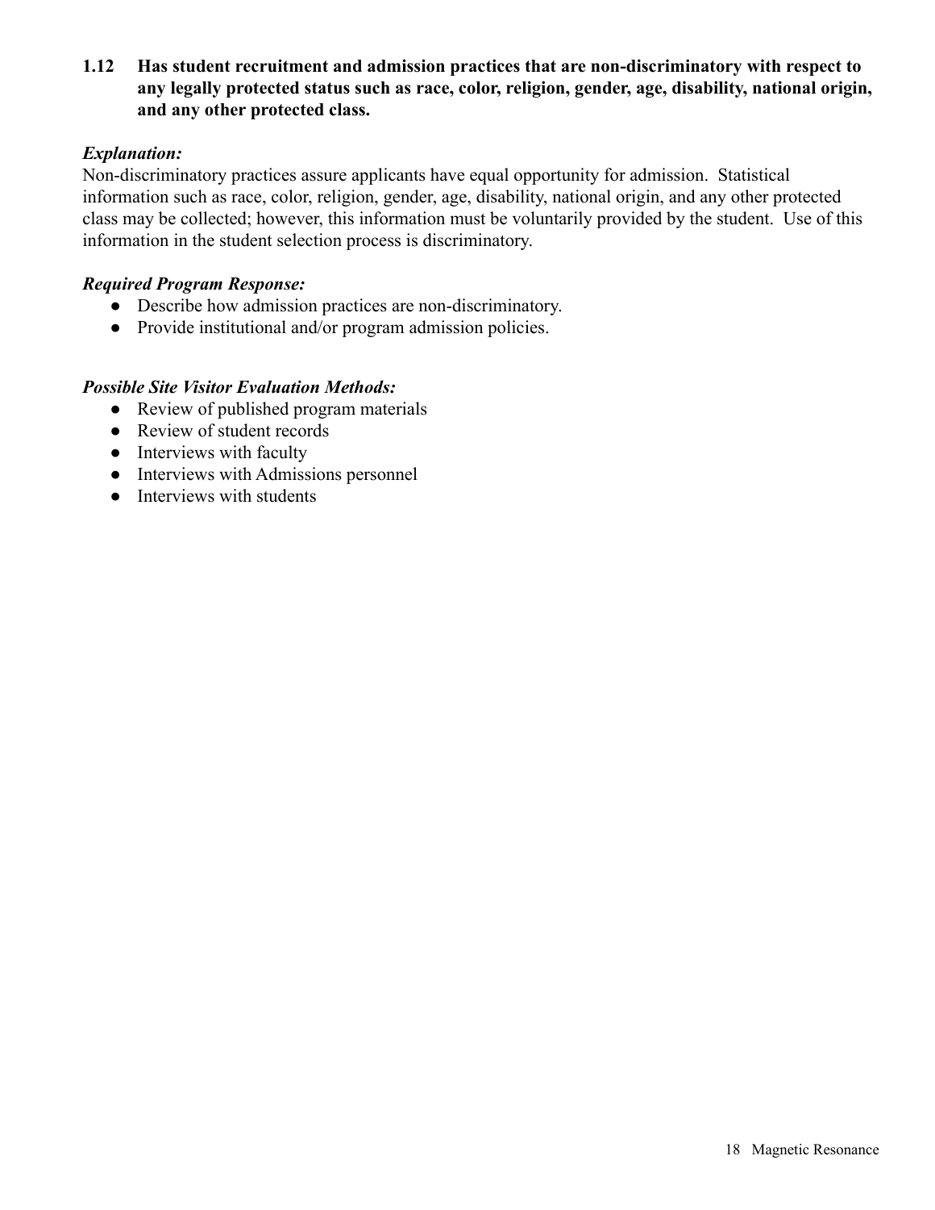**1.12 Has student recruitment and admission practices that are non-discriminatory with respect to any legally protected status such as race, color, religion, gender, age, disability, national origin, and any other protected class.**

***Explanation:***

Non-discriminatory practices assure applicants have equal opportunity for admission. Statistical information such as race, color, religion, gender, age, disability, national origin, and any other protected class may be collected; however, this information must be voluntarily provided by the student. Use of this information in the student selection process is discriminatory.

***Required Program Response:***

- Describe how admission practices are non-discriminatory.
- Provide institutional and/or program admission policies.

***Possible Site Visitor Evaluation Methods:***

- Review of published program materials
- Review of student records
- Interviews with faculty
- Interviews with Admissions personnel
- Interviews with students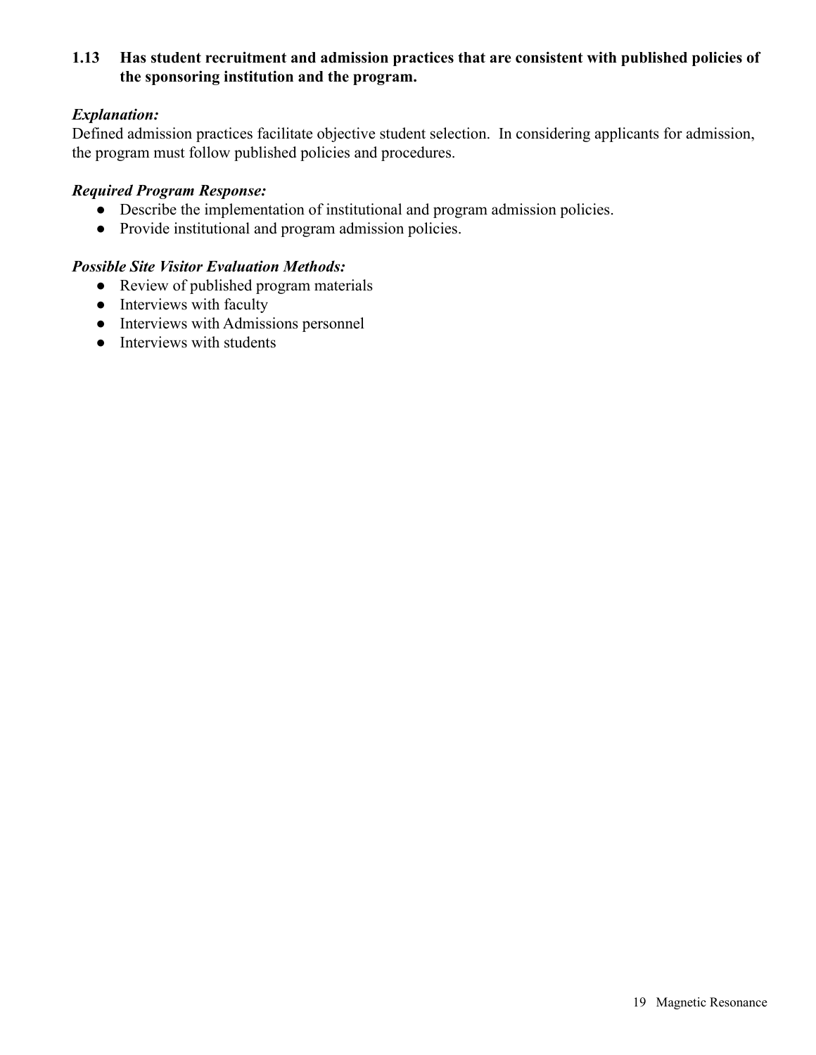### 1.13 Has student recruitment and admission practices that are consistent with published policies of the sponsoring institution and the program.

***Explanation:***

Defined admission practices facilitate objective student selection. In considering applicants for admission, the program must follow published policies and procedures.

***Required Program Response:***

- Describe the implementation of institutional and program admission policies.
- Provide institutional and program admission policies.

***Possible Site Visitor Evaluation Methods:***

- Review of published program materials
- Interviews with faculty
- Interviews with Admissions personnel
- Interviews with students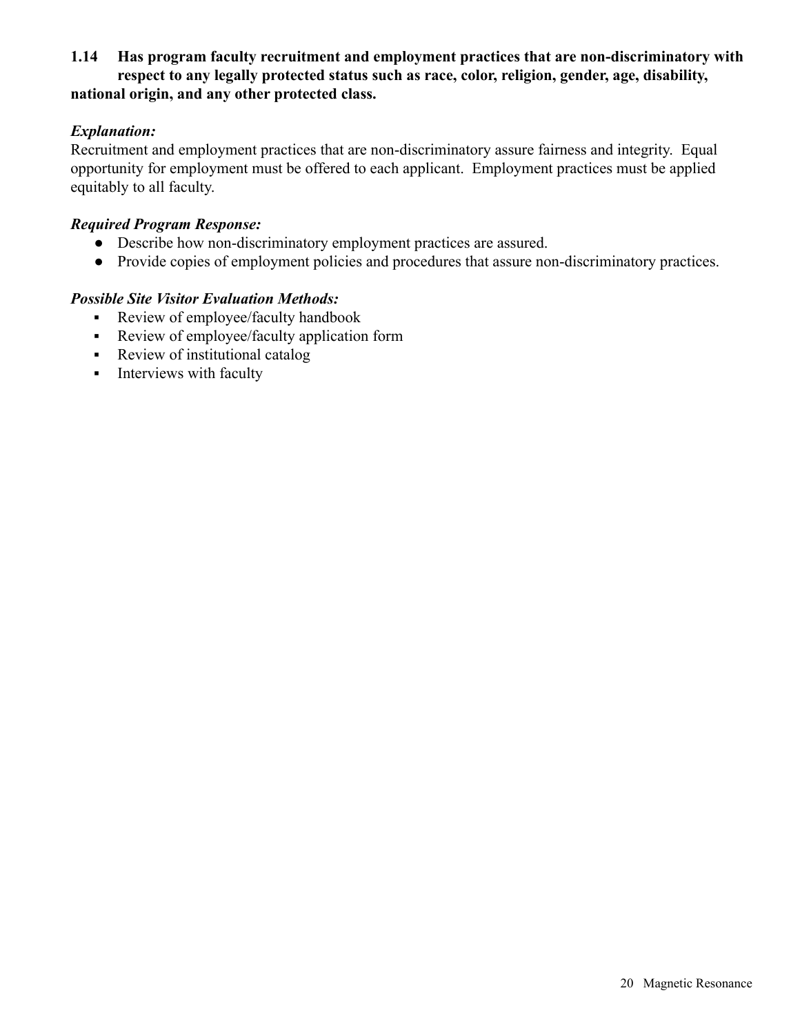**1.14 Has program faculty recruitment and employment practices that are non-discriminatory with respect to any legally protected status such as race, color, religion, gender, age, disability, national origin, and any other protected class.**

***Explanation:***

Recruitment and employment practices that are non-discriminatory assure fairness and integrity. Equal opportunity for employment must be offered to each applicant. Employment practices must be applied equitably to all faculty.

***Required Program Response:***

- Describe how non-discriminatory employment practices are assured.
- Provide copies of employment policies and procedures that assure non-discriminatory practices.

***Possible Site Visitor Evaluation Methods:***

- Review of employee/faculty handbook
- Review of employee/faculty application form
- Review of institutional catalog
- Interviews with faculty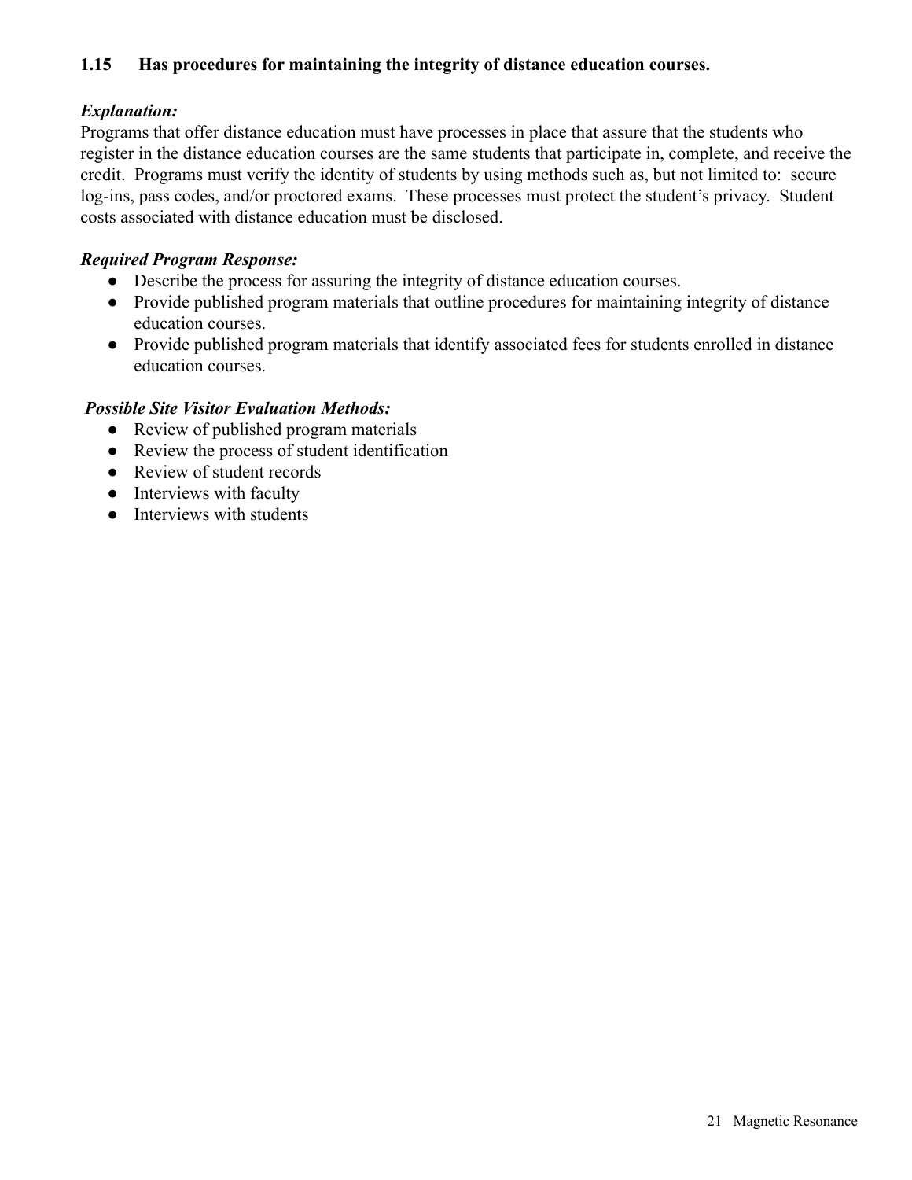### 1.15 Has procedures for maintaining the integrity of distance education courses.

***Explanation:***

Programs that offer distance education must have processes in place that assure that the students who register in the distance education courses are the same students that participate in, complete, and receive the credit. Programs must verify the identity of students by using methods such as, but not limited to: secure log-ins, pass codes, and/or proctored exams. These processes must protect the student's privacy. Student costs associated with distance education must be disclosed.

***Required Program Response:***

- Describe the process for assuring the integrity of distance education courses.
- Provide published program materials that outline procedures for maintaining integrity of distance education courses.
- Provide published program materials that identify associated fees for students enrolled in distance education courses.

***Possible Site Visitor Evaluation Methods:***

- Review of published program materials
- Review the process of student identification
- Review of student records
- Interviews with faculty
- Interviews with students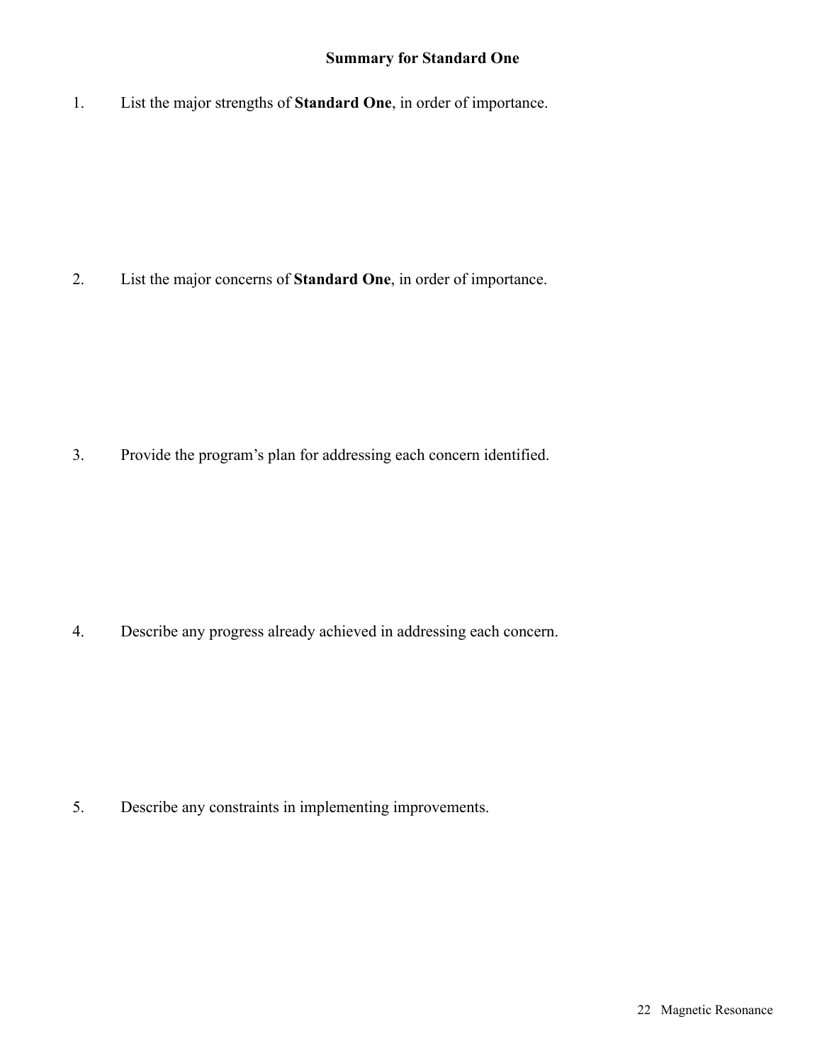## Summary for Standard One

1. List the major strengths of **Standard One**, in order of importance.

2. List the major concerns of **Standard One**, in order of importance.

3. Provide the program's plan for addressing each concern identified.

4. Describe any progress already achieved in addressing each concern.

5. Describe any constraints in implementing improvements.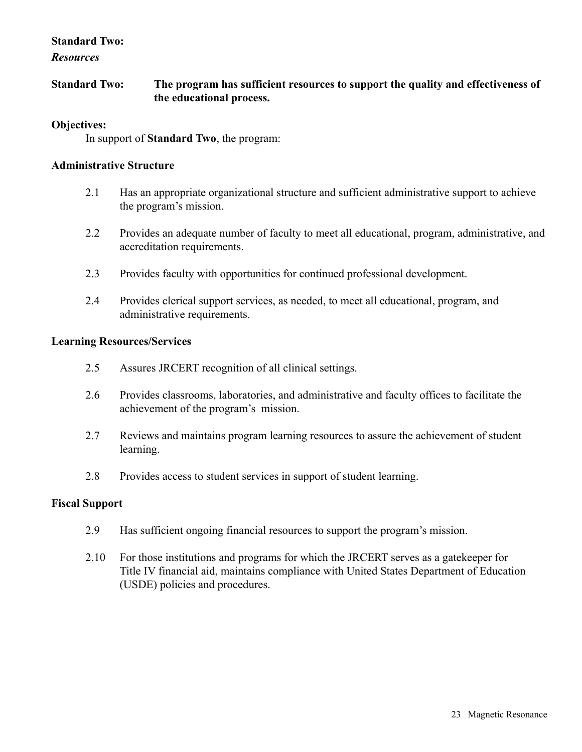**Standard Two:**
***Resources***

**Standard Two: The program has sufficient resources to support the quality and effectiveness of the educational process.**

**Objectives:**

In support of **Standard Two**, the program:

**Administrative Structure**

2.1 Has an appropriate organizational structure and sufficient administrative support to achieve the program's mission.

2.2 Provides an adequate number of faculty to meet all educational, program, administrative, and accreditation requirements.

2.3 Provides faculty with opportunities for continued professional development.

2.4 Provides clerical support services, as needed, to meet all educational, program, and administrative requirements.

**Learning Resources/Services**

2.5 Assures JRCERT recognition of all clinical settings.

2.6 Provides classrooms, laboratories, and administrative and faculty offices to facilitate the achievement of the program's mission.

2.7 Reviews and maintains program learning resources to assure the achievement of student learning.

2.8 Provides access to student services in support of student learning.

**Fiscal Support**

2.9 Has sufficient ongoing financial resources to support the program's mission.

2.10 For those institutions and programs for which the JRCERT serves as a gatekeeper for Title IV financial aid, maintains compliance with United States Department of Education (USDE) policies and procedures.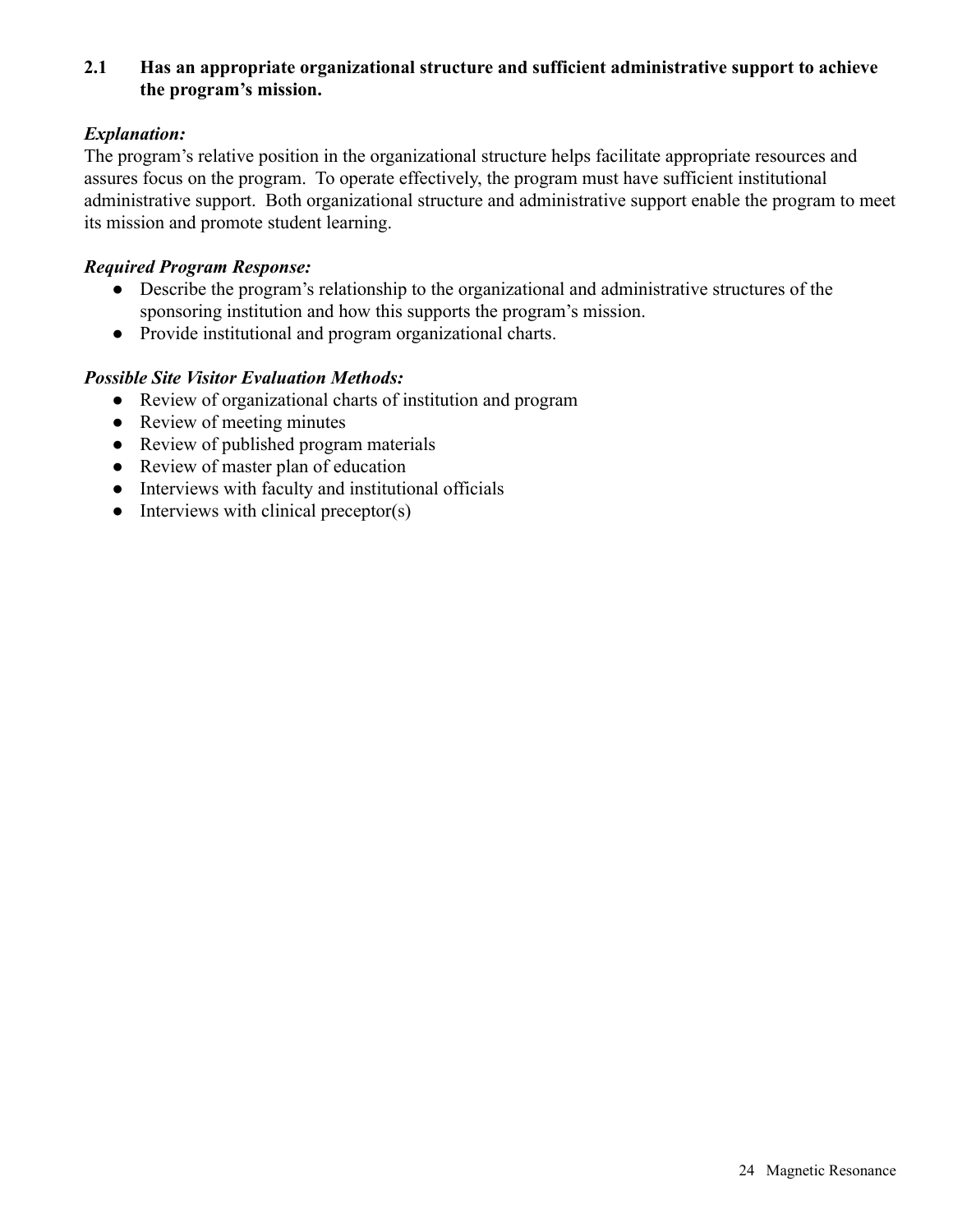**2.1 Has an appropriate organizational structure and sufficient administrative support to achieve the program's mission.**

***Explanation:***

The program's relative position in the organizational structure helps facilitate appropriate resources and assures focus on the program. To operate effectively, the program must have sufficient institutional administrative support. Both organizational structure and administrative support enable the program to meet its mission and promote student learning.

***Required Program Response:***

- Describe the program's relationship to the organizational and administrative structures of the sponsoring institution and how this supports the program's mission.
- Provide institutional and program organizational charts.

***Possible Site Visitor Evaluation Methods:***

- Review of organizational charts of institution and program
- Review of meeting minutes
- Review of published program materials
- Review of master plan of education
- Interviews with faculty and institutional officials
- Interviews with clinical preceptor(s)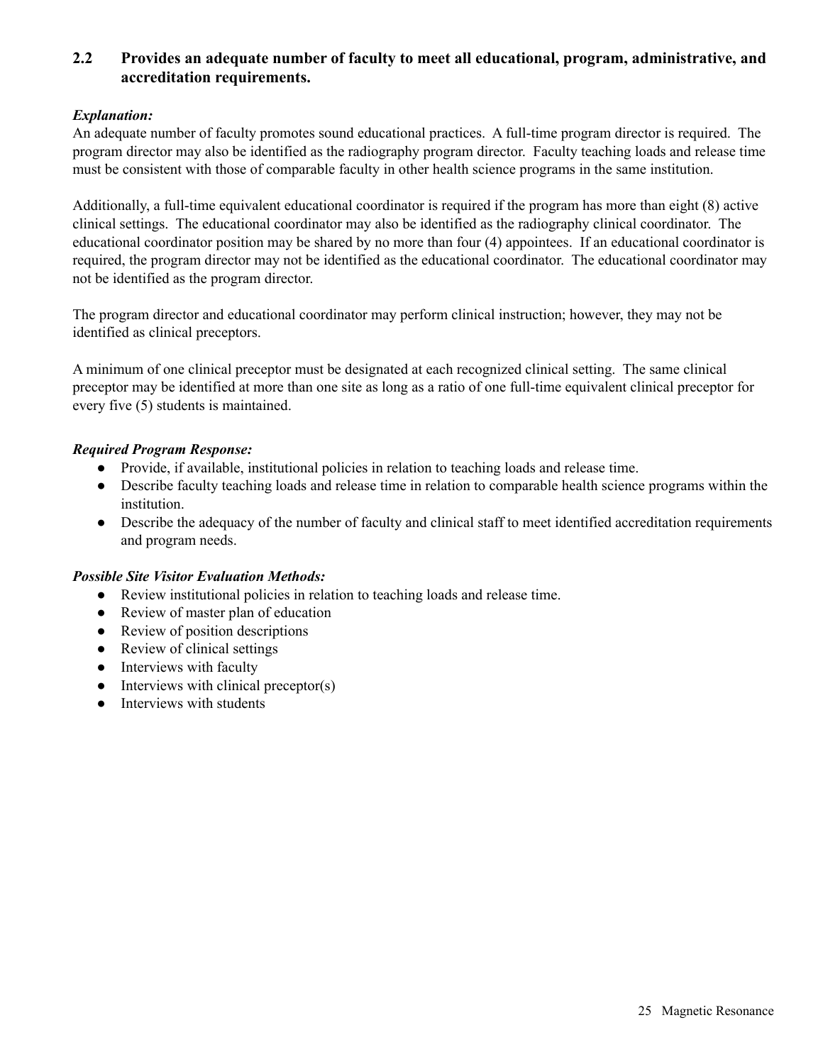### 2.2 Provides an adequate number of faculty to meet all educational, program, administrative, and accreditation requirements.

***Explanation:***

An adequate number of faculty promotes sound educational practices. A full-time program director is required. The program director may also be identified as the radiography program director. Faculty teaching loads and release time must be consistent with those of comparable faculty in other health science programs in the same institution.

Additionally, a full-time equivalent educational coordinator is required if the program has more than eight (8) active clinical settings. The educational coordinator may also be identified as the radiography clinical coordinator. The educational coordinator position may be shared by no more than four (4) appointees. If an educational coordinator is required, the program director may not be identified as the educational coordinator. The educational coordinator may not be identified as the program director.

The program director and educational coordinator may perform clinical instruction; however, they may not be identified as clinical preceptors.

A minimum of one clinical preceptor must be designated at each recognized clinical setting. The same clinical preceptor may be identified at more than one site as long as a ratio of one full-time equivalent clinical preceptor for every five (5) students is maintained.

***Required Program Response:***

- Provide, if available, institutional policies in relation to teaching loads and release time.
- Describe faculty teaching loads and release time in relation to comparable health science programs within the institution.
- Describe the adequacy of the number of faculty and clinical staff to meet identified accreditation requirements and program needs.

***Possible Site Visitor Evaluation Methods:***

- Review institutional policies in relation to teaching loads and release time.
- Review of master plan of education
- Review of position descriptions
- Review of clinical settings
- Interviews with faculty
- Interviews with clinical preceptor(s)
- Interviews with students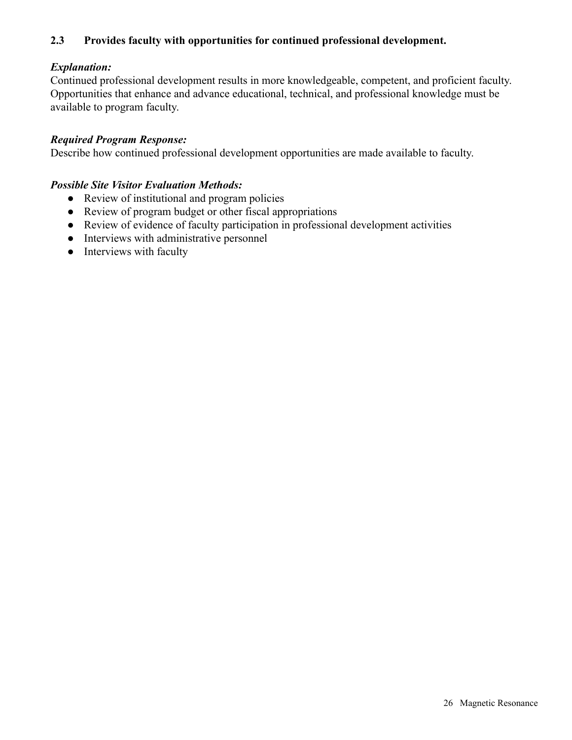**2.3 Provides faculty with opportunities for continued professional development.**

***Explanation:***
Continued professional development results in more knowledgeable, competent, and proficient faculty. Opportunities that enhance and advance educational, technical, and professional knowledge must be available to program faculty.

***Required Program Response:***
Describe how continued professional development opportunities are made available to faculty.

***Possible Site Visitor Evaluation Methods:***

- Review of institutional and program policies
- Review of program budget or other fiscal appropriations
- Review of evidence of faculty participation in professional development activities
- Interviews with administrative personnel
- Interviews with faculty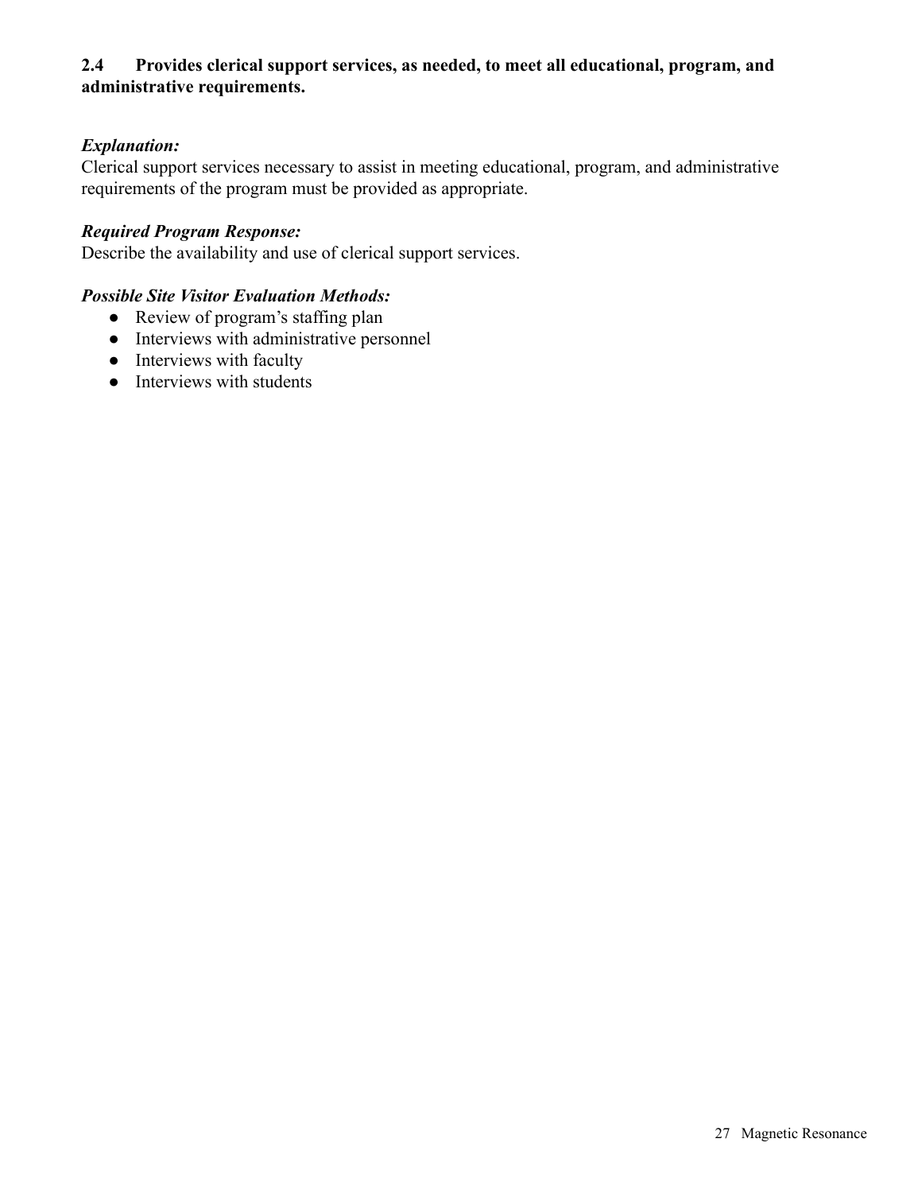**2.4 Provides clerical support services, as needed, to meet all educational, program, and administrative requirements.**

***Explanation:***
Clerical support services necessary to assist in meeting educational, program, and administrative requirements of the program must be provided as appropriate.

***Required Program Response:***
Describe the availability and use of clerical support services.

***Possible Site Visitor Evaluation Methods:***
- Review of program's staffing plan
- Interviews with administrative personnel
- Interviews with faculty
- Interviews with students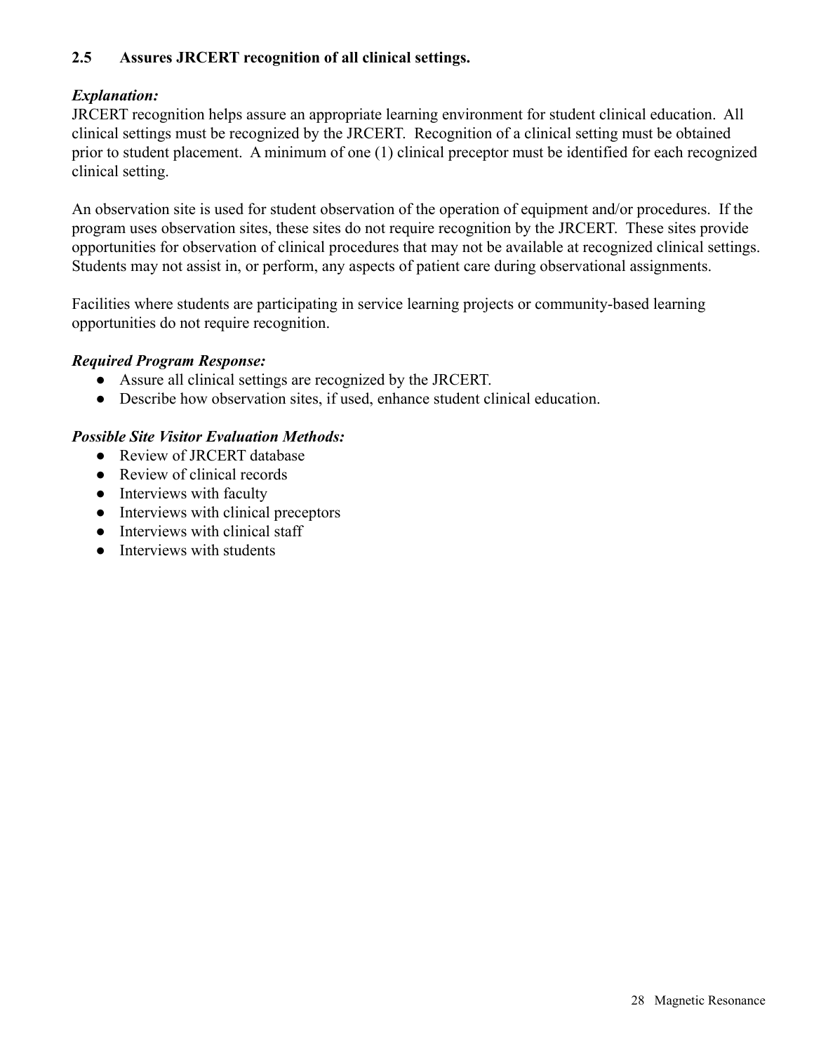### 2.5 Assures JRCERT recognition of all clinical settings.

***Explanation:***
JRCERT recognition helps assure an appropriate learning environment for student clinical education. All clinical settings must be recognized by the JRCERT. Recognition of a clinical setting must be obtained prior to student placement. A minimum of one (1) clinical preceptor must be identified for each recognized clinical setting.

An observation site is used for student observation of the operation of equipment and/or procedures. If the program uses observation sites, these sites do not require recognition by the JRCERT. These sites provide opportunities for observation of clinical procedures that may not be available at recognized clinical settings. Students may not assist in, or perform, any aspects of patient care during observational assignments.

Facilities where students are participating in service learning projects or community-based learning opportunities do not require recognition.

***Required Program Response:***
- Assure all clinical settings are recognized by the JRCERT.
- Describe how observation sites, if used, enhance student clinical education.

***Possible Site Visitor Evaluation Methods:***
- Review of JRCERT database
- Review of clinical records
- Interviews with faculty
- Interviews with clinical preceptors
- Interviews with clinical staff
- Interviews with students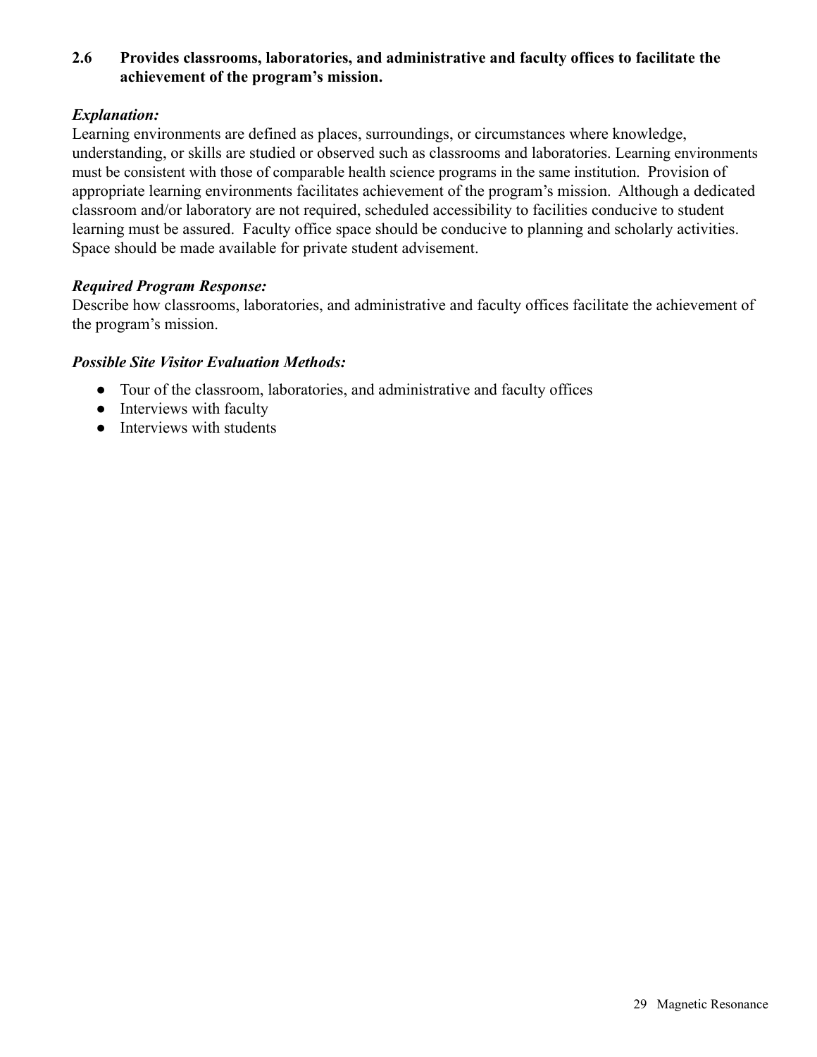**2.6 Provides classrooms, laboratories, and administrative and faculty offices to facilitate the achievement of the program's mission.**

***Explanation:***

Learning environments are defined as places, surroundings, or circumstances where knowledge, understanding, or skills are studied or observed such as classrooms and laboratories. Learning environments must be consistent with those of comparable health science programs in the same institution. Provision of appropriate learning environments facilitates achievement of the program's mission. Although a dedicated classroom and/or laboratory are not required, scheduled accessibility to facilities conducive to student learning must be assured. Faculty office space should be conducive to planning and scholarly activities. Space should be made available for private student advisement.

***Required Program Response:***

Describe how classrooms, laboratories, and administrative and faculty offices facilitate the achievement of the program's mission.

***Possible Site Visitor Evaluation Methods:***

- Tour of the classroom, laboratories, and administrative and faculty offices
- Interviews with faculty
- Interviews with students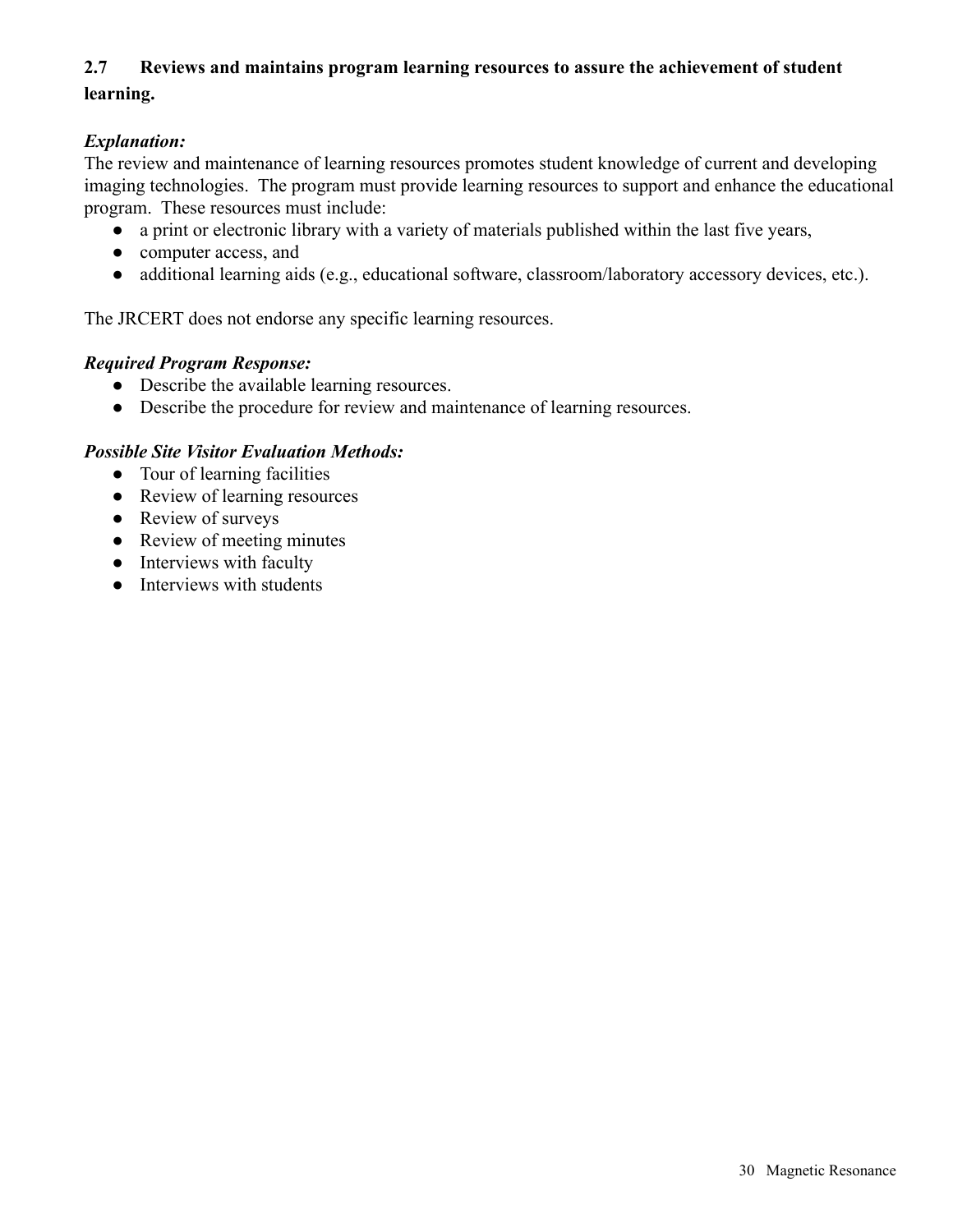**2.7 Reviews and maintains program learning resources to assure the achievement of student learning.**

***Explanation:***
The review and maintenance of learning resources promotes student knowledge of current and developing imaging technologies. The program must provide learning resources to support and enhance the educational program. These resources must include:

- a print or electronic library with a variety of materials published within the last five years,
- computer access, and
- additional learning aids (e.g., educational software, classroom/laboratory accessory devices, etc.).

The JRCERT does not endorse any specific learning resources.

***Required Program Response:***

- Describe the available learning resources.
- Describe the procedure for review and maintenance of learning resources.

***Possible Site Visitor Evaluation Methods:***

- Tour of learning facilities
- Review of learning resources
- Review of surveys
- Review of meeting minutes
- Interviews with faculty
- Interviews with students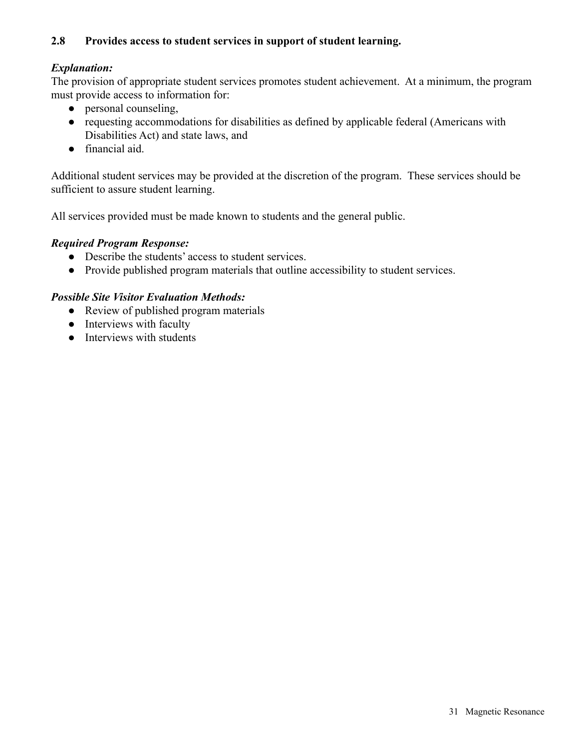**2.8 Provides access to student services in support of student learning.**

***Explanation:***

The provision of appropriate student services promotes student achievement. At a minimum, the program must provide access to information for:

- personal counseling,
- requesting accommodations for disabilities as defined by applicable federal (Americans with Disabilities Act) and state laws, and
- financial aid.

Additional student services may be provided at the discretion of the program. These services should be sufficient to assure student learning.

All services provided must be made known to students and the general public.

***Required Program Response:***

- Describe the students' access to student services.
- Provide published program materials that outline accessibility to student services.

***Possible Site Visitor Evaluation Methods:***

- Review of published program materials
- Interviews with faculty
- Interviews with students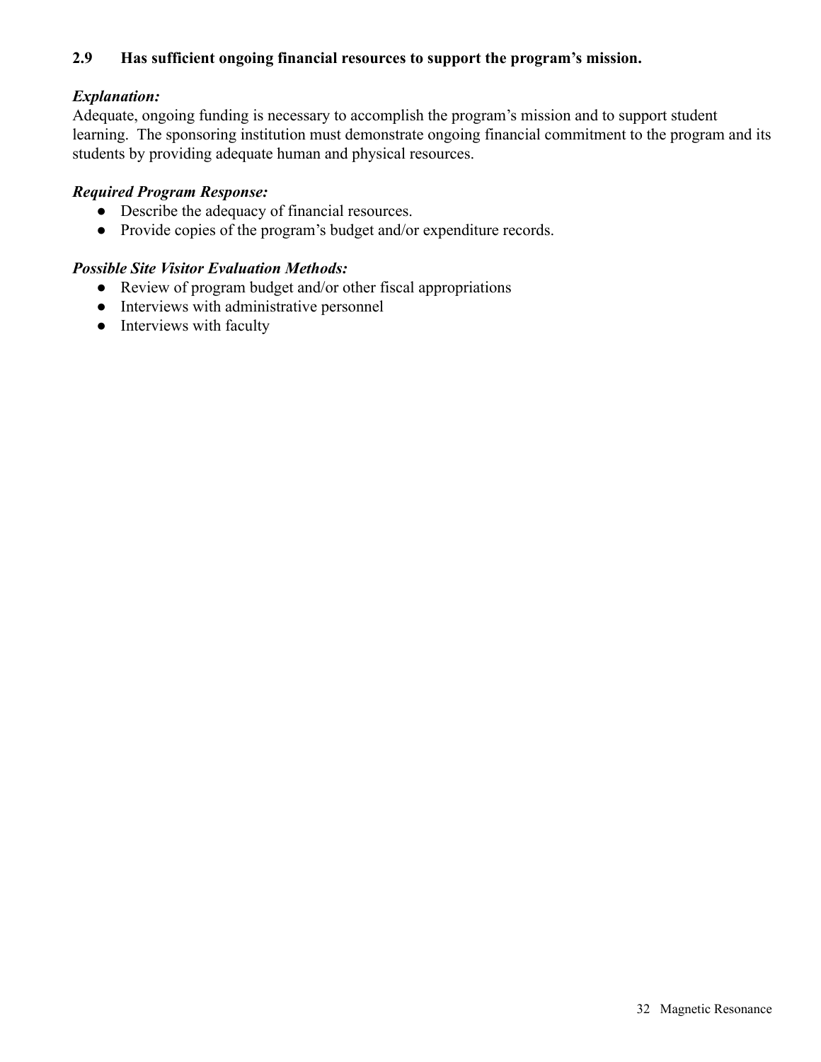### 2.9 Has sufficient ongoing financial resources to support the program's mission.

***Explanation:***
Adequate, ongoing funding is necessary to accomplish the program's mission and to support student learning. The sponsoring institution must demonstrate ongoing financial commitment to the program and its students by providing adequate human and physical resources.

***Required Program Response:***

- Describe the adequacy of financial resources.
- Provide copies of the program's budget and/or expenditure records.

***Possible Site Visitor Evaluation Methods:***

- Review of program budget and/or other fiscal appropriations
- Interviews with administrative personnel
- Interviews with faculty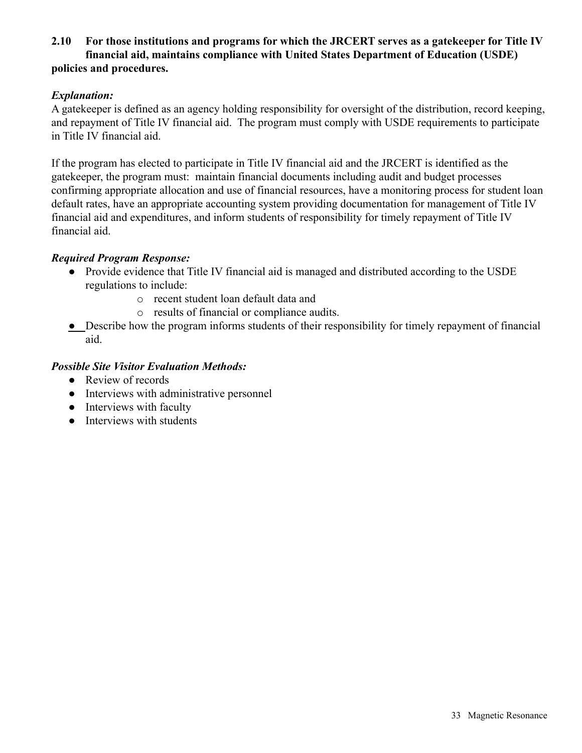**2.10 For those institutions and programs for which the JRCERT serves as a gatekeeper for Title IV financial aid, maintains compliance with United States Department of Education (USDE) policies and procedures.**

***Explanation:***

A gatekeeper is defined as an agency holding responsibility for oversight of the distribution, record keeping, and repayment of Title IV financial aid. The program must comply with USDE requirements to participate in Title IV financial aid.

If the program has elected to participate in Title IV financial aid and the JRCERT is identified as the gatekeeper, the program must: maintain financial documents including audit and budget processes confirming appropriate allocation and use of financial resources, have a monitoring process for student loan default rates, have an appropriate accounting system providing documentation for management of Title IV financial aid and expenditures, and inform students of responsibility for timely repayment of Title IV financial aid.

***Required Program Response:***

- Provide evidence that Title IV financial aid is managed and distributed according to the USDE regulations to include:
  - recent student loan default data and
  - results of financial or compliance audits.
- Describe how the program informs students of their responsibility for timely repayment of financial aid.

***Possible Site Visitor Evaluation Methods:***

- Review of records
- Interviews with administrative personnel
- Interviews with faculty
- Interviews with students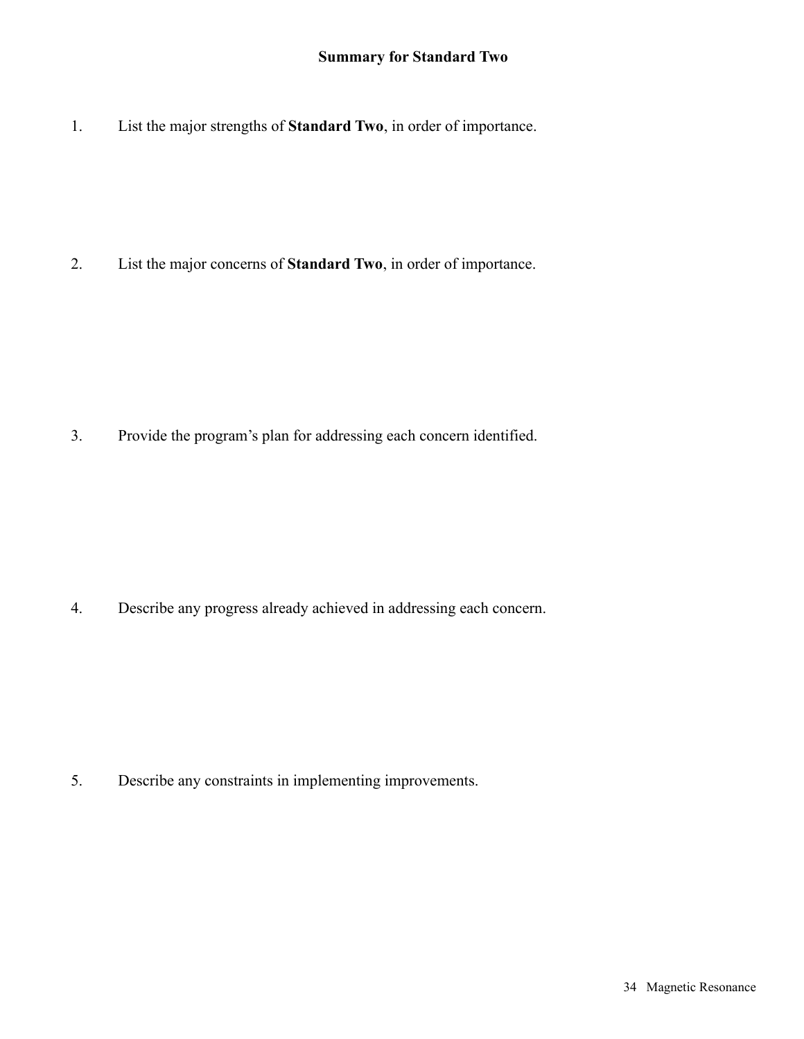## Summary for Standard Two

1. List the major strengths of **Standard Two**, in order of importance.

2. List the major concerns of **Standard Two**, in order of importance.

3. Provide the program's plan for addressing each concern identified.

4. Describe any progress already achieved in addressing each concern.

5. Describe any constraints in implementing improvements.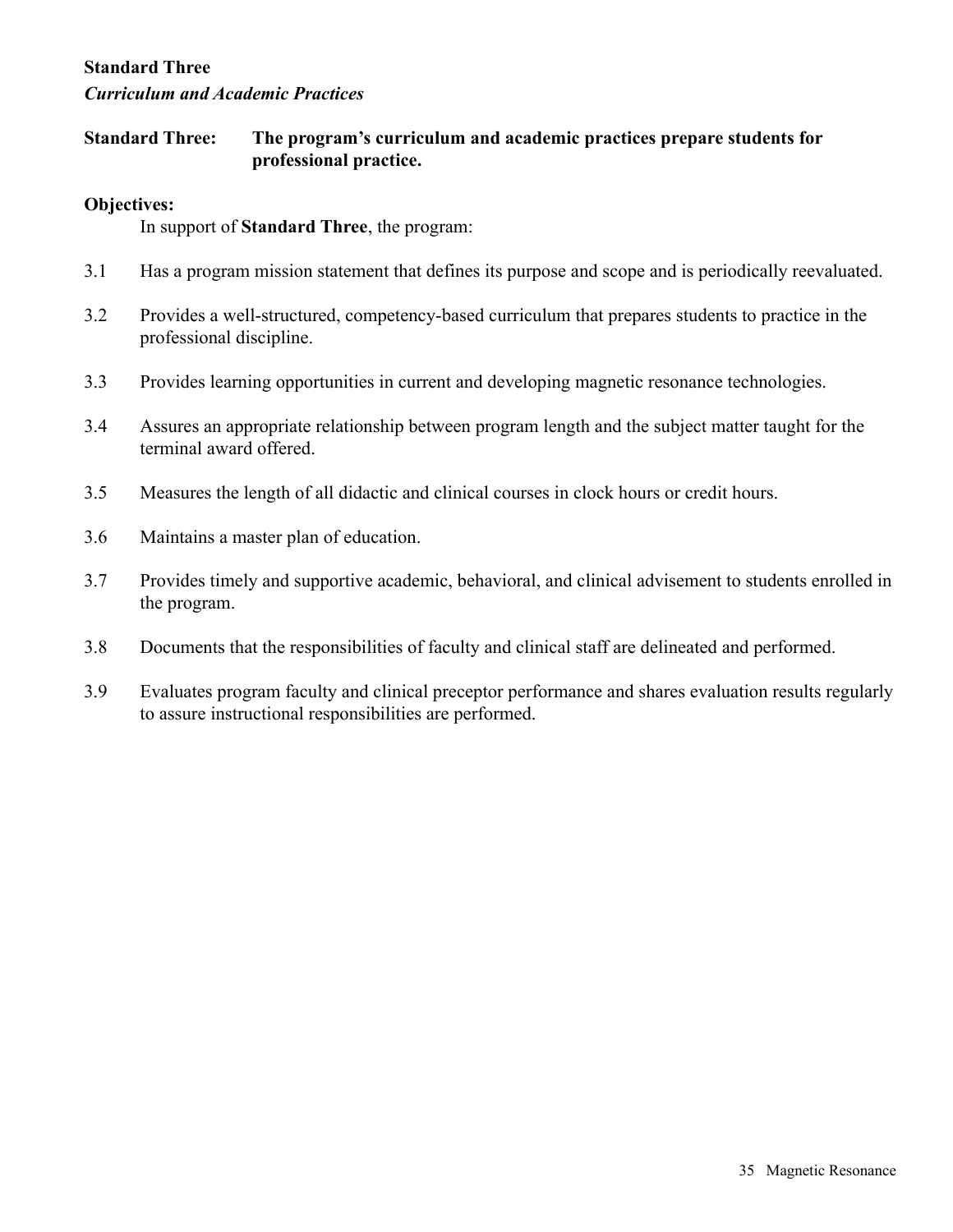**Standard Three**

***Curriculum and Academic Practices***

**Standard Three: The program's curriculum and academic practices prepare students for professional practice.**

**Objectives:**

In support of **Standard Three**, the program:

3.1 Has a program mission statement that defines its purpose and scope and is periodically reevaluated.

3.2 Provides a well-structured, competency-based curriculum that prepares students to practice in the professional discipline.

3.3 Provides learning opportunities in current and developing magnetic resonance technologies.

3.4 Assures an appropriate relationship between program length and the subject matter taught for the terminal award offered.

3.5 Measures the length of all didactic and clinical courses in clock hours or credit hours.

3.6 Maintains a master plan of education.

3.7 Provides timely and supportive academic, behavioral, and clinical advisement to students enrolled in the program.

3.8 Documents that the responsibilities of faculty and clinical staff are delineated and performed.

3.9 Evaluates program faculty and clinical preceptor performance and shares evaluation results regularly to assure instructional responsibilities are performed.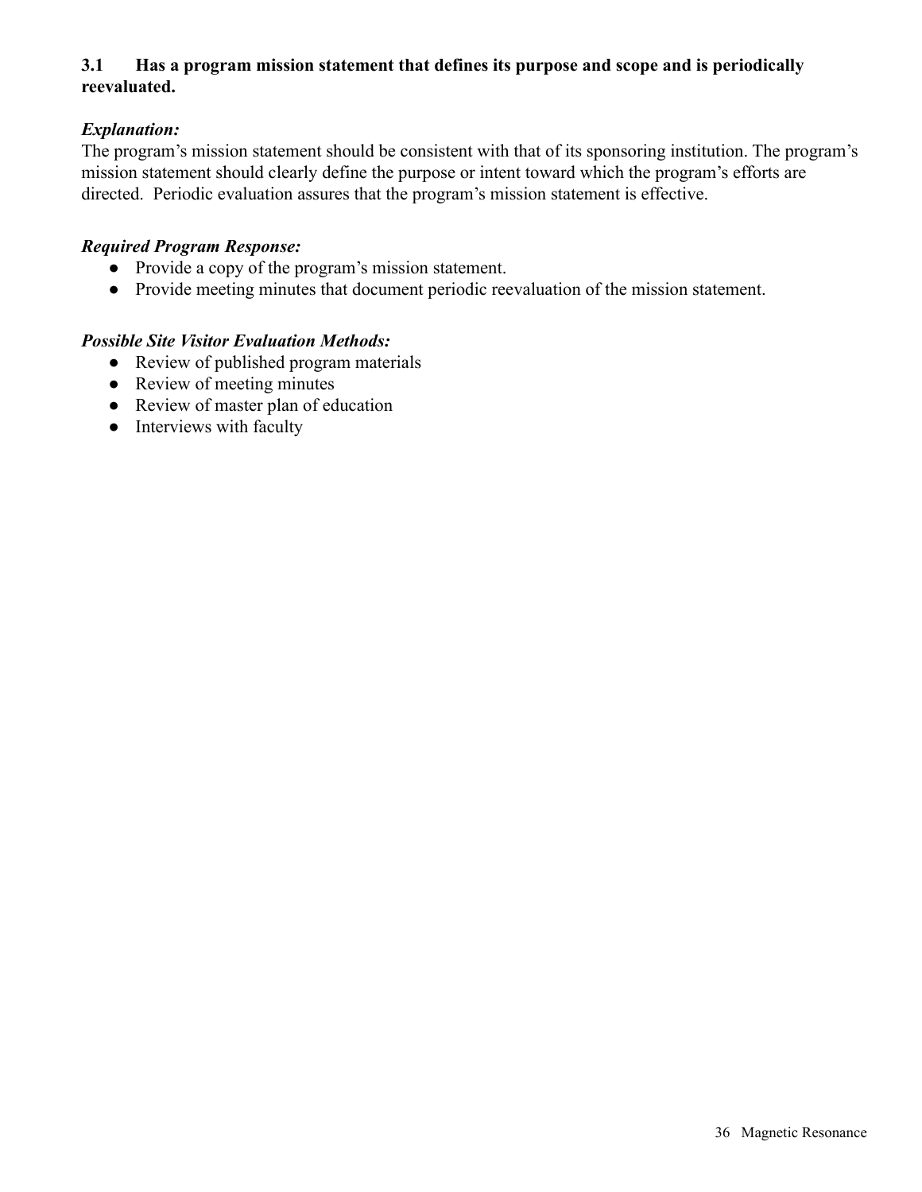**3.1 Has a program mission statement that defines its purpose and scope and is periodically reevaluated.**

***Explanation:***

The program's mission statement should be consistent with that of its sponsoring institution. The program's mission statement should clearly define the purpose or intent toward which the program's efforts are directed. Periodic evaluation assures that the program's mission statement is effective.

***Required Program Response:***

- Provide a copy of the program's mission statement.
- Provide meeting minutes that document periodic reevaluation of the mission statement.

***Possible Site Visitor Evaluation Methods:***

- Review of published program materials
- Review of meeting minutes
- Review of master plan of education
- Interviews with faculty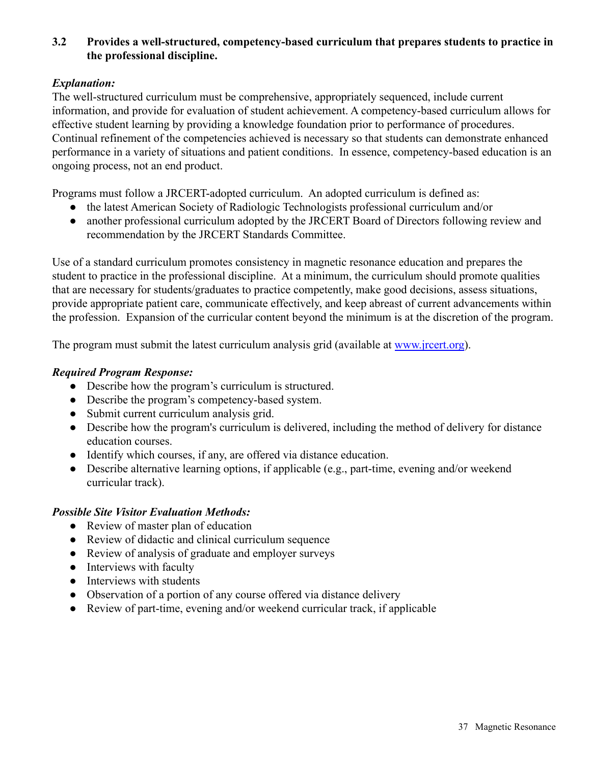### 3.2 Provides a well-structured, competency-based curriculum that prepares students to practice in the professional discipline.

***Explanation:***

The well-structured curriculum must be comprehensive, appropriately sequenced, include current information, and provide for evaluation of student achievement. A competency-based curriculum allows for effective student learning by providing a knowledge foundation prior to performance of procedures. Continual refinement of the competencies achieved is necessary so that students can demonstrate enhanced performance in a variety of situations and patient conditions. In essence, competency-based education is an ongoing process, not an end product.

Programs must follow a JRCERT-adopted curriculum. An adopted curriculum is defined as:

- the latest American Society of Radiologic Technologists professional curriculum and/or
- another professional curriculum adopted by the JRCERT Board of Directors following review and recommendation by the JRCERT Standards Committee.

Use of a standard curriculum promotes consistency in magnetic resonance education and prepares the student to practice in the professional discipline. At a minimum, the curriculum should promote qualities that are necessary for students/graduates to practice competently, make good decisions, assess situations, provide appropriate patient care, communicate effectively, and keep abreast of current advancements within the profession. Expansion of the curricular content beyond the minimum is at the discretion of the program.

The program must submit the latest curriculum analysis grid (available at [www.jrcert.org](http://www.jrcert.org)).

***Required Program Response:***

- Describe how the program's curriculum is structured.
- Describe the program's competency-based system.
- Submit current curriculum analysis grid.
- Describe how the program's curriculum is delivered, including the method of delivery for distance education courses.
- Identify which courses, if any, are offered via distance education.
- Describe alternative learning options, if applicable (e.g., part-time, evening and/or weekend curricular track).

***Possible Site Visitor Evaluation Methods:***

- Review of master plan of education
- Review of didactic and clinical curriculum sequence
- Review of analysis of graduate and employer surveys
- Interviews with faculty
- Interviews with students
- Observation of a portion of any course offered via distance delivery
- Review of part-time, evening and/or weekend curricular track, if applicable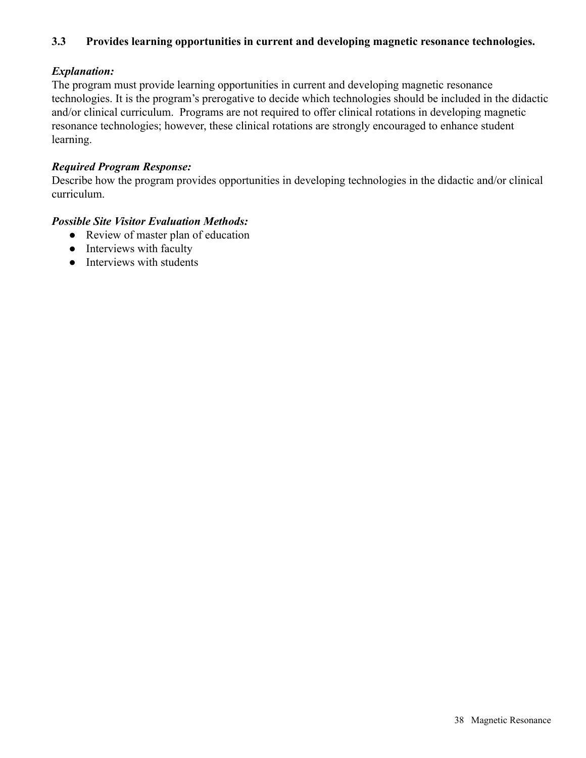### 3.3 Provides learning opportunities in current and developing magnetic resonance technologies.

***Explanation:***

The program must provide learning opportunities in current and developing magnetic resonance technologies. It is the program's prerogative to decide which technologies should be included in the didactic and/or clinical curriculum. Programs are not required to offer clinical rotations in developing magnetic resonance technologies; however, these clinical rotations are strongly encouraged to enhance student learning.

***Required Program Response:***

Describe how the program provides opportunities in developing technologies in the didactic and/or clinical curriculum.

***Possible Site Visitor Evaluation Methods:***

- Review of master plan of education
- Interviews with faculty
- Interviews with students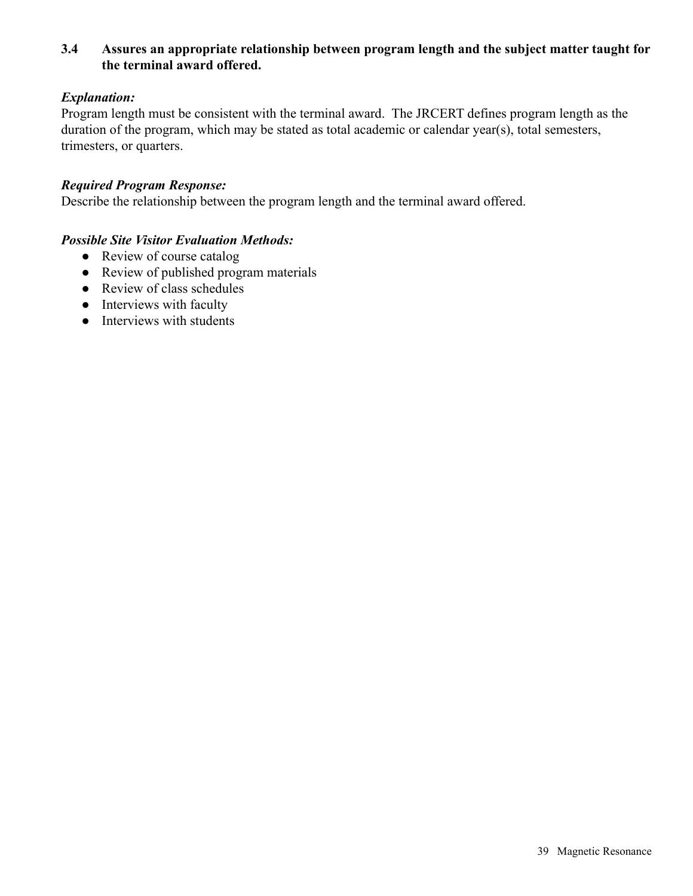**3.4 Assures an appropriate relationship between program length and the subject matter taught for the terminal award offered.**

***Explanation:***
Program length must be consistent with the terminal award. The JRCERT defines program length as the duration of the program, which may be stated as total academic or calendar year(s), total semesters, trimesters, or quarters.

***Required Program Response:***
Describe the relationship between the program length and the terminal award offered.

***Possible Site Visitor Evaluation Methods:***
- Review of course catalog
- Review of published program materials
- Review of class schedules
- Interviews with faculty
- Interviews with students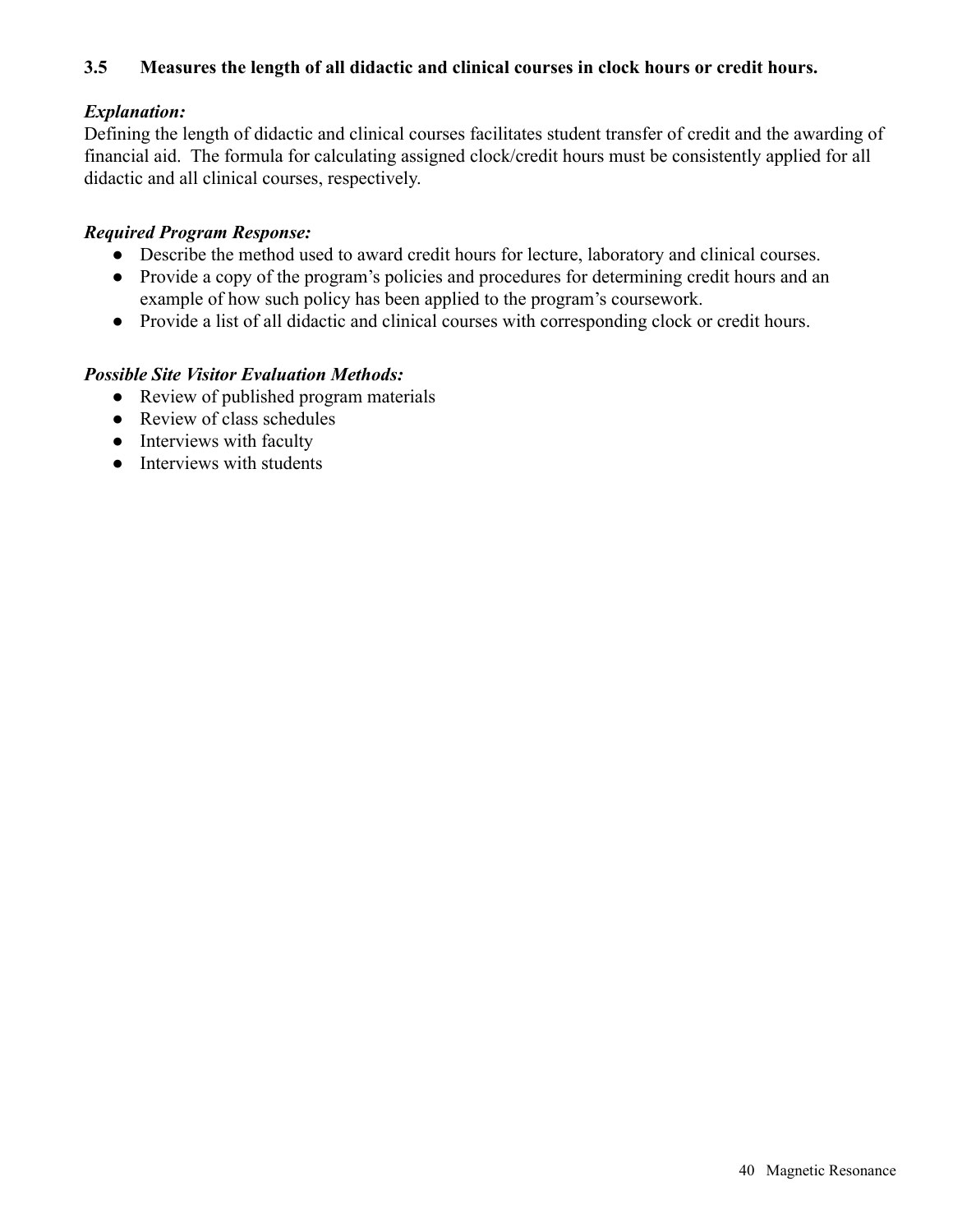### 3.5 Measures the length of all didactic and clinical courses in clock hours or credit hours.

***Explanation:***

Defining the length of didactic and clinical courses facilitates student transfer of credit and the awarding of financial aid. The formula for calculating assigned clock/credit hours must be consistently applied for all didactic and all clinical courses, respectively.

***Required Program Response:***

- Describe the method used to award credit hours for lecture, laboratory and clinical courses.
- Provide a copy of the program's policies and procedures for determining credit hours and an example of how such policy has been applied to the program's coursework.
- Provide a list of all didactic and clinical courses with corresponding clock or credit hours.

***Possible Site Visitor Evaluation Methods:***

- Review of published program materials
- Review of class schedules
- Interviews with faculty
- Interviews with students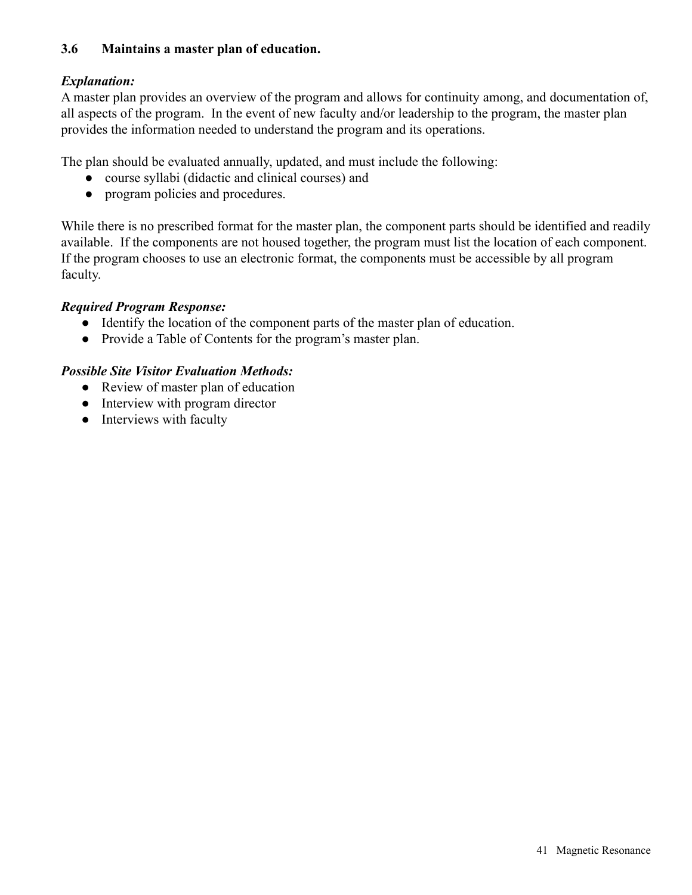### 3.6 Maintains a master plan of education.

***Explanation:***
A master plan provides an overview of the program and allows for continuity among, and documentation of, all aspects of the program. In the event of new faculty and/or leadership to the program, the master plan provides the information needed to understand the program and its operations.

The plan should be evaluated annually, updated, and must include the following:

- course syllabi (didactic and clinical courses) and
- program policies and procedures.

While there is no prescribed format for the master plan, the component parts should be identified and readily available. If the components are not housed together, the program must list the location of each component. If the program chooses to use an electronic format, the components must be accessible by all program faculty.

***Required Program Response:***

- Identify the location of the component parts of the master plan of education.
- Provide a Table of Contents for the program's master plan.

***Possible Site Visitor Evaluation Methods:***

- Review of master plan of education
- Interview with program director
- Interviews with faculty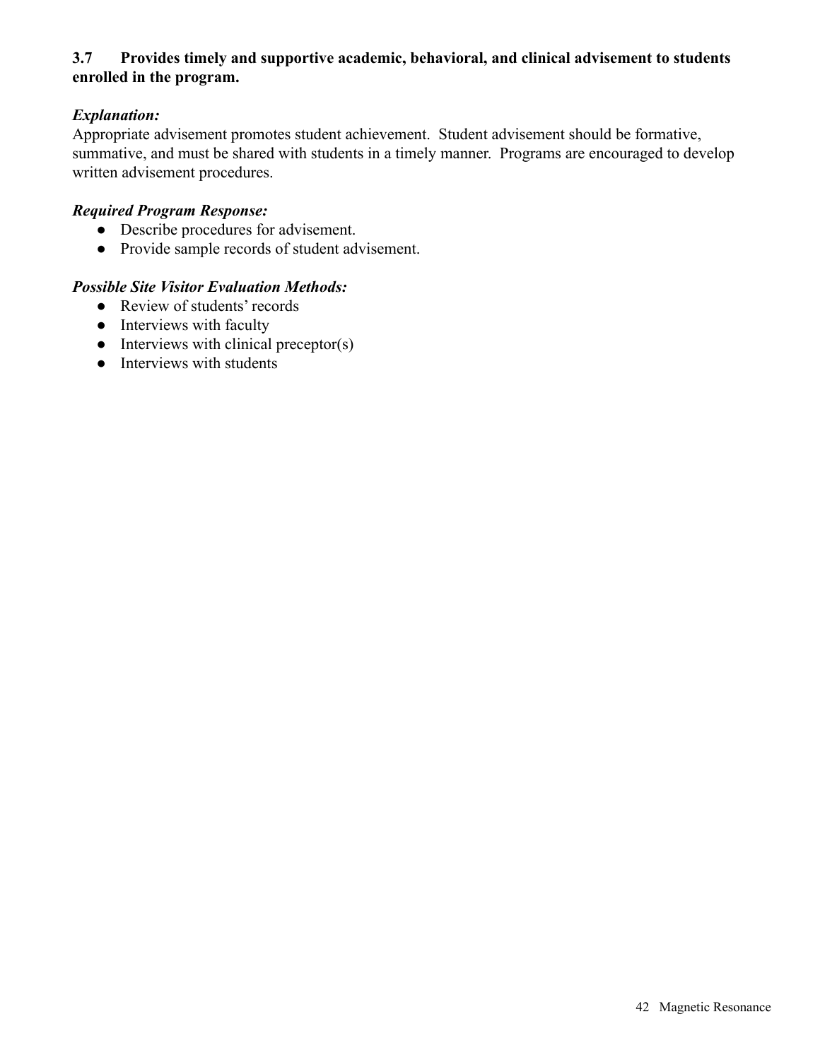**3.7 Provides timely and supportive academic, behavioral, and clinical advisement to students enrolled in the program.**

***Explanation:***

Appropriate advisement promotes student achievement. Student advisement should be formative, summative, and must be shared with students in a timely manner. Programs are encouraged to develop written advisement procedures.

***Required Program Response:***

- Describe procedures for advisement.
- Provide sample records of student advisement.

***Possible Site Visitor Evaluation Methods:***

- Review of students' records
- Interviews with faculty
- Interviews with clinical preceptor(s)
- Interviews with students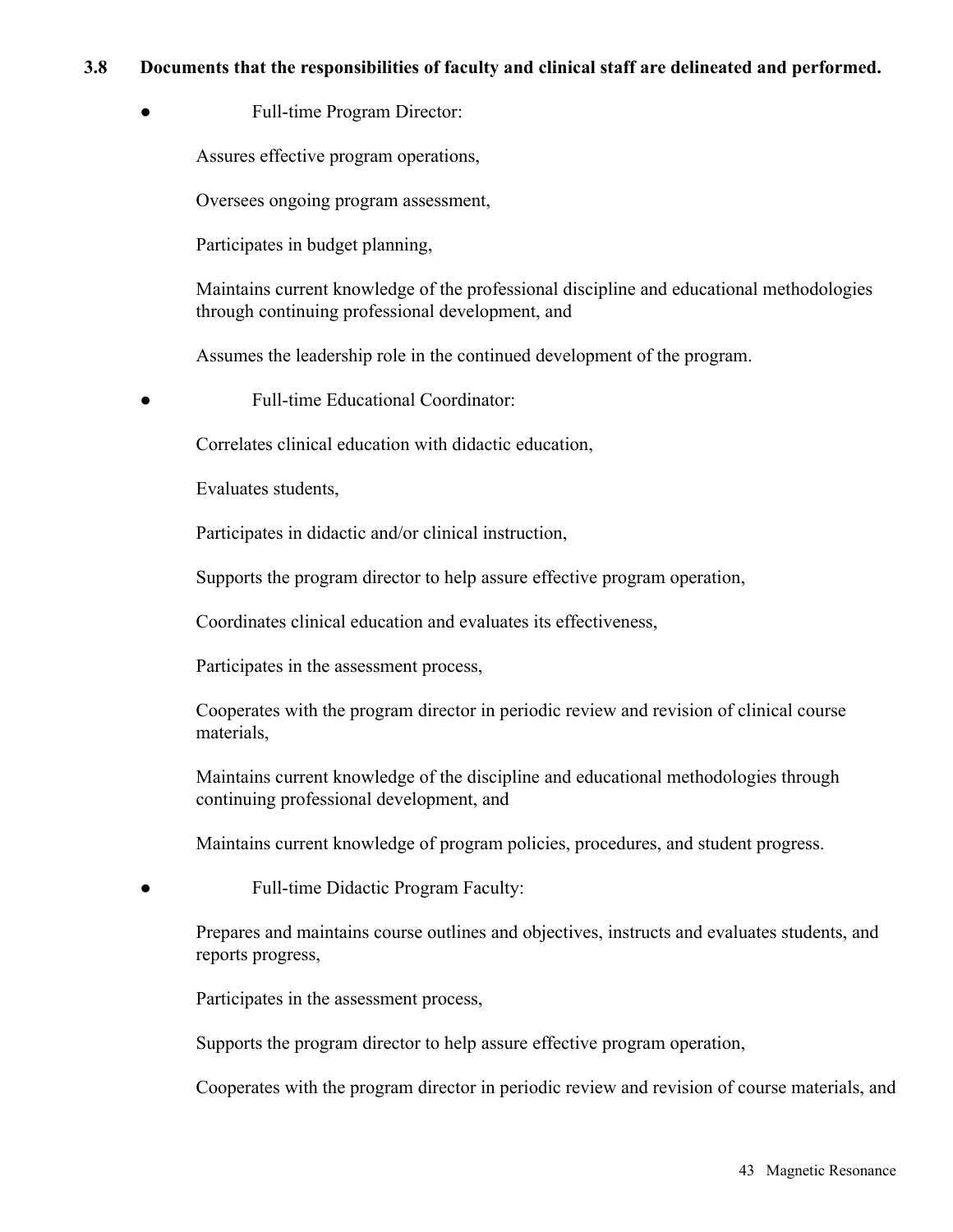**3.8 Documents that the responsibilities of faculty and clinical staff are delineated and performed.**

- Full-time Program Director:

  Assures effective program operations,

  Oversees ongoing program assessment,

  Participates in budget planning,

  Maintains current knowledge of the professional discipline and educational methodologies through continuing professional development, and

  Assumes the leadership role in the continued development of the program.

- Full-time Educational Coordinator:

  Correlates clinical education with didactic education,

  Evaluates students,

  Participates in didactic and/or clinical instruction,

  Supports the program director to help assure effective program operation,

  Coordinates clinical education and evaluates its effectiveness,

  Participates in the assessment process,

  Cooperates with the program director in periodic review and revision of clinical course materials,

  Maintains current knowledge of the discipline and educational methodologies through continuing professional development, and

  Maintains current knowledge of program policies, procedures, and student progress.

- Full-time Didactic Program Faculty:

  Prepares and maintains course outlines and objectives, instructs and evaluates students, and reports progress,

  Participates in the assessment process,

  Supports the program director to help assure effective program operation,

  Cooperates with the program director in periodic review and revision of course materials, and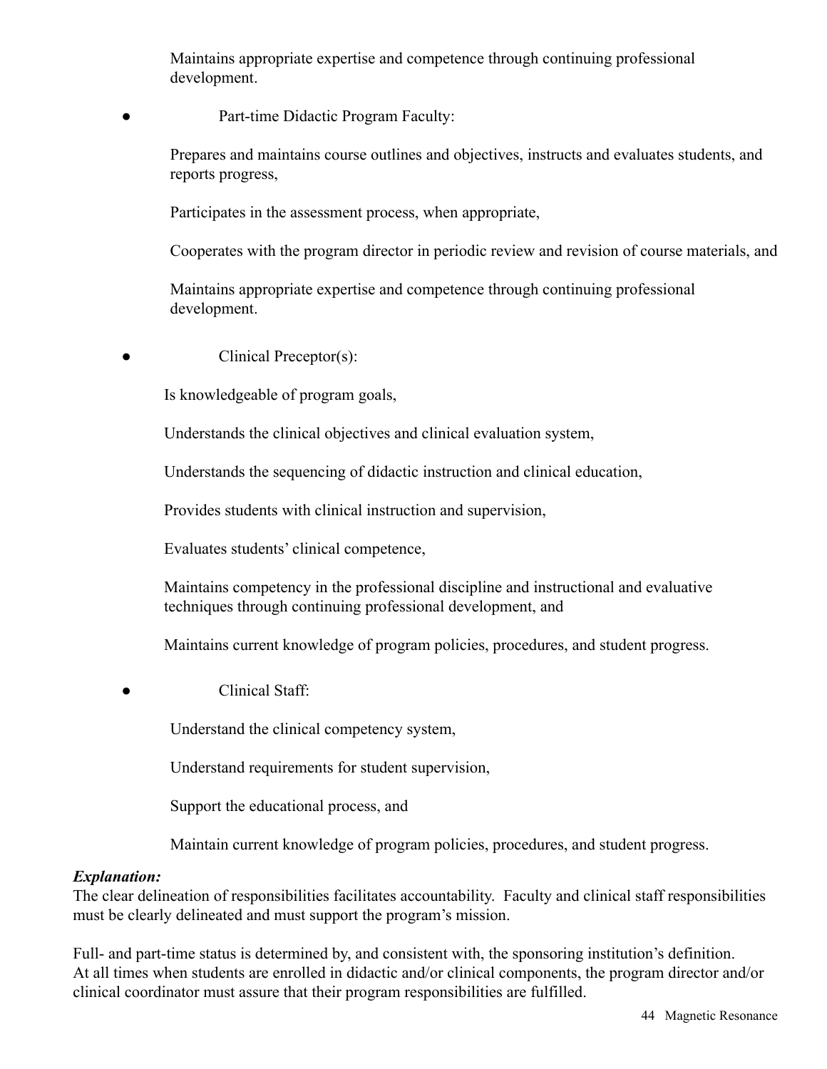Maintains appropriate expertise and competence through continuing professional development.

- Part-time Didactic Program Faculty:

  Prepares and maintains course outlines and objectives, instructs and evaluates students, and reports progress,

  Participates in the assessment process, when appropriate,

  Cooperates with the program director in periodic review and revision of course materials, and

  Maintains appropriate expertise and competence through continuing professional development.

- Clinical Preceptor(s):

  Is knowledgeable of program goals,

  Understands the clinical objectives and clinical evaluation system,

  Understands the sequencing of didactic instruction and clinical education,

  Provides students with clinical instruction and supervision,

  Evaluates students' clinical competence,

  Maintains competency in the professional discipline and instructional and evaluative techniques through continuing professional development, and

  Maintains current knowledge of program policies, procedures, and student progress.

- Clinical Staff:

  Understand the clinical competency system,

  Understand requirements for student supervision,

  Support the educational process, and

  Maintain current knowledge of program policies, procedures, and student progress.

***Explanation:***

The clear delineation of responsibilities facilitates accountability. Faculty and clinical staff responsibilities must be clearly delineated and must support the program's mission.

Full- and part-time status is determined by, and consistent with, the sponsoring institution's definition. At all times when students are enrolled in didactic and/or clinical components, the program director and/or clinical coordinator must assure that their program responsibilities are fulfilled.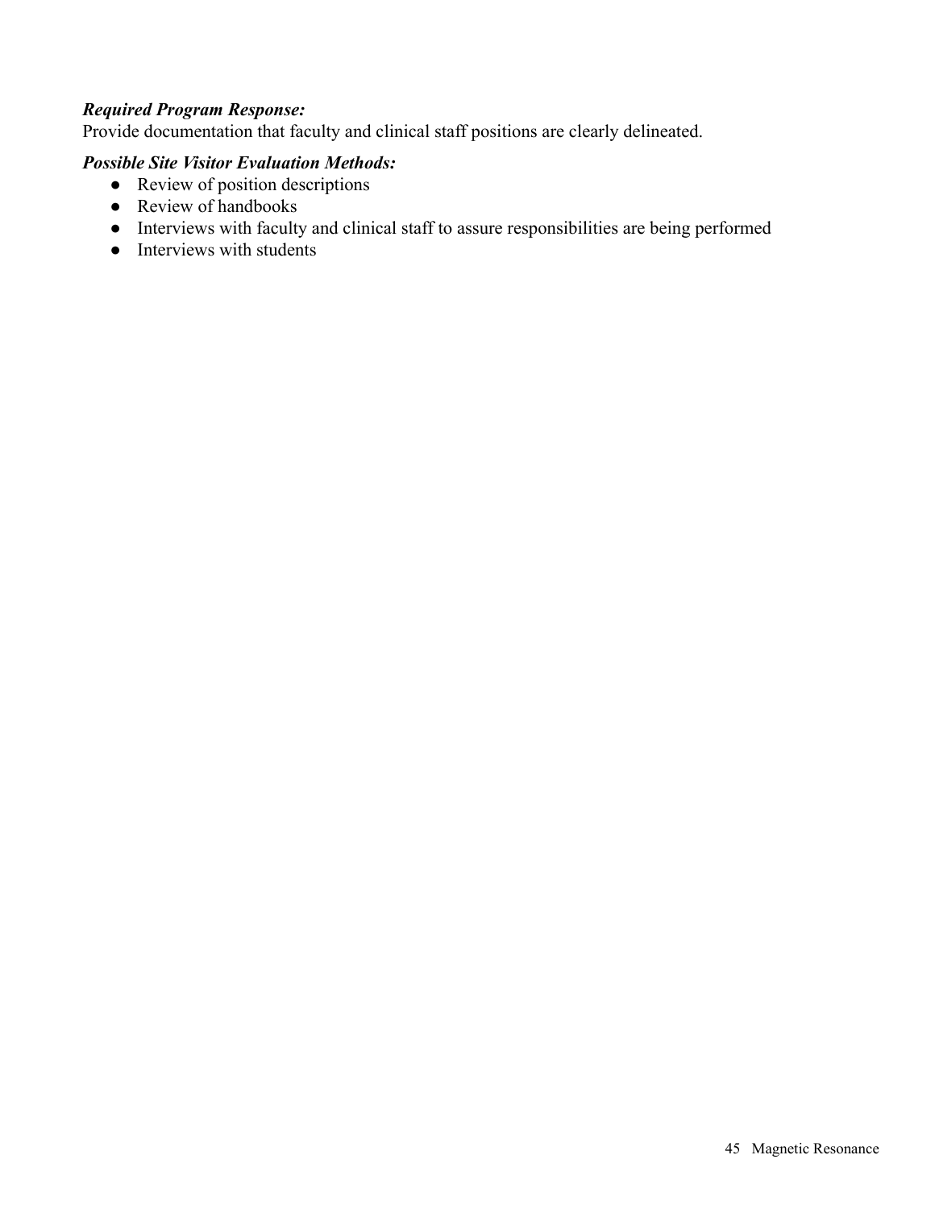***Required Program Response:***
Provide documentation that faculty and clinical staff positions are clearly delineated.

***Possible Site Visitor Evaluation Methods:***

- Review of position descriptions
- Review of handbooks
- Interviews with faculty and clinical staff to assure responsibilities are being performed
- Interviews with students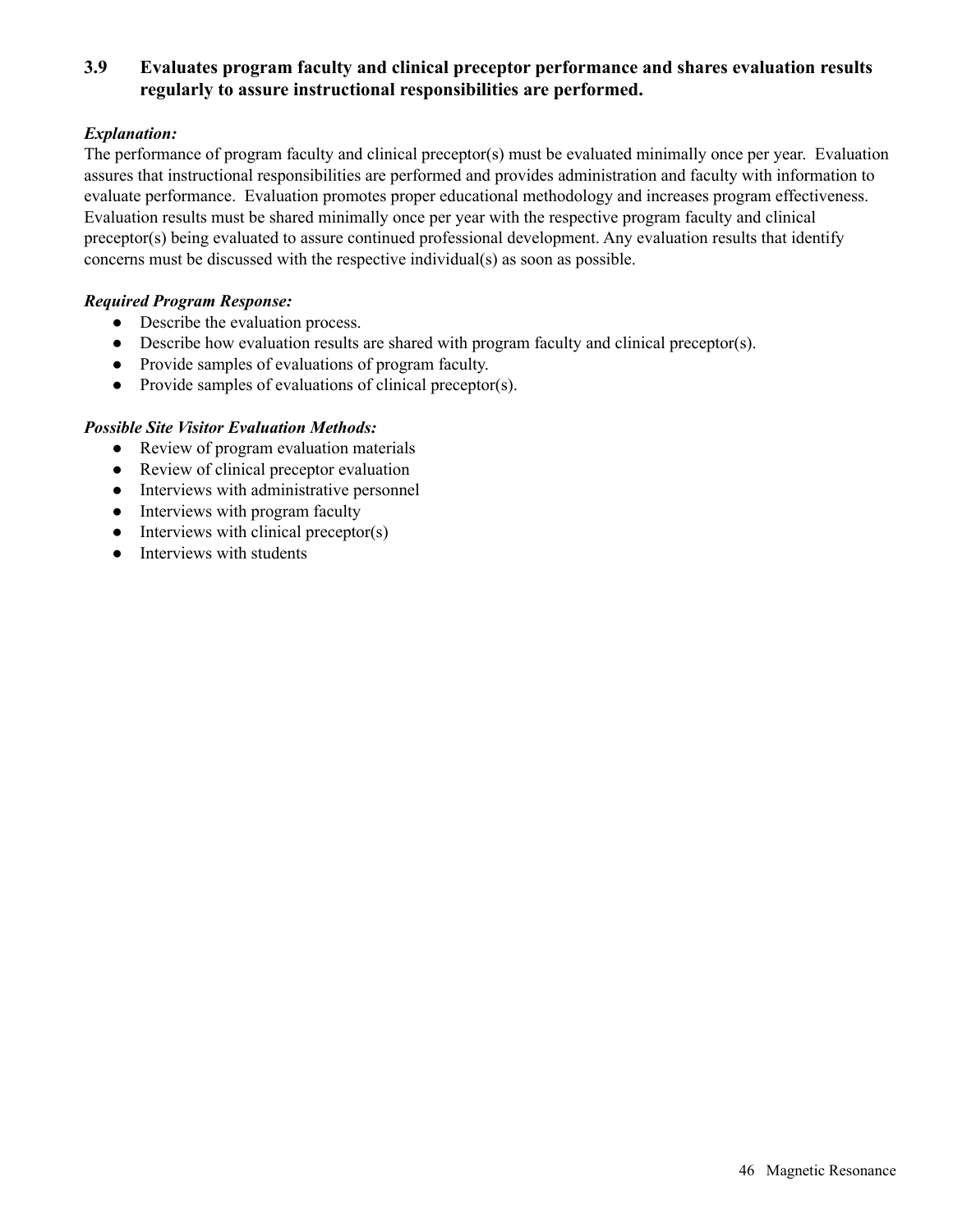### 3.9 Evaluates program faculty and clinical preceptor performance and shares evaluation results regularly to assure instructional responsibilities are performed.

***Explanation:***

The performance of program faculty and clinical preceptor(s) must be evaluated minimally once per year. Evaluation assures that instructional responsibilities are performed and provides administration and faculty with information to evaluate performance. Evaluation promotes proper educational methodology and increases program effectiveness. Evaluation results must be shared minimally once per year with the respective program faculty and clinical preceptor(s) being evaluated to assure continued professional development. Any evaluation results that identify concerns must be discussed with the respective individual(s) as soon as possible.

***Required Program Response:***

- Describe the evaluation process.
- Describe how evaluation results are shared with program faculty and clinical preceptor(s).
- Provide samples of evaluations of program faculty.
- Provide samples of evaluations of clinical preceptor(s).

***Possible Site Visitor Evaluation Methods:***

- Review of program evaluation materials
- Review of clinical preceptor evaluation
- Interviews with administrative personnel
- Interviews with program faculty
- Interviews with clinical preceptor(s)
- Interviews with students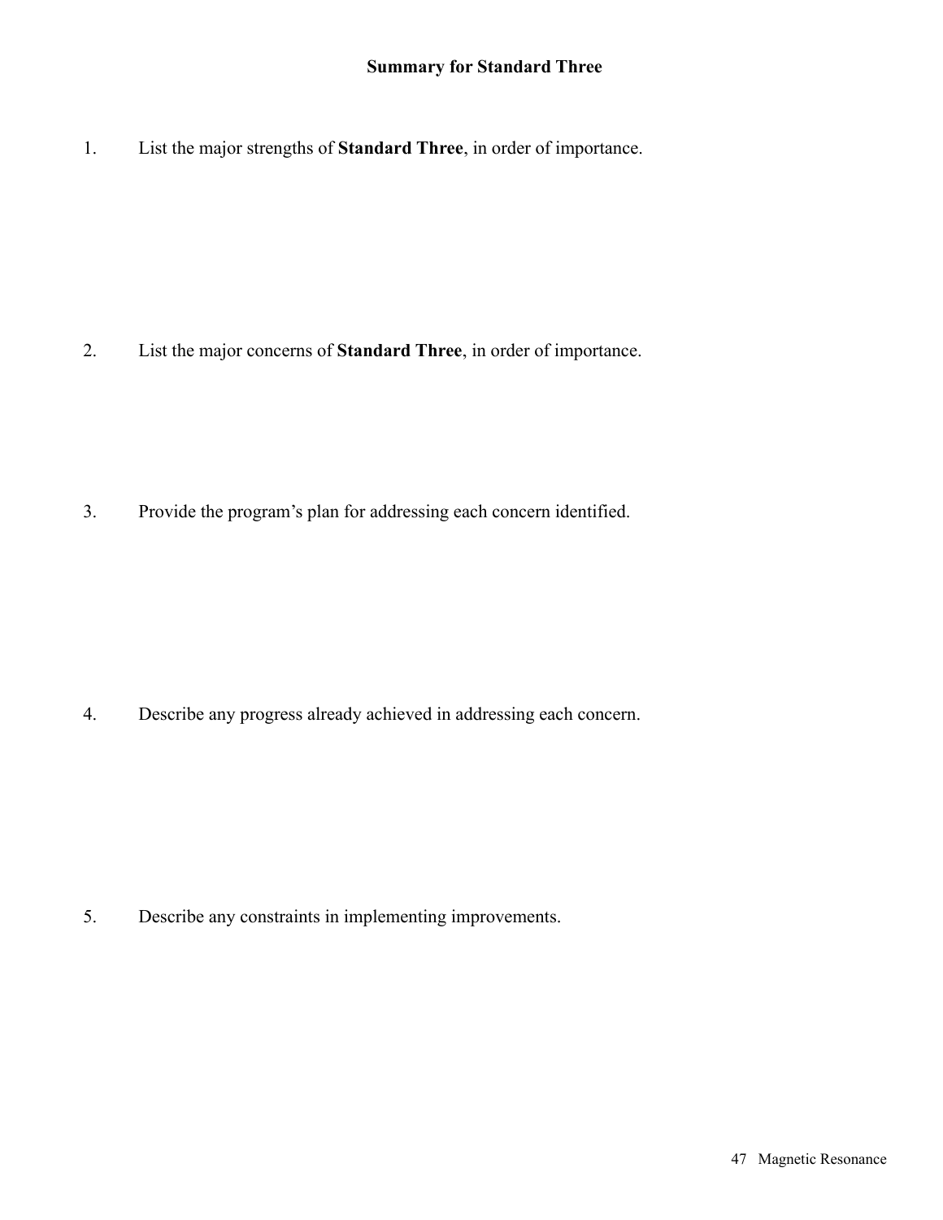## Summary for Standard Three

1. List the major strengths of **Standard Three**, in order of importance.

2. List the major concerns of **Standard Three**, in order of importance.

3. Provide the program's plan for addressing each concern identified.

4. Describe any progress already achieved in addressing each concern.

5. Describe any constraints in implementing improvements.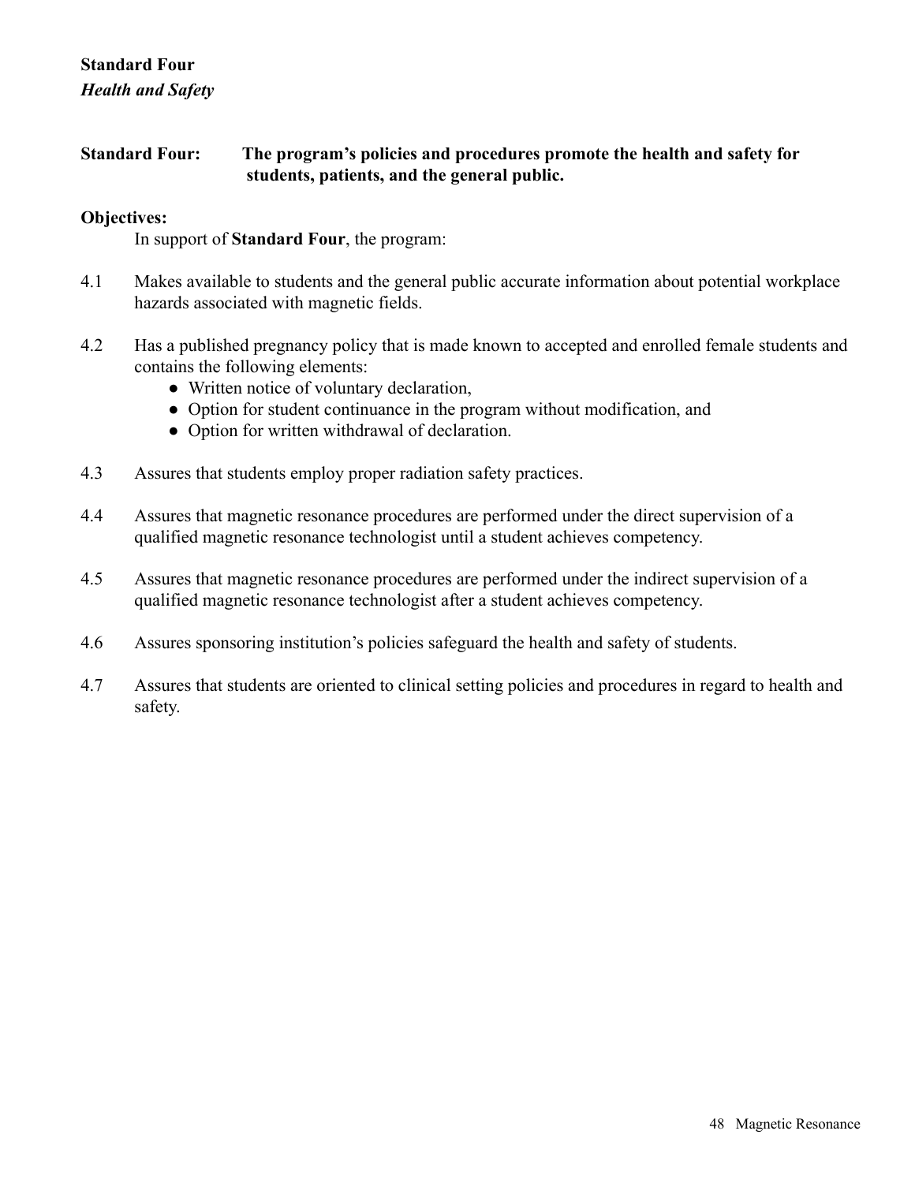**Standard Four**

***Health and Safety***

**Standard Four: The program's policies and procedures promote the health and safety for students, patients, and the general public.**

**Objectives:**

In support of **Standard Four**, the program:

4.1 Makes available to students and the general public accurate information about potential workplace hazards associated with magnetic fields.

4.2 Has a published pregnancy policy that is made known to accepted and enrolled female students and contains the following elements:
- Written notice of voluntary declaration,
- Option for student continuance in the program without modification, and
- Option for written withdrawal of declaration.

4.3 Assures that students employ proper radiation safety practices.

4.4 Assures that magnetic resonance procedures are performed under the direct supervision of a qualified magnetic resonance technologist until a student achieves competency.

4.5 Assures that magnetic resonance procedures are performed under the indirect supervision of a qualified magnetic resonance technologist after a student achieves competency.

4.6 Assures sponsoring institution's policies safeguard the health and safety of students.

4.7 Assures that students are oriented to clinical setting policies and procedures in regard to health and safety.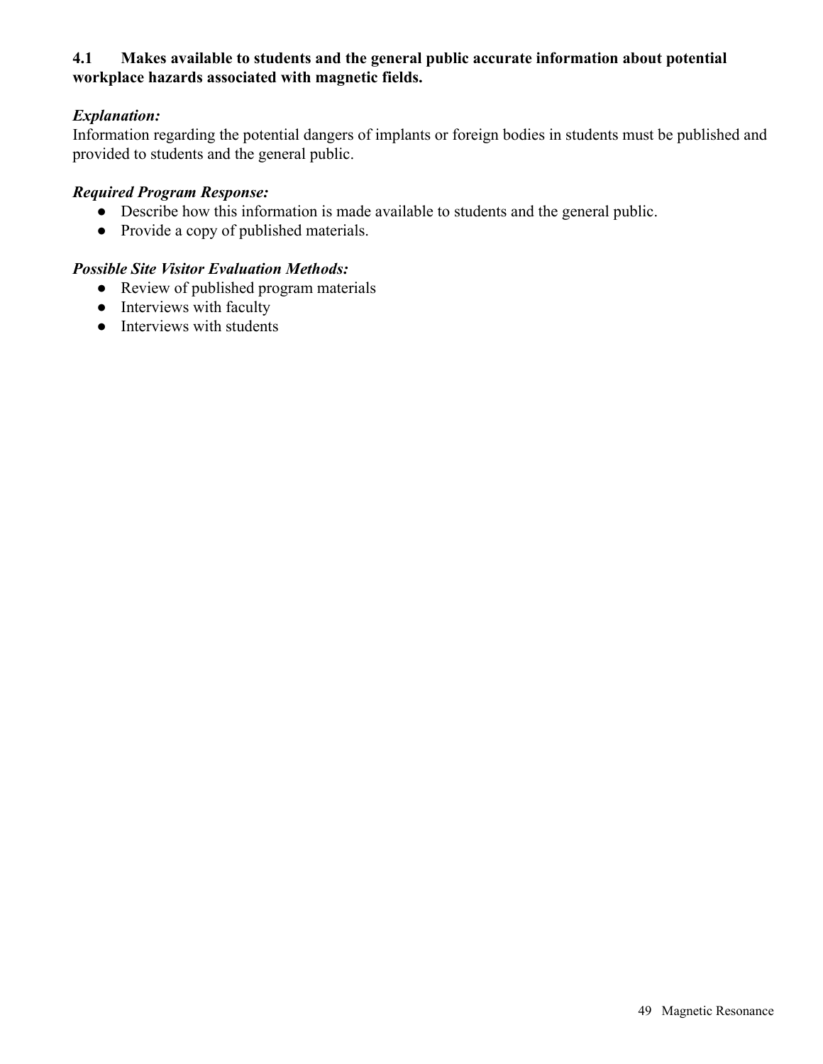**4.1 Makes available to students and the general public accurate information about potential workplace hazards associated with magnetic fields.**

***Explanation:***
Information regarding the potential dangers of implants or foreign bodies in students must be published and provided to students and the general public.

***Required Program Response:***

- Describe how this information is made available to students and the general public.
- Provide a copy of published materials.

***Possible Site Visitor Evaluation Methods:***

- Review of published program materials
- Interviews with faculty
- Interviews with students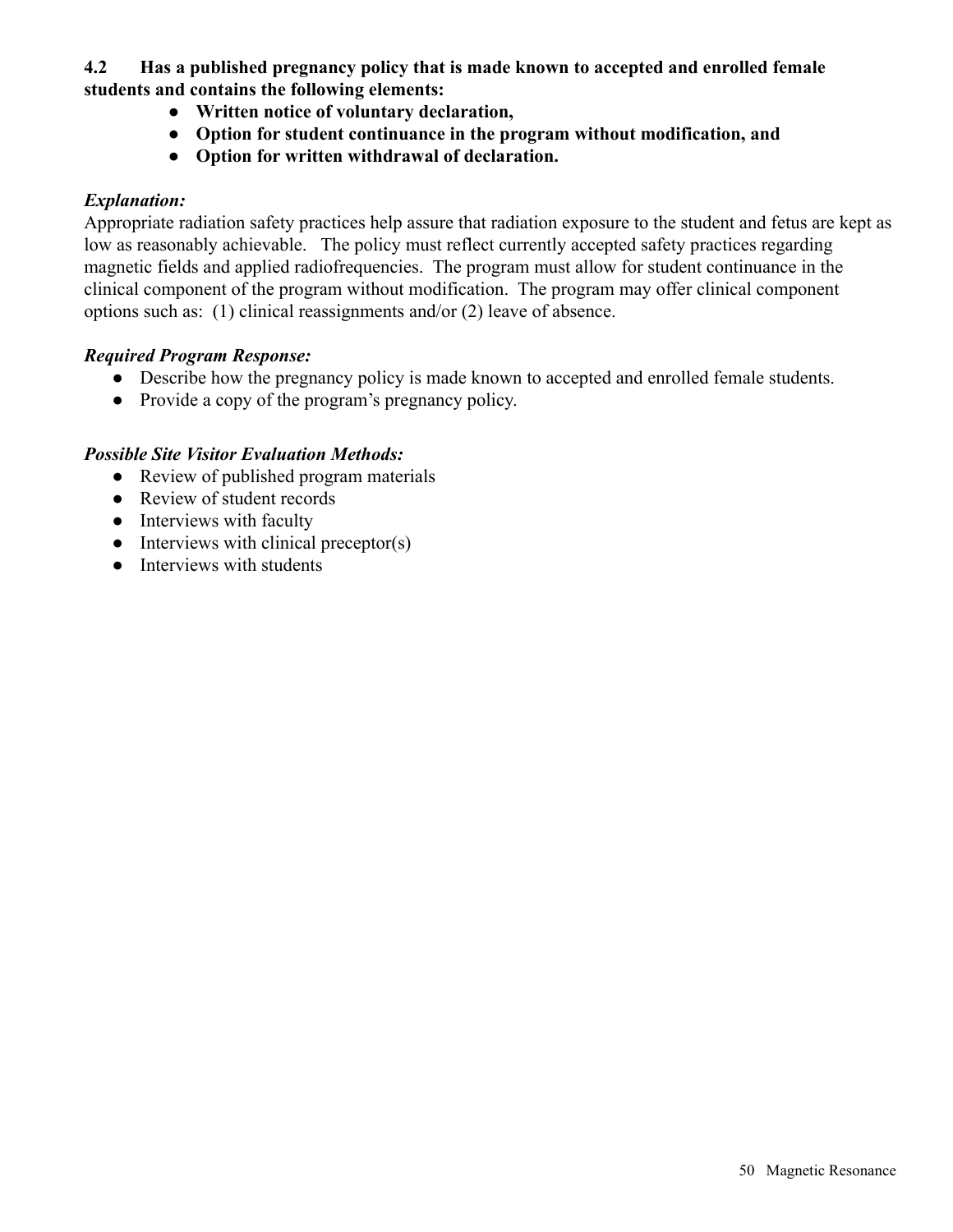**4.2 Has a published pregnancy policy that is made known to accepted and enrolled female students and contains the following elements:**

- **Written notice of voluntary declaration,**
- **Option for student continuance in the program without modification, and**
- **Option for written withdrawal of declaration.**

***Explanation:***

Appropriate radiation safety practices help assure that radiation exposure to the student and fetus are kept as low as reasonably achievable. The policy must reflect currently accepted safety practices regarding magnetic fields and applied radiofrequencies. The program must allow for student continuance in the clinical component of the program without modification. The program may offer clinical component options such as: (1) clinical reassignments and/or (2) leave of absence.

***Required Program Response:***

- Describe how the pregnancy policy is made known to accepted and enrolled female students.
- Provide a copy of the program's pregnancy policy.

***Possible Site Visitor Evaluation Methods:***

- Review of published program materials
- Review of student records
- Interviews with faculty
- Interviews with clinical preceptor(s)
- Interviews with students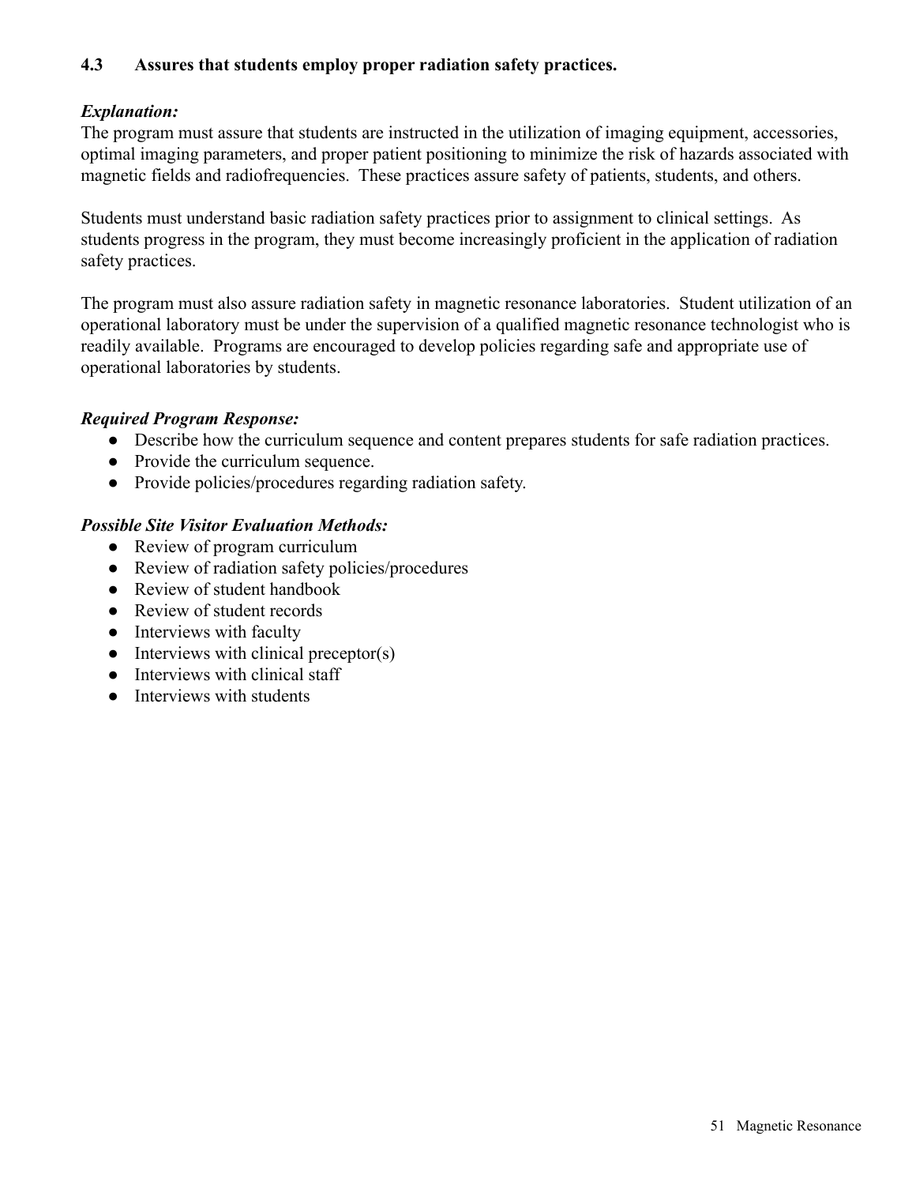**4.3 Assures that students employ proper radiation safety practices.**

***Explanation:***

The program must assure that students are instructed in the utilization of imaging equipment, accessories, optimal imaging parameters, and proper patient positioning to minimize the risk of hazards associated with magnetic fields and radiofrequencies. These practices assure safety of patients, students, and others.

Students must understand basic radiation safety practices prior to assignment to clinical settings. As students progress in the program, they must become increasingly proficient in the application of radiation safety practices.

The program must also assure radiation safety in magnetic resonance laboratories. Student utilization of an operational laboratory must be under the supervision of a qualified magnetic resonance technologist who is readily available. Programs are encouraged to develop policies regarding safe and appropriate use of operational laboratories by students.

***Required Program Response:***

- Describe how the curriculum sequence and content prepares students for safe radiation practices.
- Provide the curriculum sequence.
- Provide policies/procedures regarding radiation safety.

***Possible Site Visitor Evaluation Methods:***

- Review of program curriculum
- Review of radiation safety policies/procedures
- Review of student handbook
- Review of student records
- Interviews with faculty
- Interviews with clinical preceptor(s)
- Interviews with clinical staff
- Interviews with students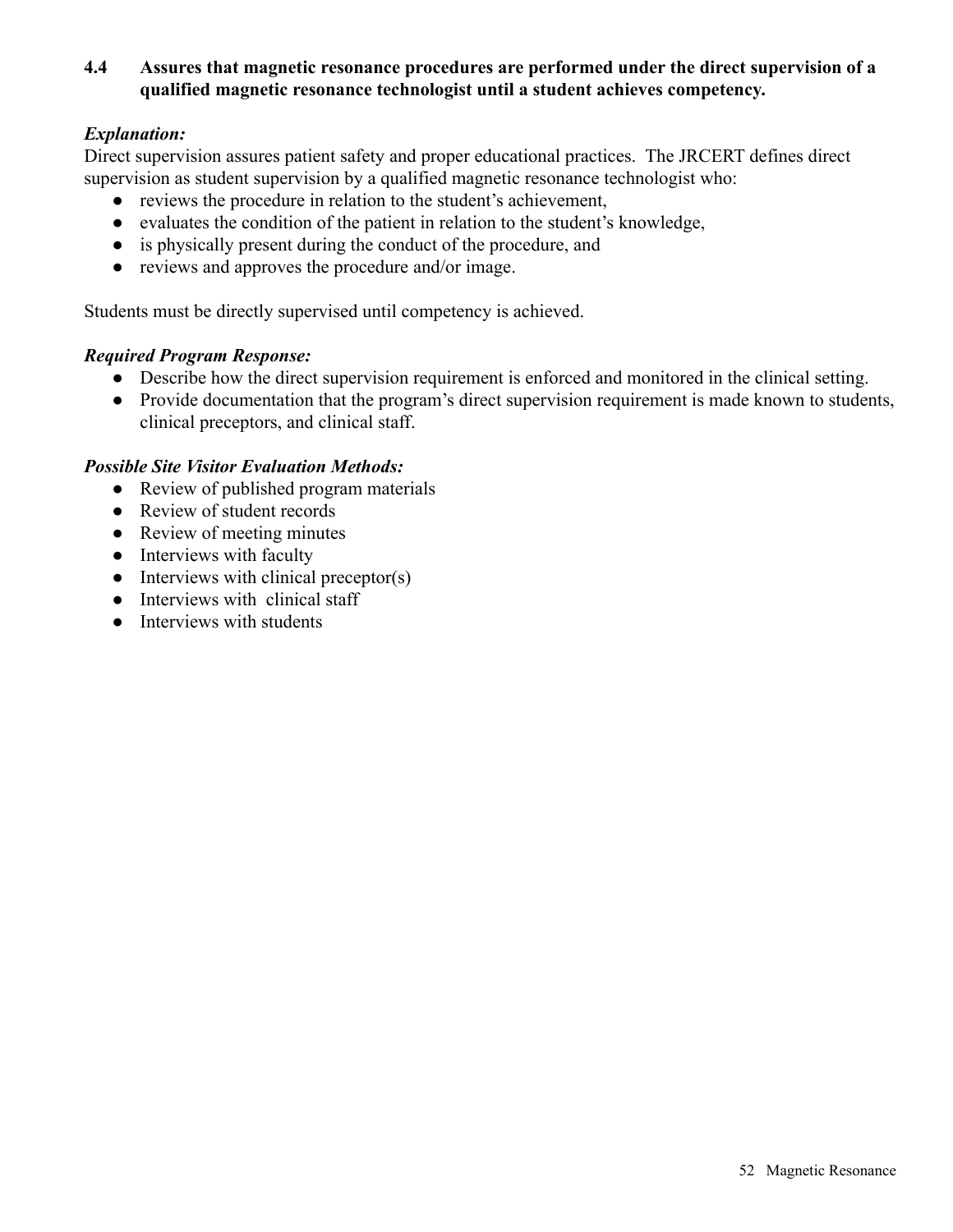**4.4 Assures that magnetic resonance procedures are performed under the direct supervision of a qualified magnetic resonance technologist until a student achieves competency.**

***Explanation:***

Direct supervision assures patient safety and proper educational practices. The JRCERT defines direct supervision as student supervision by a qualified magnetic resonance technologist who:

- reviews the procedure in relation to the student's achievement,
- evaluates the condition of the patient in relation to the student's knowledge,
- is physically present during the conduct of the procedure, and
- reviews and approves the procedure and/or image.

Students must be directly supervised until competency is achieved.

***Required Program Response:***

- Describe how the direct supervision requirement is enforced and monitored in the clinical setting.
- Provide documentation that the program's direct supervision requirement is made known to students, clinical preceptors, and clinical staff.

***Possible Site Visitor Evaluation Methods:***

- Review of published program materials
- Review of student records
- Review of meeting minutes
- Interviews with faculty
- Interviews with clinical preceptor(s)
- Interviews with clinical staff
- Interviews with students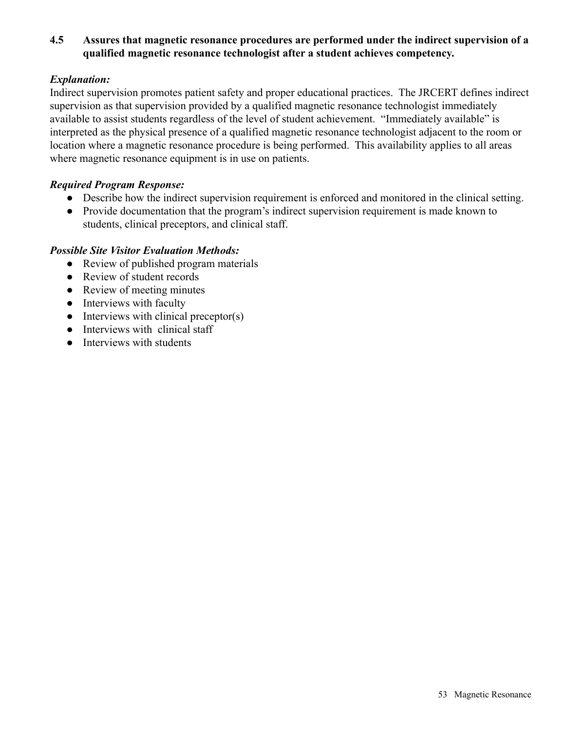**4.5 Assures that magnetic resonance procedures are performed under the indirect supervision of a qualified magnetic resonance technologist after a student achieves competency.**

***Explanation:***
Indirect supervision promotes patient safety and proper educational practices. The JRCERT defines indirect supervision as that supervision provided by a qualified magnetic resonance technologist immediately available to assist students regardless of the level of student achievement. "Immediately available" is interpreted as the physical presence of a qualified magnetic resonance technologist adjacent to the room or location where a magnetic resonance procedure is being performed. This availability applies to all areas where magnetic resonance equipment is in use on patients.

***Required Program Response:***

- Describe how the indirect supervision requirement is enforced and monitored in the clinical setting.
- Provide documentation that the program's indirect supervision requirement is made known to students, clinical preceptors, and clinical staff.

***Possible Site Visitor Evaluation Methods:***

- Review of published program materials
- Review of student records
- Review of meeting minutes
- Interviews with faculty
- Interviews with clinical preceptor(s)
- Interviews with clinical staff
- Interviews with students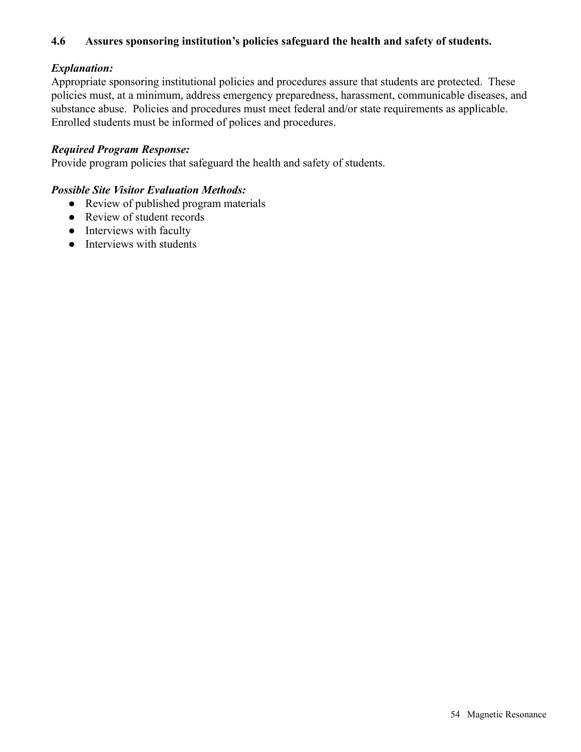### 4.6 Assures sponsoring institution's policies safeguard the health and safety of students.

***Explanation:***
Appropriate sponsoring institutional policies and procedures assure that students are protected. These policies must, at a minimum, address emergency preparedness, harassment, communicable diseases, and substance abuse. Policies and procedures must meet federal and/or state requirements as applicable. Enrolled students must be informed of polices and procedures.

***Required Program Response:***
Provide program policies that safeguard the health and safety of students.

***Possible Site Visitor Evaluation Methods:***

- Review of published program materials
- Review of student records
- Interviews with faculty
- Interviews with students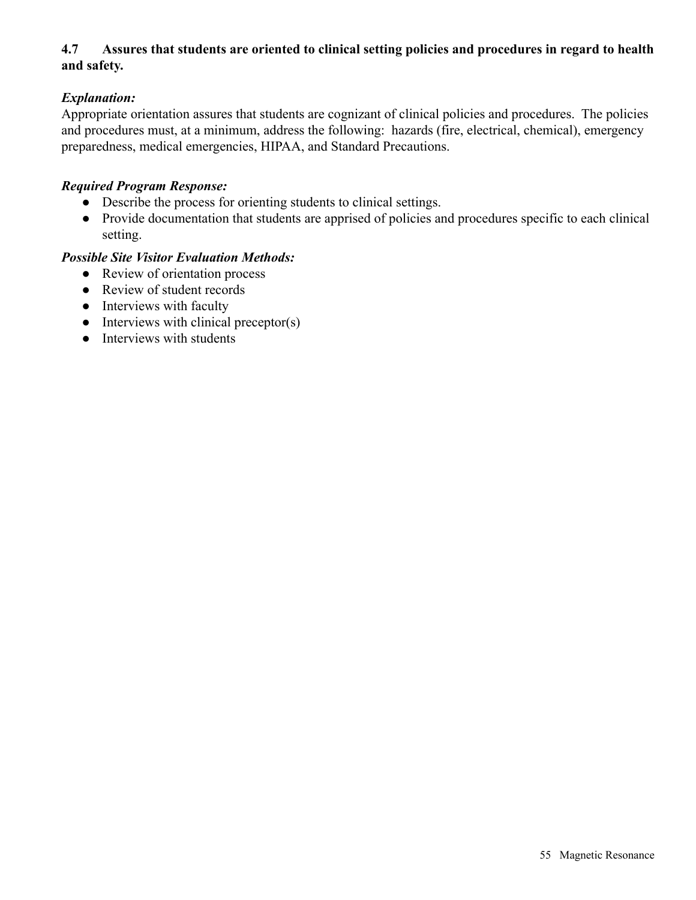**4.7 Assures that students are oriented to clinical setting policies and procedures in regard to health and safety.**

***Explanation:***

Appropriate orientation assures that students are cognizant of clinical policies and procedures. The policies and procedures must, at a minimum, address the following: hazards (fire, electrical, chemical), emergency preparedness, medical emergencies, HIPAA, and Standard Precautions.

***Required Program Response:***

- Describe the process for orienting students to clinical settings.
- Provide documentation that students are apprised of policies and procedures specific to each clinical setting.

***Possible Site Visitor Evaluation Methods:***

- Review of orientation process
- Review of student records
- Interviews with faculty
- Interviews with clinical preceptor(s)
- Interviews with students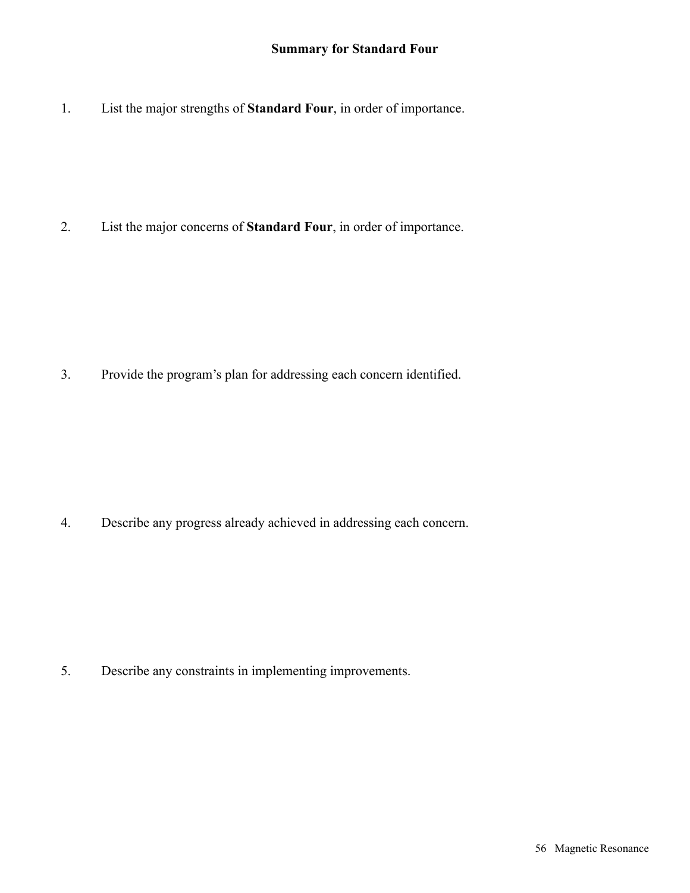## Summary for Standard Four

1. List the major strengths of **Standard Four**, in order of importance.

2. List the major concerns of **Standard Four**, in order of importance.

3. Provide the program's plan for addressing each concern identified.

4. Describe any progress already achieved in addressing each concern.

5. Describe any constraints in implementing improvements.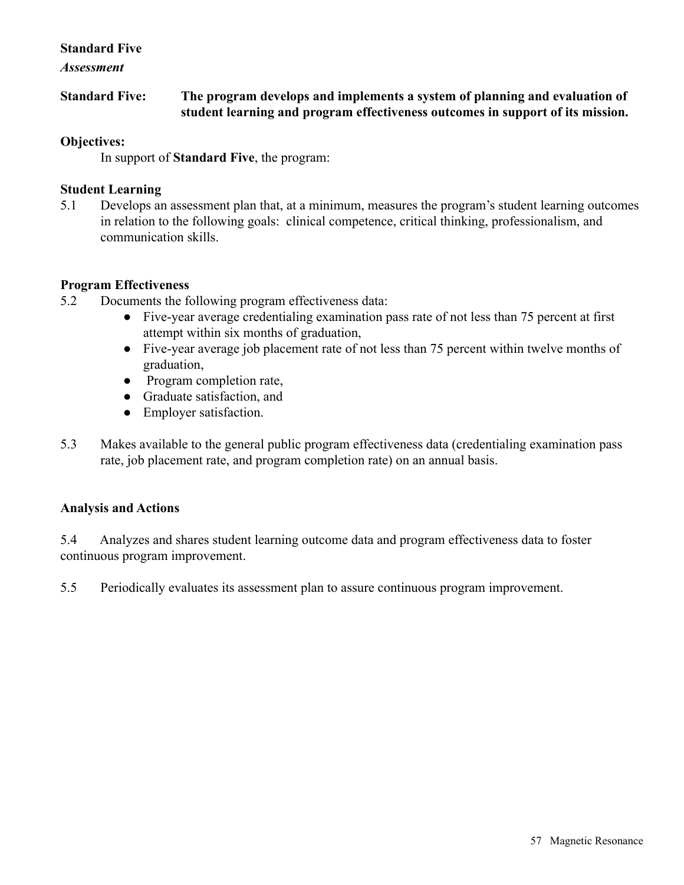**Standard Five**

***Assessment***

**Standard Five: The program develops and implements a system of planning and evaluation of student learning and program effectiveness outcomes in support of its mission.**

**Objectives:**

In support of **Standard Five**, the program:

**Student Learning**

5.1 Develops an assessment plan that, at a minimum, measures the program's student learning outcomes in relation to the following goals: clinical competence, critical thinking, professionalism, and communication skills.

**Program Effectiveness**

5.2 Documents the following program effectiveness data:

- Five-year average credentialing examination pass rate of not less than 75 percent at first attempt within six months of graduation,
- Five-year average job placement rate of not less than 75 percent within twelve months of graduation,
- Program completion rate,
- Graduate satisfaction, and
- Employer satisfaction.

5.3 Makes available to the general public program effectiveness data (credentialing examination pass rate, job placement rate, and program completion rate) on an annual basis.

**Analysis and Actions**

5.4 Analyzes and shares student learning outcome data and program effectiveness data to foster continuous program improvement.

5.5 Periodically evaluates its assessment plan to assure continuous program improvement.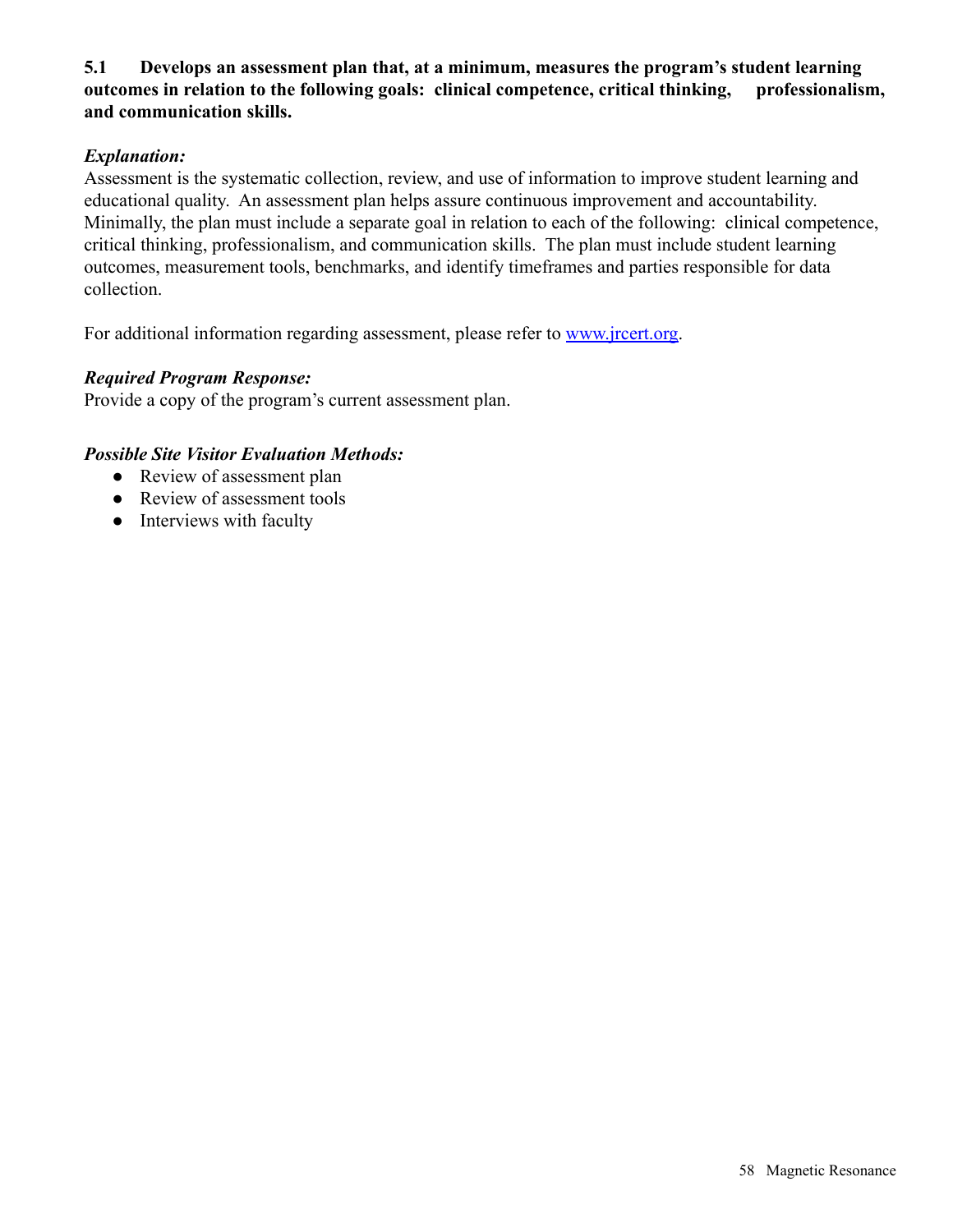**5.1 Develops an assessment plan that, at a minimum, measures the program's student learning outcomes in relation to the following goals: clinical competence, critical thinking, professionalism, and communication skills.**

***Explanation:***
Assessment is the systematic collection, review, and use of information to improve student learning and educational quality. An assessment plan helps assure continuous improvement and accountability. Minimally, the plan must include a separate goal in relation to each of the following: clinical competence, critical thinking, professionalism, and communication skills. The plan must include student learning outcomes, measurement tools, benchmarks, and identify timeframes and parties responsible for data collection.

For additional information regarding assessment, please refer to [www.jrcert.org](http://www.jrcert.org).

***Required Program Response:***
Provide a copy of the program's current assessment plan.

***Possible Site Visitor Evaluation Methods:***
- Review of assessment plan
- Review of assessment tools
- Interviews with faculty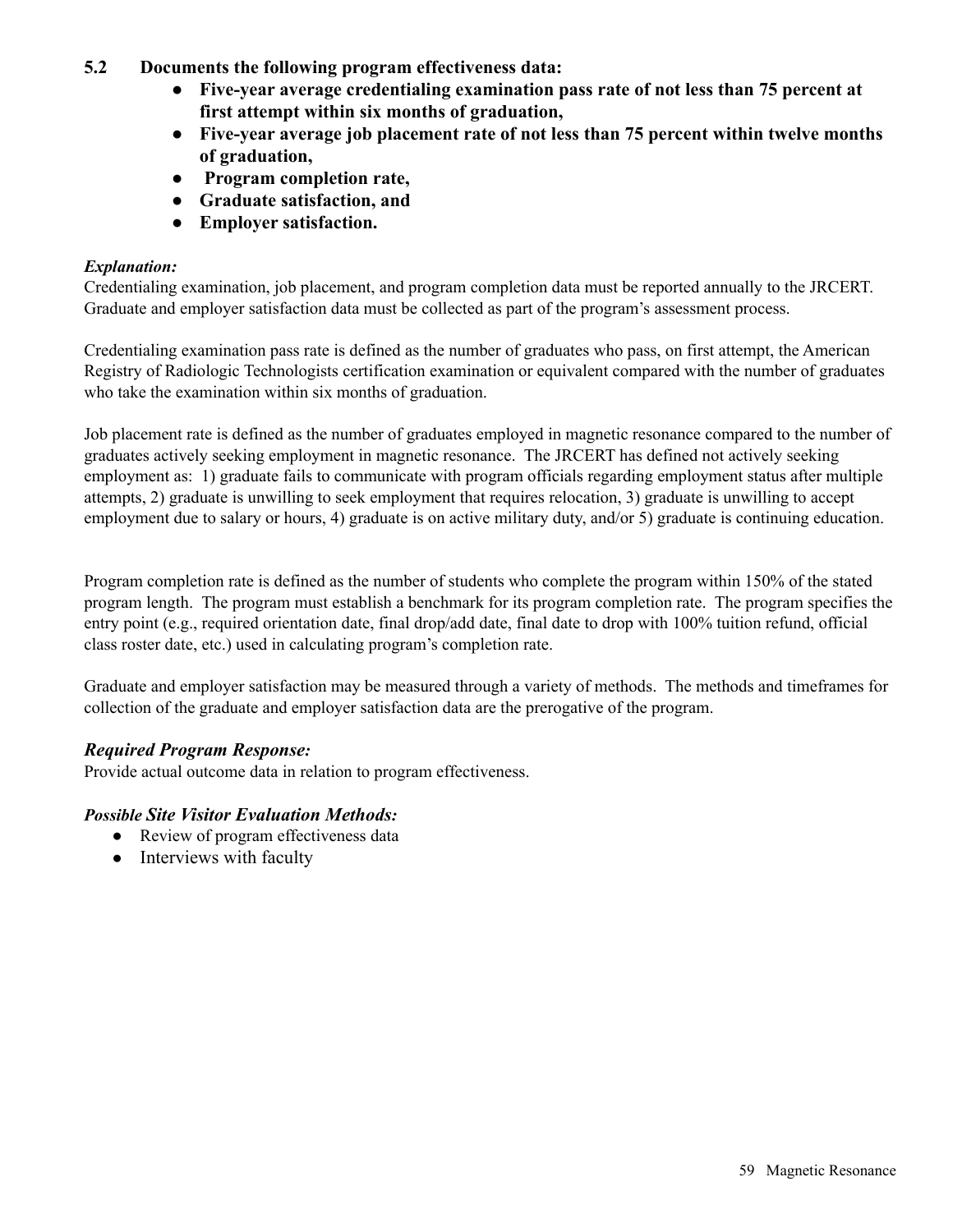**5.2 Documents the following program effectiveness data:**

- **Five-year average credentialing examination pass rate of not less than 75 percent at first attempt within six months of graduation,**
- **Five-year average job placement rate of not less than 75 percent within twelve months of graduation,**
- **Program completion rate,**
- **Graduate satisfaction, and**
- **Employer satisfaction.**

***Explanation:***

Credentialing examination, job placement, and program completion data must be reported annually to the JRCERT. Graduate and employer satisfaction data must be collected as part of the program's assessment process.

Credentialing examination pass rate is defined as the number of graduates who pass, on first attempt, the American Registry of Radiologic Technologists certification examination or equivalent compared with the number of graduates who take the examination within six months of graduation.

Job placement rate is defined as the number of graduates employed in magnetic resonance compared to the number of graduates actively seeking employment in magnetic resonance. The JRCERT has defined not actively seeking employment as: 1) graduate fails to communicate with program officials regarding employment status after multiple attempts, 2) graduate is unwilling to seek employment that requires relocation, 3) graduate is unwilling to accept employment due to salary or hours, 4) graduate is on active military duty, and/or 5) graduate is continuing education.

Program completion rate is defined as the number of students who complete the program within 150% of the stated program length. The program must establish a benchmark for its program completion rate. The program specifies the entry point (e.g., required orientation date, final drop/add date, final date to drop with 100% tuition refund, official class roster date, etc.) used in calculating program's completion rate.

Graduate and employer satisfaction may be measured through a variety of methods. The methods and timeframes for collection of the graduate and employer satisfaction data are the prerogative of the program.

***Required Program Response:***

Provide actual outcome data in relation to program effectiveness.

***Possible Site Visitor Evaluation Methods:***

- Review of program effectiveness data
- Interviews with faculty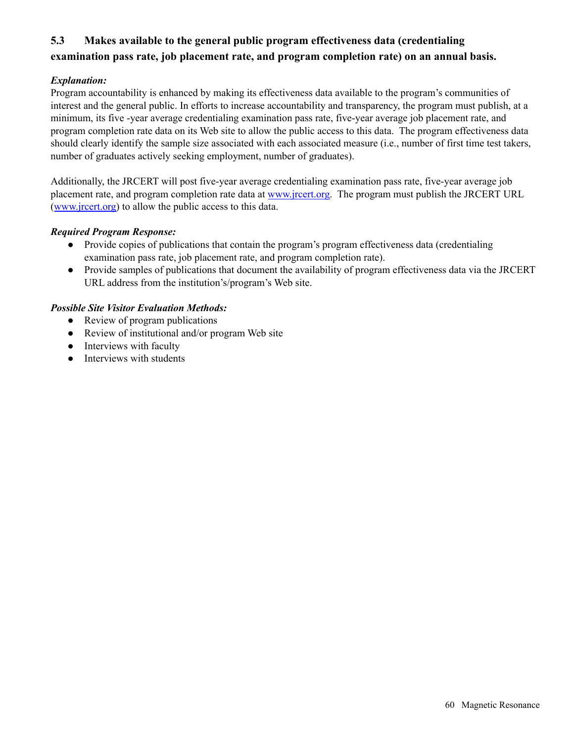### 5.3 Makes available to the general public program effectiveness data (credentialing examination pass rate, job placement rate, and program completion rate) on an annual basis.

***Explanation:***

Program accountability is enhanced by making its effectiveness data available to the program's communities of interest and the general public. In efforts to increase accountability and transparency, the program must publish, at a minimum, its five -year average credentialing examination pass rate, five-year average job placement rate, and program completion rate data on its Web site to allow the public access to this data. The program effectiveness data should clearly identify the sample size associated with each associated measure (i.e., number of first time test takers, number of graduates actively seeking employment, number of graduates).

Additionally, the JRCERT will post five-year average credentialing examination pass rate, five-year average job placement rate, and program completion rate data at [www.jrcert.org](http://www.jrcert.org). The program must publish the JRCERT URL ([www.jrcert.org](http://www.jrcert.org)) to allow the public access to this data.

***Required Program Response:***

- Provide copies of publications that contain the program's program effectiveness data (credentialing examination pass rate, job placement rate, and program completion rate).
- Provide samples of publications that document the availability of program effectiveness data via the JRCERT URL address from the institution's/program's Web site.

***Possible Site Visitor Evaluation Methods:***

- Review of program publications
- Review of institutional and/or program Web site
- Interviews with faculty
- Interviews with students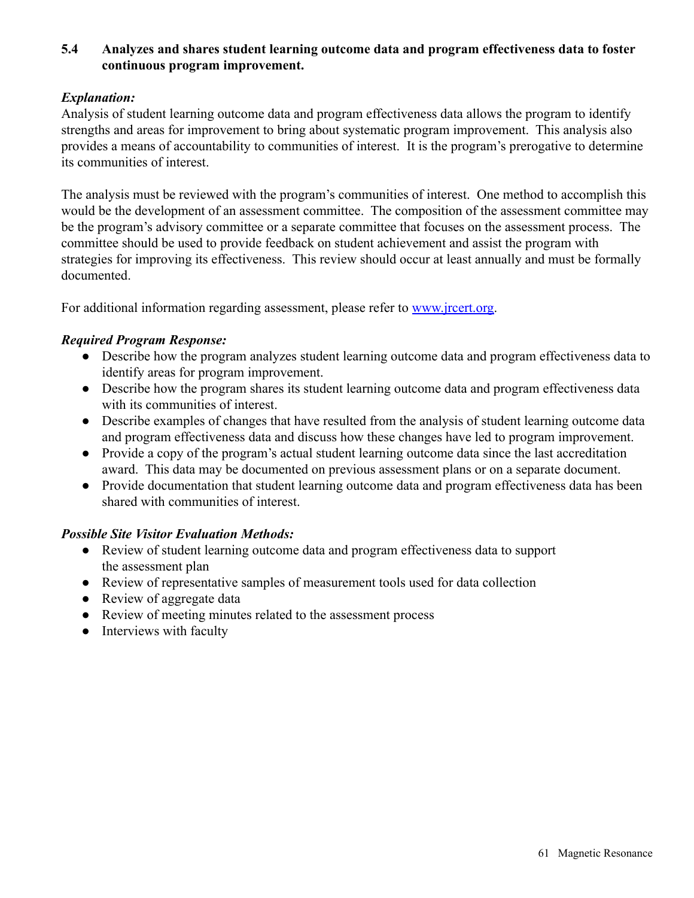**5.4 Analyzes and shares student learning outcome data and program effectiveness data to foster continuous program improvement.**

***Explanation:***

Analysis of student learning outcome data and program effectiveness data allows the program to identify strengths and areas for improvement to bring about systematic program improvement. This analysis also provides a means of accountability to communities of interest. It is the program's prerogative to determine its communities of interest.

The analysis must be reviewed with the program's communities of interest. One method to accomplish this would be the development of an assessment committee. The composition of the assessment committee may be the program's advisory committee or a separate committee that focuses on the assessment process. The committee should be used to provide feedback on student achievement and assist the program with strategies for improving its effectiveness. This review should occur at least annually and must be formally documented.

For additional information regarding assessment, please refer to [www.jrcert.org](http://www.jrcert.org).

***Required Program Response:***

- Describe how the program analyzes student learning outcome data and program effectiveness data to identify areas for program improvement.
- Describe how the program shares its student learning outcome data and program effectiveness data with its communities of interest.
- Describe examples of changes that have resulted from the analysis of student learning outcome data and program effectiveness data and discuss how these changes have led to program improvement.
- Provide a copy of the program's actual student learning outcome data since the last accreditation award. This data may be documented on previous assessment plans or on a separate document.
- Provide documentation that student learning outcome data and program effectiveness data has been shared with communities of interest.

***Possible Site Visitor Evaluation Methods:***

- Review of student learning outcome data and program effectiveness data to support the assessment plan
- Review of representative samples of measurement tools used for data collection
- Review of aggregate data
- Review of meeting minutes related to the assessment process
- Interviews with faculty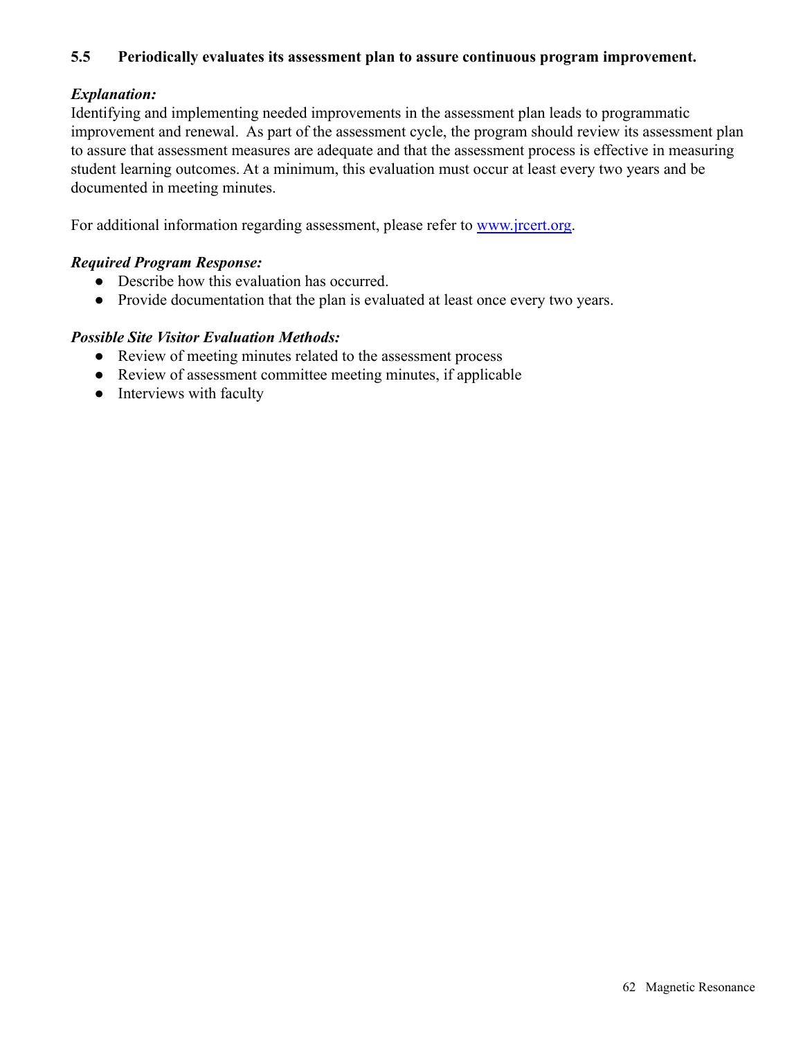**5.5 Periodically evaluates its assessment plan to assure continuous program improvement.**

***Explanation:***

Identifying and implementing needed improvements in the assessment plan leads to programmatic improvement and renewal. As part of the assessment cycle, the program should review its assessment plan to assure that assessment measures are adequate and that the assessment process is effective in measuring student learning outcomes. At a minimum, this evaluation must occur at least every two years and be documented in meeting minutes.

For additional information regarding assessment, please refer to [www.jrcert.org](http://www.jrcert.org).

***Required Program Response:***

- Describe how this evaluation has occurred.
- Provide documentation that the plan is evaluated at least once every two years.

***Possible Site Visitor Evaluation Methods:***

- Review of meeting minutes related to the assessment process
- Review of assessment committee meeting minutes, if applicable
- Interviews with faculty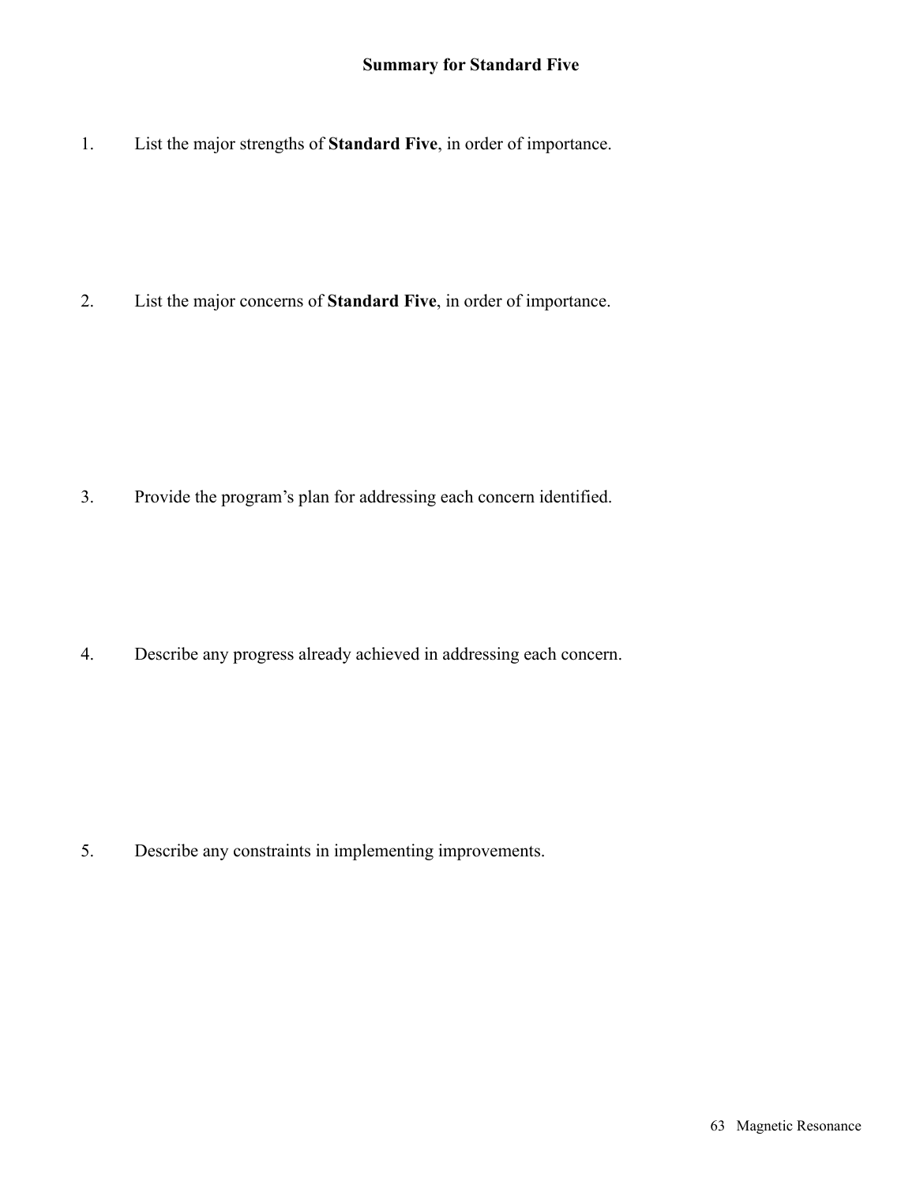## Summary for Standard Five

1. List the major strengths of **Standard Five**, in order of importance.

2. List the major concerns of **Standard Five**, in order of importance.

3. Provide the program's plan for addressing each concern identified.

4. Describe any progress already achieved in addressing each concern.

5. Describe any constraints in implementing improvements.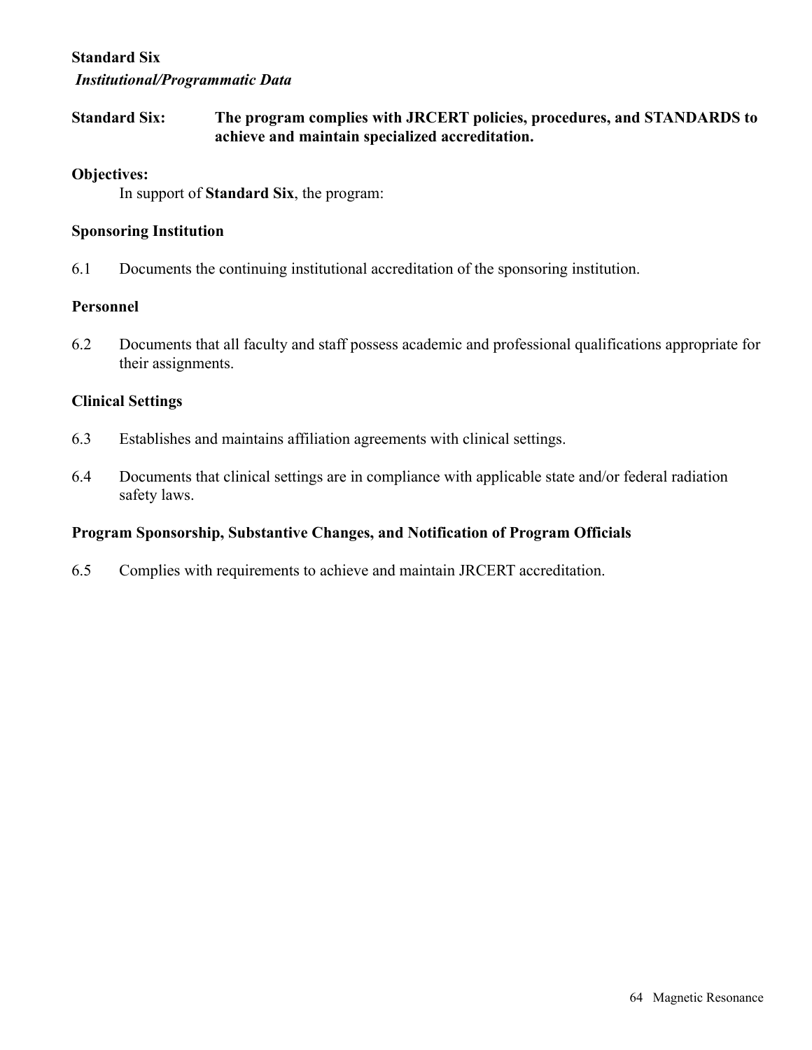## Standard Six

***Institutional/Programmatic Data***

**Standard Six:** **The program complies with JRCERT policies, procedures, and STANDARDS to achieve and maintain specialized accreditation.**

**Objectives:**

In support of **Standard Six**, the program:

**Sponsoring Institution**

6.1 Documents the continuing institutional accreditation of the sponsoring institution.

**Personnel**

6.2 Documents that all faculty and staff possess academic and professional qualifications appropriate for their assignments.

**Clinical Settings**

6.3 Establishes and maintains affiliation agreements with clinical settings.

6.4 Documents that clinical settings are in compliance with applicable state and/or federal radiation safety laws.

**Program Sponsorship, Substantive Changes, and Notification of Program Officials**

6.5 Complies with requirements to achieve and maintain JRCERT accreditation.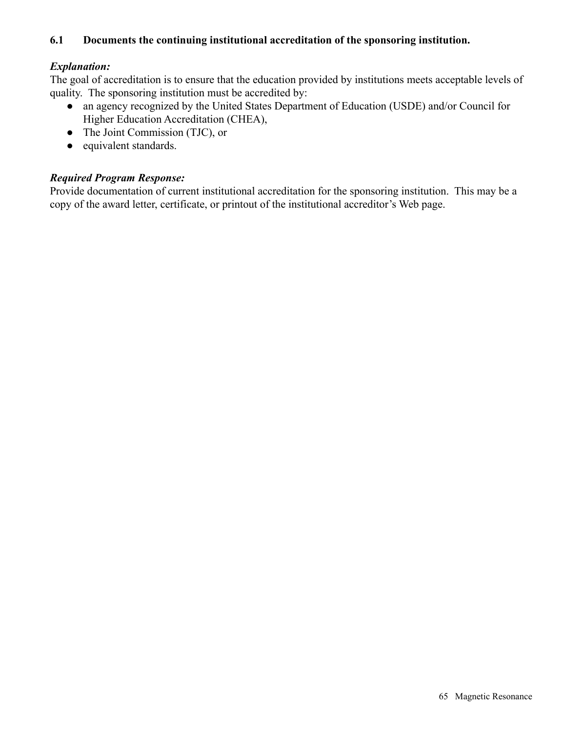### 6.1 Documents the continuing institutional accreditation of the sponsoring institution.

***Explanation:***
The goal of accreditation is to ensure that the education provided by institutions meets acceptable levels of quality. The sponsoring institution must be accredited by:

- an agency recognized by the United States Department of Education (USDE) and/or Council for Higher Education Accreditation (CHEA),
- The Joint Commission (TJC), or
- equivalent standards.

***Required Program Response:***
Provide documentation of current institutional accreditation for the sponsoring institution. This may be a copy of the award letter, certificate, or printout of the institutional accreditor's Web page.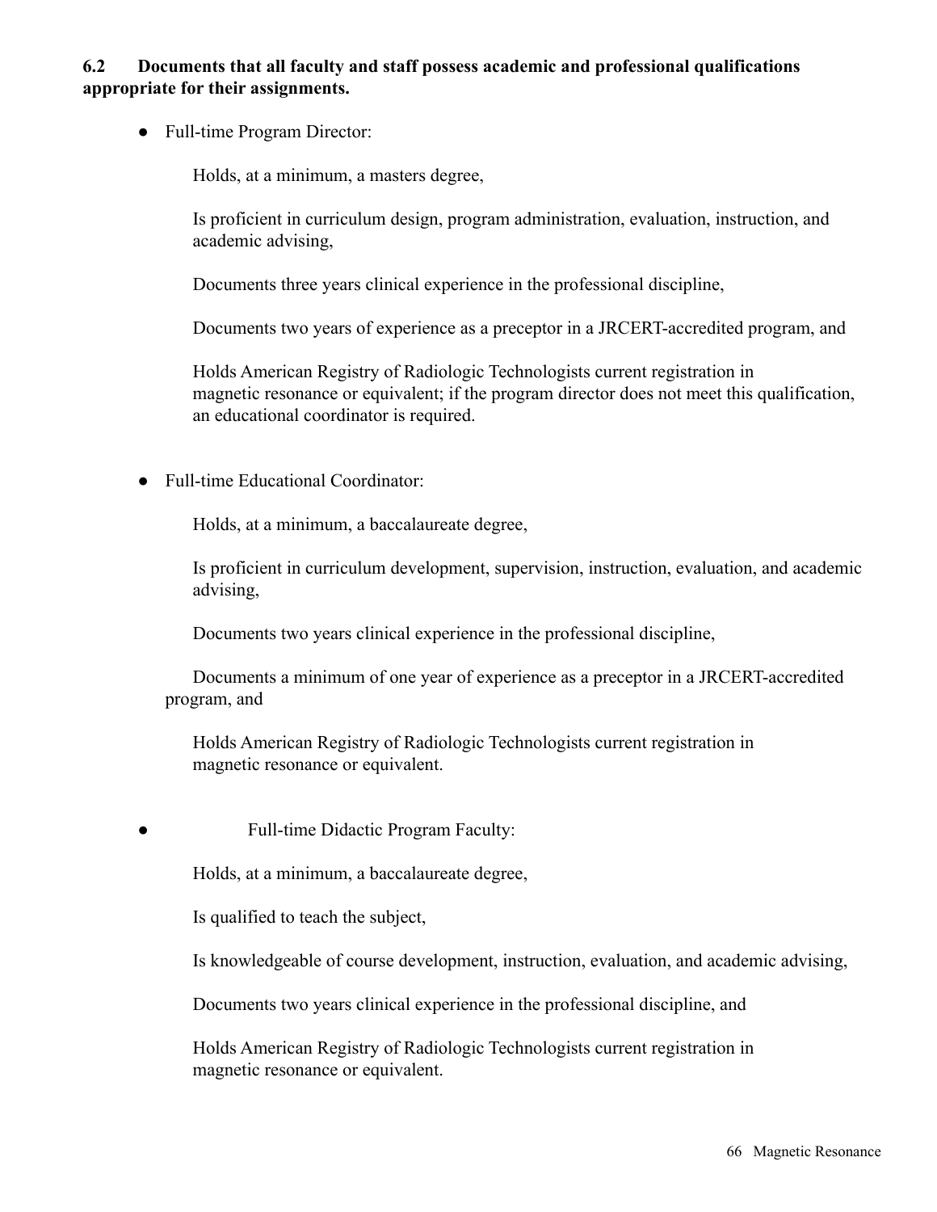**6.2 Documents that all faculty and staff possess academic and professional qualifications appropriate for their assignments.**

- Full-time Program Director:

  Holds, at a minimum, a masters degree,

  Is proficient in curriculum design, program administration, evaluation, instruction, and academic advising,

  Documents three years clinical experience in the professional discipline,

  Documents two years of experience as a preceptor in a JRCERT-accredited program, and

  Holds American Registry of Radiologic Technologists current registration in magnetic resonance or equivalent; if the program director does not meet this qualification, an educational coordinator is required.

- Full-time Educational Coordinator:

  Holds, at a minimum, a baccalaureate degree,

  Is proficient in curriculum development, supervision, instruction, evaluation, and academic advising,

  Documents two years clinical experience in the professional discipline,

  Documents a minimum of one year of experience as a preceptor in a JRCERT-accredited program, and

  Holds American Registry of Radiologic Technologists current registration in magnetic resonance or equivalent.

- Full-time Didactic Program Faculty:

  Holds, at a minimum, a baccalaureate degree,

  Is qualified to teach the subject,

  Is knowledgeable of course development, instruction, evaluation, and academic advising,

  Documents two years clinical experience in the professional discipline, and

  Holds American Registry of Radiologic Technologists current registration in magnetic resonance or equivalent.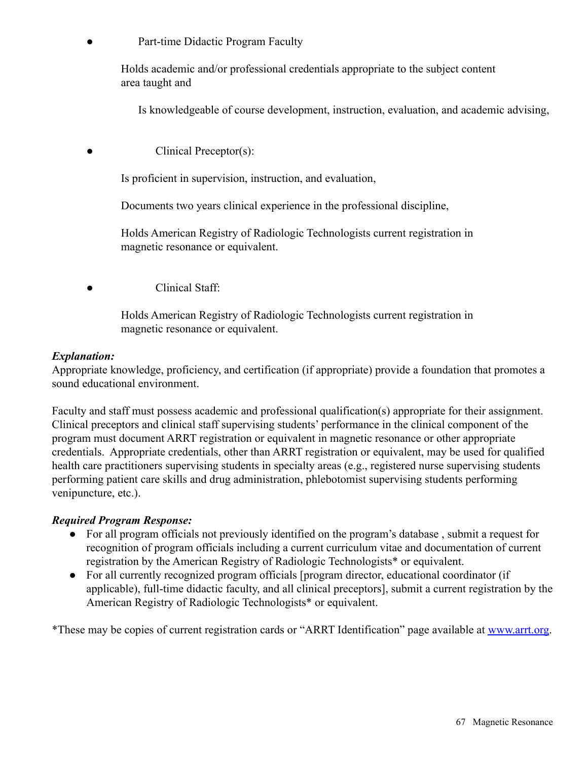- Part-time Didactic Program Faculty

  Holds academic and/or professional credentials appropriate to the subject content area taught and

  Is knowledgeable of course development, instruction, evaluation, and academic advising,

- Clinical Preceptor(s):

  Is proficient in supervision, instruction, and evaluation,

  Documents two years clinical experience in the professional discipline,

  Holds American Registry of Radiologic Technologists current registration in magnetic resonance or equivalent.

- Clinical Staff:

  Holds American Registry of Radiologic Technologists current registration in magnetic resonance or equivalent.

***Explanation:***

Appropriate knowledge, proficiency, and certification (if appropriate) provide a foundation that promotes a sound educational environment.

Faculty and staff must possess academic and professional qualification(s) appropriate for their assignment. Clinical preceptors and clinical staff supervising students' performance in the clinical component of the program must document ARRT registration or equivalent in magnetic resonance or other appropriate credentials. Appropriate credentials, other than ARRT registration or equivalent, may be used for qualified health care practitioners supervising students in specialty areas (e.g., registered nurse supervising students performing patient care skills and drug administration, phlebotomist supervising students performing venipuncture, etc.).

***Required Program Response:***

- For all program officials not previously identified on the program's database , submit a request for recognition of program officials including a current curriculum vitae and documentation of current registration by the American Registry of Radiologic Technologists* or equivalent.
- For all currently recognized program officials [program director, educational coordinator (if applicable), full-time didactic faculty, and all clinical preceptors], submit a current registration by the American Registry of Radiologic Technologists* or equivalent.

*These may be copies of current registration cards or "ARRT Identification" page available at [www.arrt.org](http://www.arrt.org).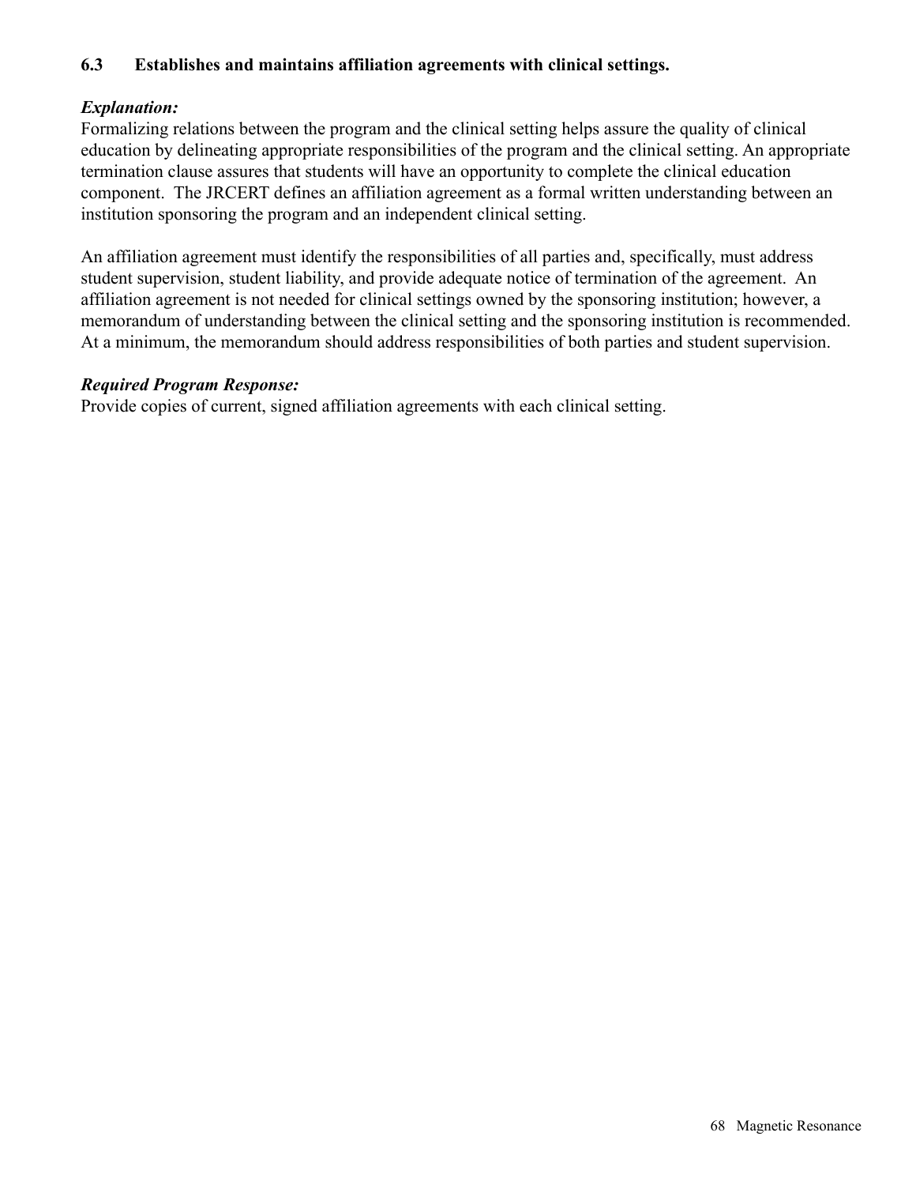### 6.3 Establishes and maintains affiliation agreements with clinical settings.

***Explanation:***

Formalizing relations between the program and the clinical setting helps assure the quality of clinical education by delineating appropriate responsibilities of the program and the clinical setting. An appropriate termination clause assures that students will have an opportunity to complete the clinical education component. The JRCERT defines an affiliation agreement as a formal written understanding between an institution sponsoring the program and an independent clinical setting.

An affiliation agreement must identify the responsibilities of all parties and, specifically, must address student supervision, student liability, and provide adequate notice of termination of the agreement. An affiliation agreement is not needed for clinical settings owned by the sponsoring institution; however, a memorandum of understanding between the clinical setting and the sponsoring institution is recommended. At a minimum, the memorandum should address responsibilities of both parties and student supervision.

***Required Program Response:***

Provide copies of current, signed affiliation agreements with each clinical setting.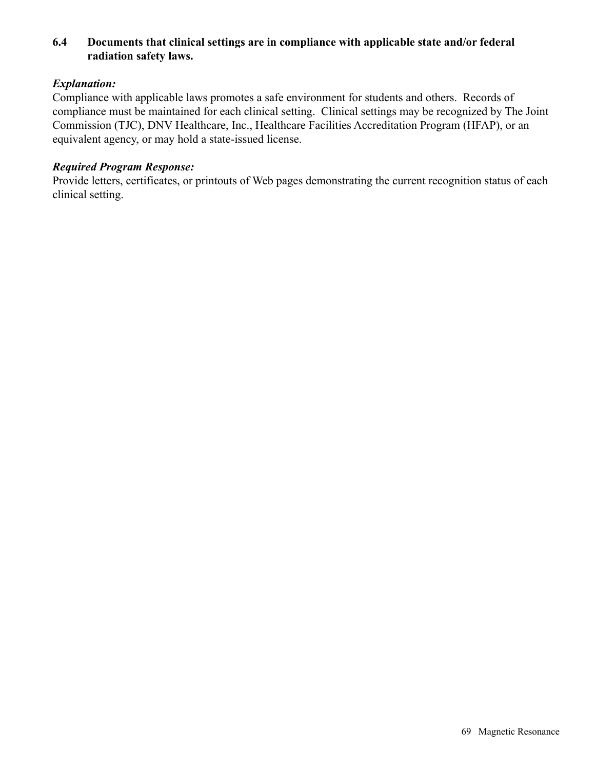**6.4 Documents that clinical settings are in compliance with applicable state and/or federal radiation safety laws.**

***Explanation:***

Compliance with applicable laws promotes a safe environment for students and others. Records of compliance must be maintained for each clinical setting. Clinical settings may be recognized by The Joint Commission (TJC), DNV Healthcare, Inc., Healthcare Facilities Accreditation Program (HFAP), or an equivalent agency, or may hold a state-issued license.

***Required Program Response:***

Provide letters, certificates, or printouts of Web pages demonstrating the current recognition status of each clinical setting.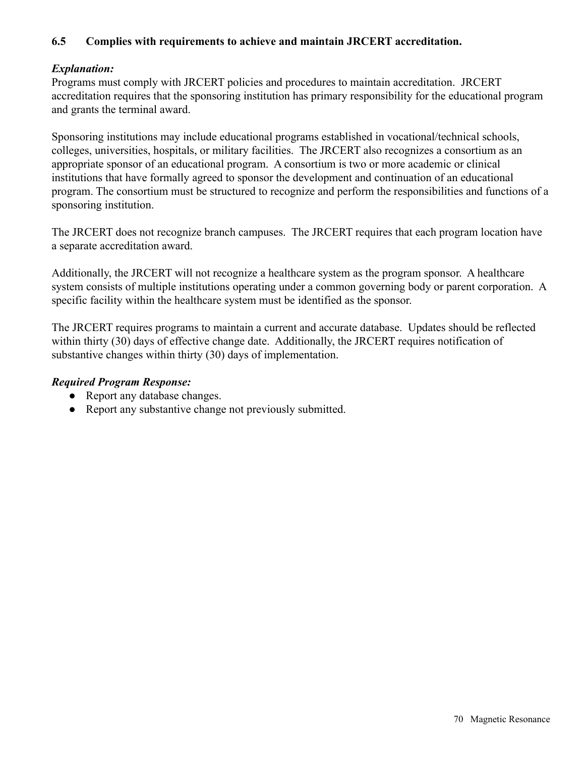### 6.5 Complies with requirements to achieve and maintain JRCERT accreditation.

***Explanation:***

Programs must comply with JRCERT policies and procedures to maintain accreditation. JRCERT accreditation requires that the sponsoring institution has primary responsibility for the educational program and grants the terminal award.

Sponsoring institutions may include educational programs established in vocational/technical schools, colleges, universities, hospitals, or military facilities. The JRCERT also recognizes a consortium as an appropriate sponsor of an educational program. A consortium is two or more academic or clinical institutions that have formally agreed to sponsor the development and continuation of an educational program. The consortium must be structured to recognize and perform the responsibilities and functions of a sponsoring institution.

The JRCERT does not recognize branch campuses. The JRCERT requires that each program location have a separate accreditation award.

Additionally, the JRCERT will not recognize a healthcare system as the program sponsor. A healthcare system consists of multiple institutions operating under a common governing body or parent corporation. A specific facility within the healthcare system must be identified as the sponsor.

The JRCERT requires programs to maintain a current and accurate database. Updates should be reflected within thirty (30) days of effective change date. Additionally, the JRCERT requires notification of substantive changes within thirty (30) days of implementation.

***Required Program Response:***

- Report any database changes.
- Report any substantive change not previously submitted.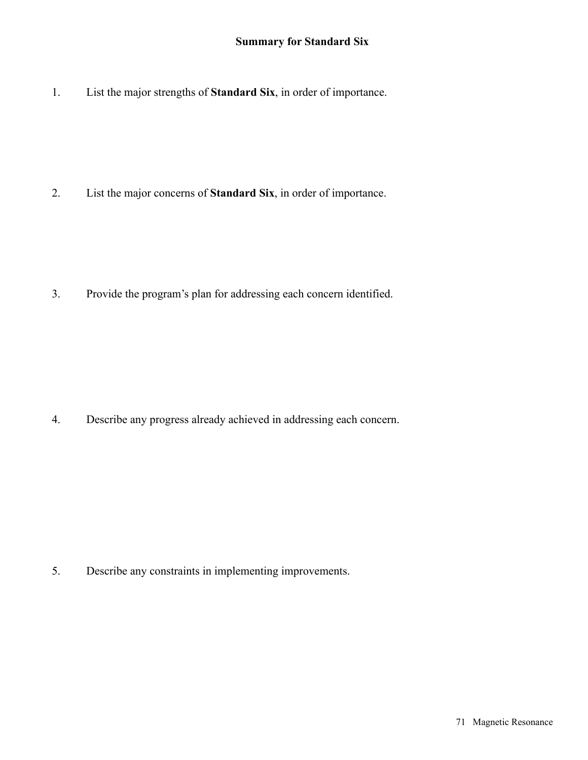## Summary for Standard Six

1. List the major strengths of **Standard Six**, in order of importance.

2. List the major concerns of **Standard Six**, in order of importance.

3. Provide the program's plan for addressing each concern identified.

4. Describe any progress already achieved in addressing each concern.

5. Describe any constraints in implementing improvements.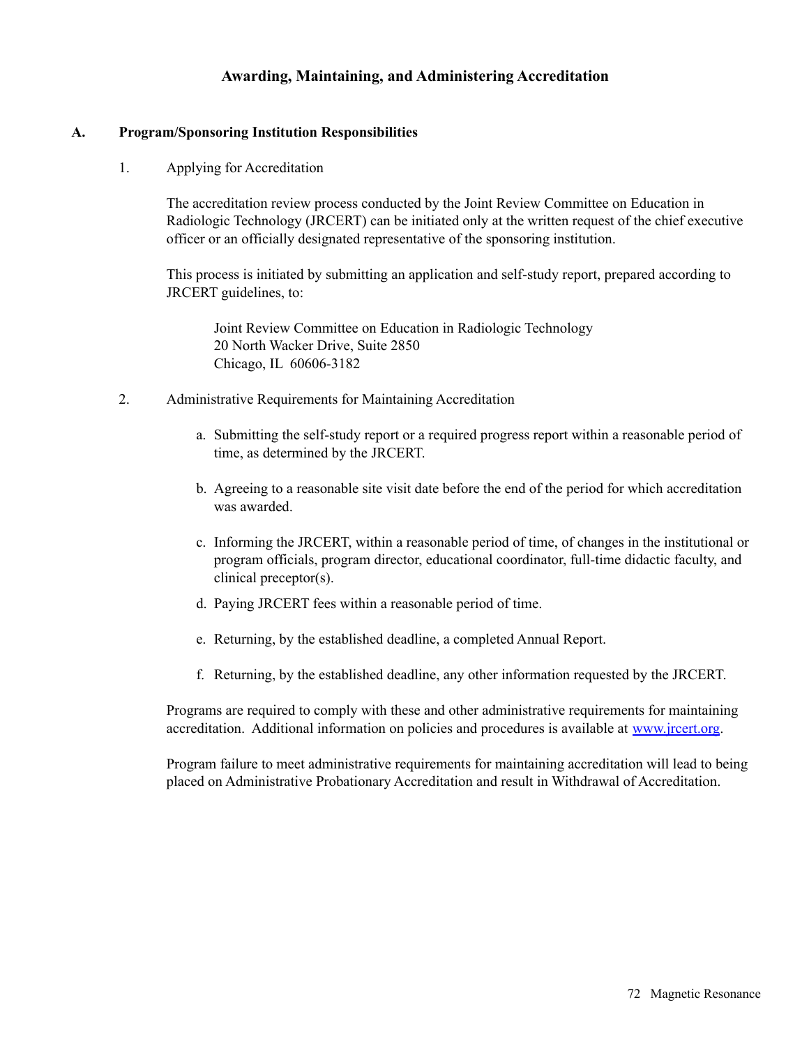## Awarding, Maintaining, and Administering Accreditation

### A. Program/Sponsoring Institution Responsibilities

1. Applying for Accreditation

   The accreditation review process conducted by the Joint Review Committee on Education in Radiologic Technology (JRCERT) can be initiated only at the written request of the chief executive officer or an officially designated representative of the sponsoring institution.

   This process is initiated by submitting an application and self-study report, prepared according to JRCERT guidelines, to:

   Joint Review Committee on Education in Radiologic Technology
   20 North Wacker Drive, Suite 2850
   Chicago, IL 60606-3182

2. Administrative Requirements for Maintaining Accreditation

   a. Submitting the self-study report or a required progress report within a reasonable period of time, as determined by the JRCERT.

   b. Agreeing to a reasonable site visit date before the end of the period for which accreditation was awarded.

   c. Informing the JRCERT, within a reasonable period of time, of changes in the institutional or program officials, program director, educational coordinator, full-time didactic faculty, and clinical preceptor(s).

   d. Paying JRCERT fees within a reasonable period of time.

   e. Returning, by the established deadline, a completed Annual Report.

   f. Returning, by the established deadline, any other information requested by the JRCERT.

   Programs are required to comply with these and other administrative requirements for maintaining accreditation. Additional information on policies and procedures is available at www.jrcert.org.

   Program failure to meet administrative requirements for maintaining accreditation will lead to being placed on Administrative Probationary Accreditation and result in Withdrawal of Accreditation.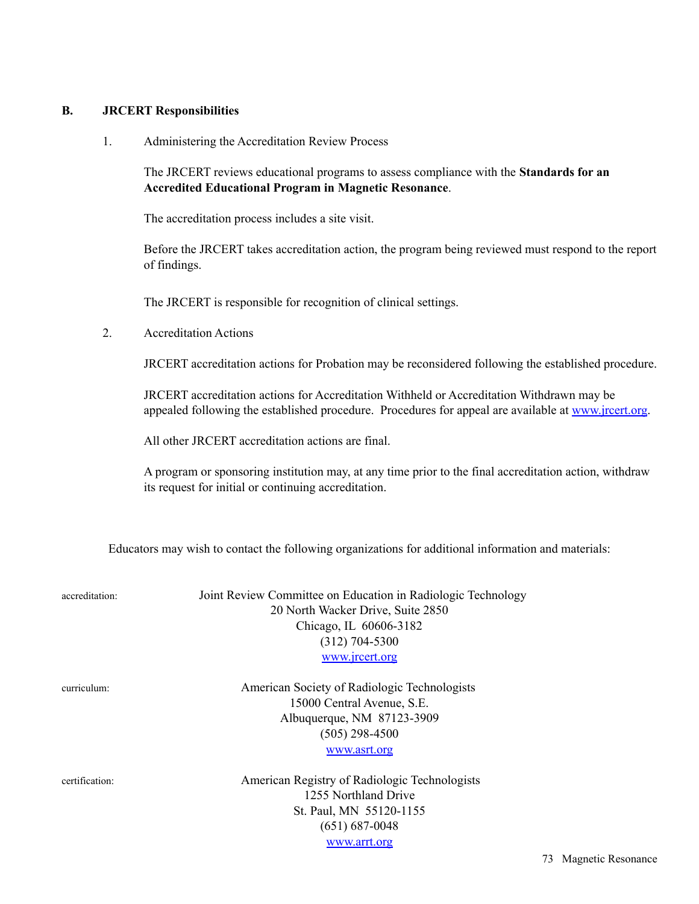## B. JRCERT Responsibilities

1. Administering the Accreditation Review Process

   The JRCERT reviews educational programs to assess compliance with the **Standards for an Accredited Educational Program in Magnetic Resonance**.

   The accreditation process includes a site visit.

   Before the JRCERT takes accreditation action, the program being reviewed must respond to the report of findings.

   The JRCERT is responsible for recognition of clinical settings.

2. Accreditation Actions

   JRCERT accreditation actions for Probation may be reconsidered following the established procedure.

   JRCERT accreditation actions for Accreditation Withheld or Accreditation Withdrawn may be appealed following the established procedure. Procedures for appeal are available at www.jrcert.org.

   All other JRCERT accreditation actions are final.

   A program or sponsoring institution may, at any time prior to the final accreditation action, withdraw its request for initial or continuing accreditation.

Educators may wish to contact the following organizations for additional information and materials:

accreditation:

Joint Review Committee on Education in Radiologic Technology
20 North Wacker Drive, Suite 2850
Chicago, IL 60606-3182
(312) 704-5300
www.jrcert.org

curriculum:

American Society of Radiologic Technologists
15000 Central Avenue, S.E.
Albuquerque, NM 87123-3909
(505) 298-4500
www.asrt.org

certification:

American Registry of Radiologic Technologists
1255 Northland Drive
St. Paul, MN 55120-1155
(651) 687-0048
www.arrt.org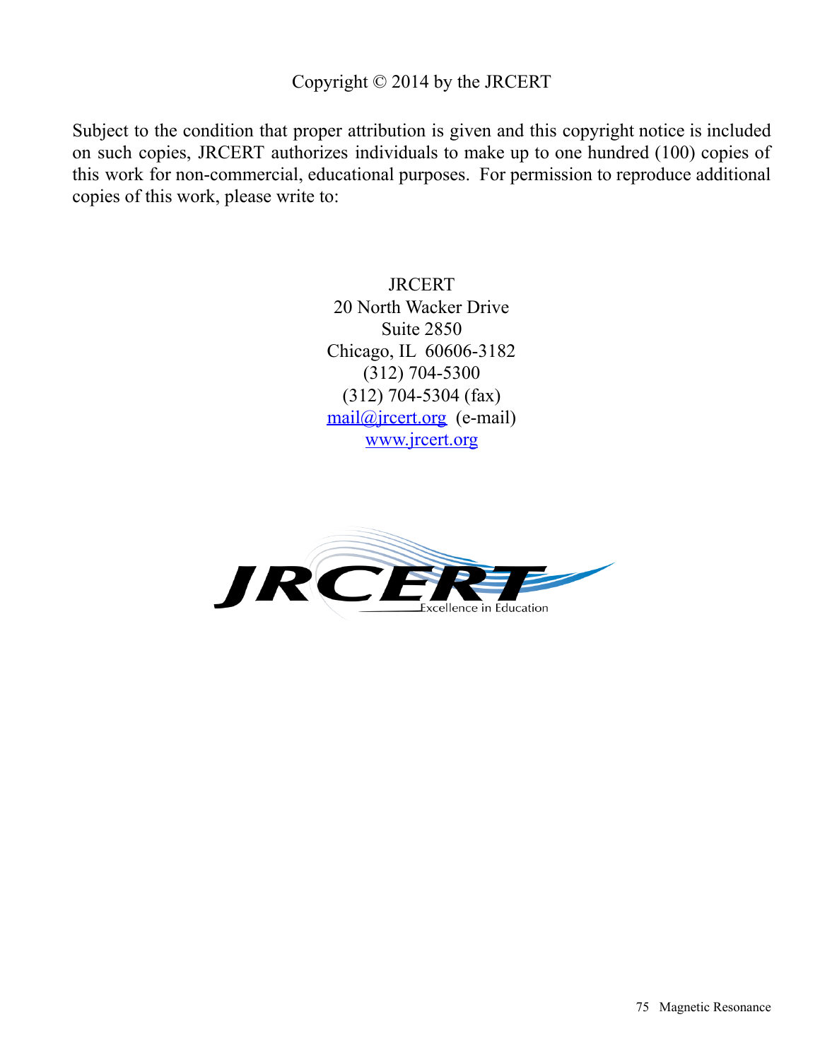Copyright © 2014 by the JRCERT

Subject to the condition that proper attribution is given and this copyright notice is included on such copies, JRCERT authorizes individuals to make up to one hundred (100) copies of this work for non-commercial, educational purposes. For permission to reproduce additional copies of this work, please write to:

JRCERT  
20 North Wacker Drive  
Suite 2850  
Chicago, IL 60606-3182  
(312) 704-5300  
(312) 704-5304 (fax)  
mail@jrcert.org (e-mail)  
www.jrcert.org

JRCERT Excellence in Education